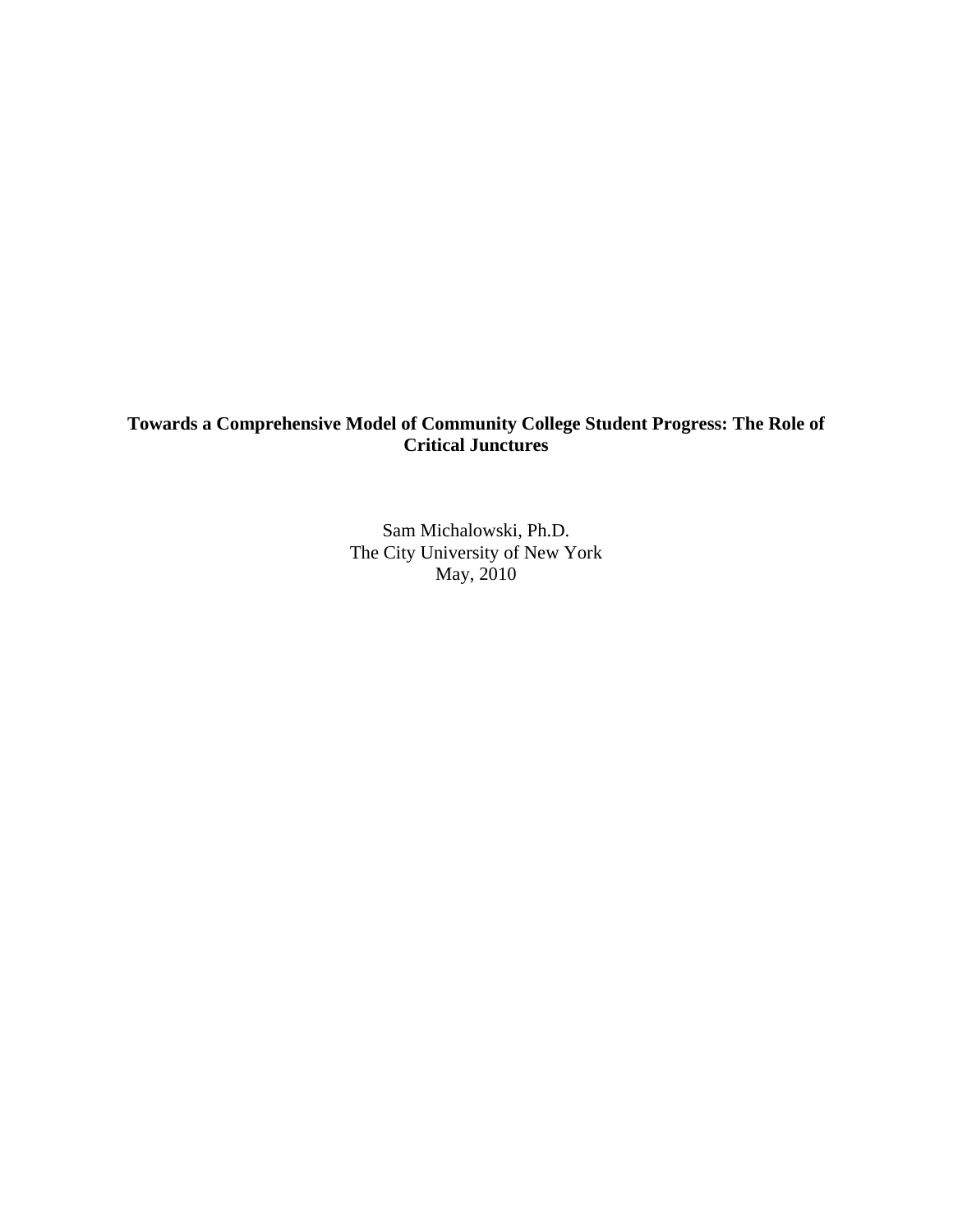# Towards a Comprehensive Model of Community College Student Progress: The Role of Critical Junctures

Sam Michalowski, Ph.D.
The City University of New York
May, 2010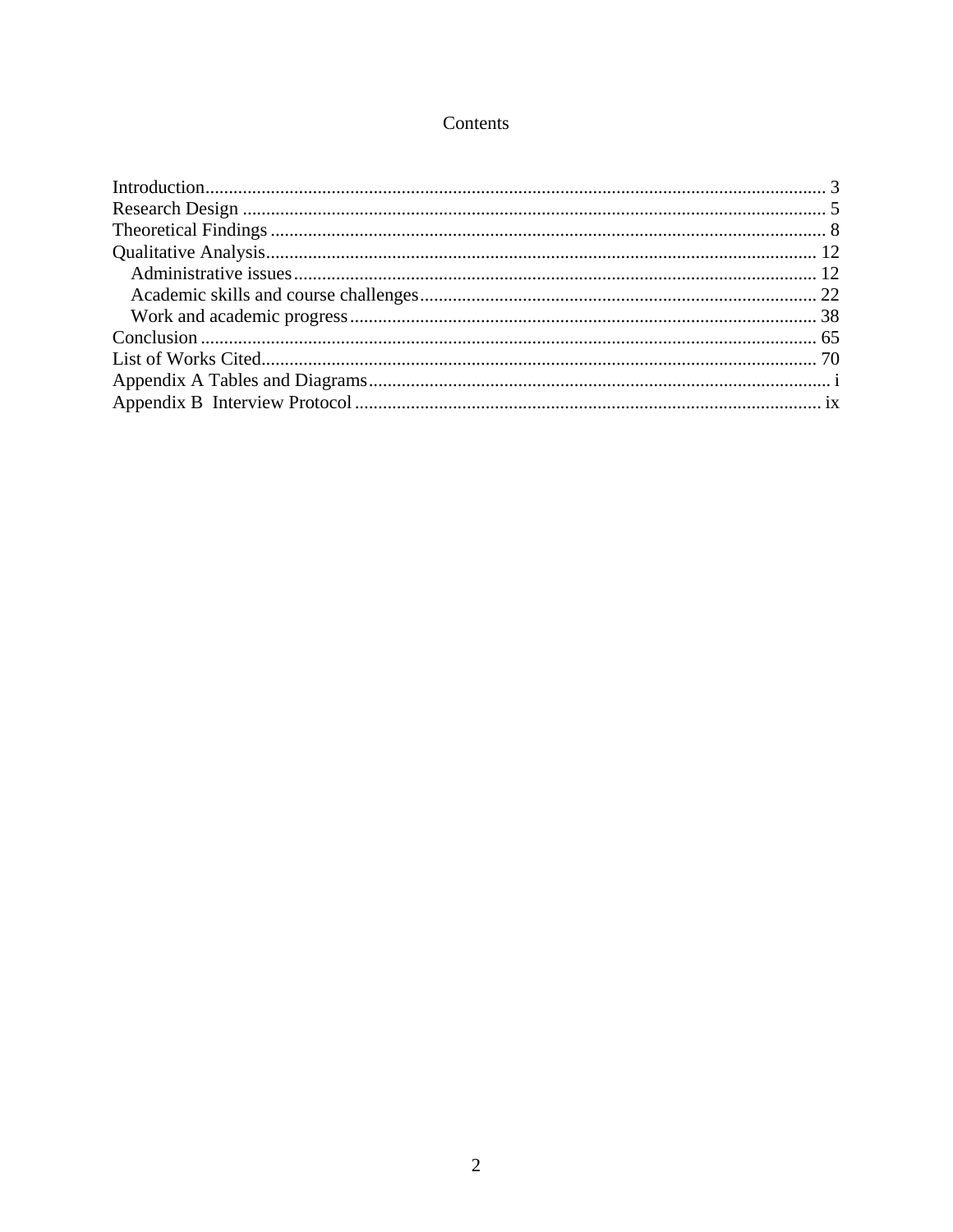# Contents

Introduction .................................................................................................................................... 3
Research Design ........................................................................................................................... 5
Theoretical Findings ..................................................................................................................... 8
Qualitative Analysis ..................................................................................................................... 12
    Administrative issues ............................................................................................................... 12
    Academic skills and course challenges .................................................................................... 22
    Work and academic progress ................................................................................................... 38
Conclusion ................................................................................................................................... 65
List of Works Cited ...................................................................................................................... 70
Appendix A Tables and Diagrams ................................................................................................. i
Appendix B Interview Protocol .................................................................................................... ix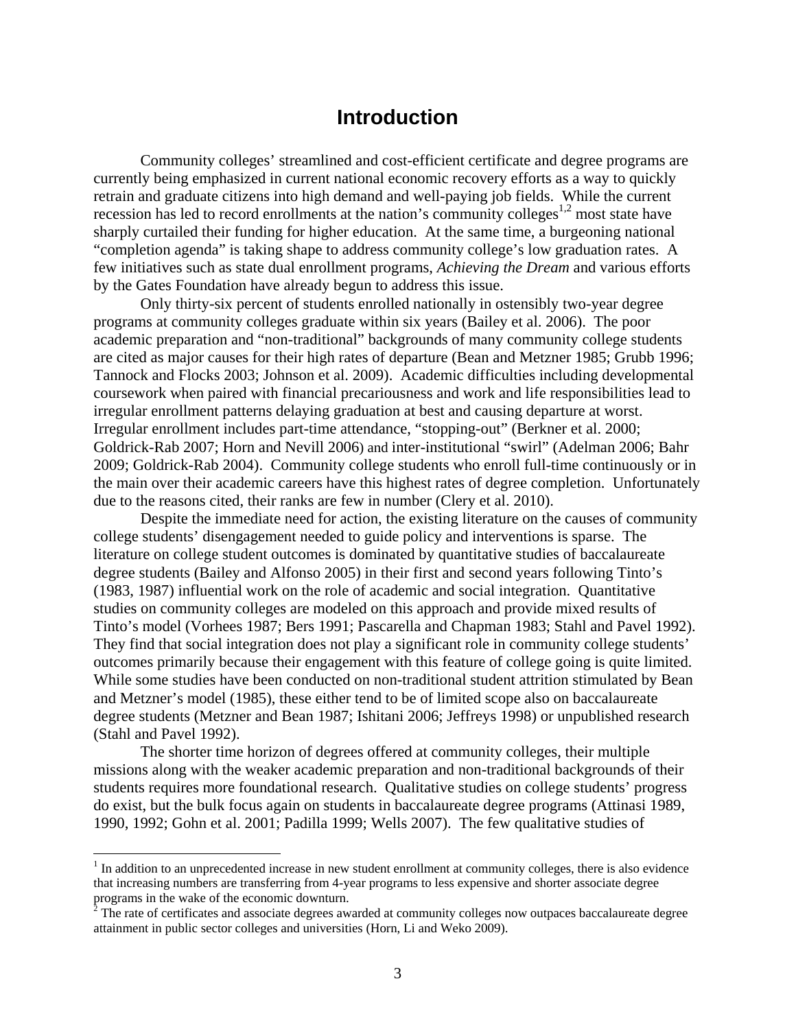# Introduction

Community colleges' streamlined and cost-efficient certificate and degree programs are currently being emphasized in current national economic recovery efforts as a way to quickly retrain and graduate citizens into high demand and well-paying job fields. While the current recession has led to record enrollments at the nation's community colleges[1,2] most state have sharply curtailed their funding for higher education. At the same time, a burgeoning national "completion agenda" is taking shape to address community college's low graduation rates. A few initiatives such as state dual enrollment programs, *Achieving the Dream* and various efforts by the Gates Foundation have already begun to address this issue.

Only thirty-six percent of students enrolled nationally in ostensibly two-year degree programs at community colleges graduate within six years (Bailey et al. 2006). The poor academic preparation and "non-traditional" backgrounds of many community college students are cited as major causes for their high rates of departure (Bean and Metzner 1985; Grubb 1996; Tannock and Flocks 2003; Johnson et al. 2009). Academic difficulties including developmental coursework when paired with financial precariousness and work and life responsibilities lead to irregular enrollment patterns delaying graduation at best and causing departure at worst. Irregular enrollment includes part-time attendance, "stopping-out" (Berkner et al. 2000; Goldrick-Rab 2007; Horn and Nevill 2006) and inter-institutional "swirl" (Adelman 2006; Bahr 2009; Goldrick-Rab 2004). Community college students who enroll full-time continuously or in the main over their academic careers have this highest rates of degree completion. Unfortunately due to the reasons cited, their ranks are few in number (Clery et al. 2010).

Despite the immediate need for action, the existing literature on the causes of community college students' disengagement needed to guide policy and interventions is sparse. The literature on college student outcomes is dominated by quantitative studies of baccalaureate degree students (Bailey and Alfonso 2005) in their first and second years following Tinto's (1983, 1987) influential work on the role of academic and social integration. Quantitative studies on community colleges are modeled on this approach and provide mixed results of Tinto's model (Vorhees 1987; Bers 1991; Pascarella and Chapman 1983; Stahl and Pavel 1992). They find that social integration does not play a significant role in community college students' outcomes primarily because their engagement with this feature of college going is quite limited. While some studies have been conducted on non-traditional student attrition stimulated by Bean and Metzner's model (1985), these either tend to be of limited scope also on baccalaureate degree students (Metzner and Bean 1987; Ishitani 2006; Jeffreys 1998) or unpublished research (Stahl and Pavel 1992).

The shorter time horizon of degrees offered at community colleges, their multiple missions along with the weaker academic preparation and non-traditional backgrounds of their students requires more foundational research. Qualitative studies on college students' progress do exist, but the bulk focus again on students in baccalaureate degree programs (Attinasi 1989, 1990, 1992; Gohn et al. 2001; Padilla 1999; Wells 2007). The few qualitative studies of

[1] In addition to an unprecedented increase in new student enrollment at community colleges, there is also evidence that increasing numbers are transferring from 4-year programs to less expensive and shorter associate degree programs in the wake of the economic downturn.

[2] The rate of certificates and associate degrees awarded at community colleges now outpaces baccalaureate degree attainment in public sector colleges and universities (Horn, Li and Weko 2009).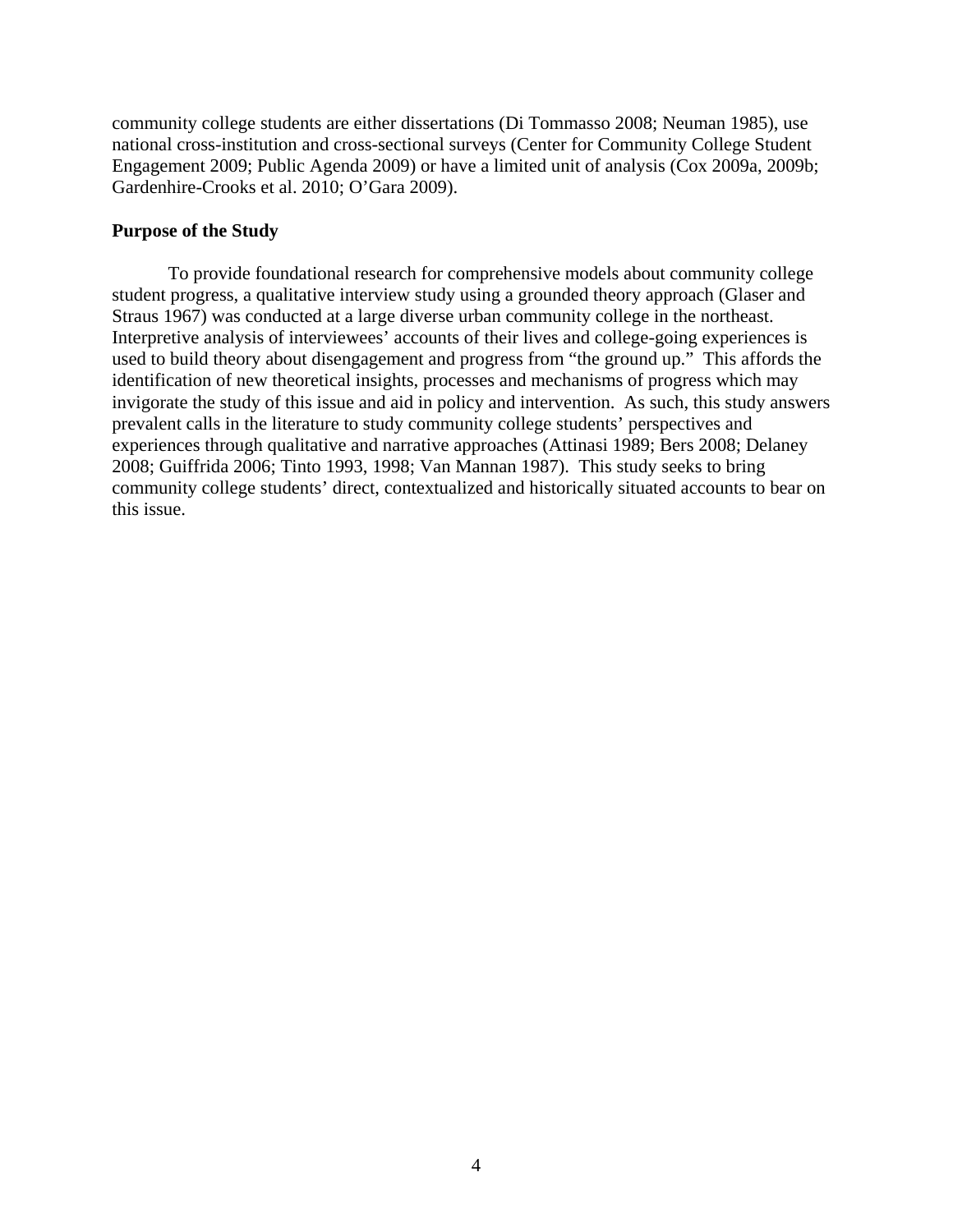community college students are either dissertations (Di Tommasso 2008; Neuman 1985), use national cross-institution and cross-sectional surveys (Center for Community College Student Engagement 2009; Public Agenda 2009) or have a limited unit of analysis (Cox 2009a, 2009b; Gardenhire-Crooks et al. 2010; O'Gara 2009).

**Purpose of the Study**

To provide foundational research for comprehensive models about community college student progress, a qualitative interview study using a grounded theory approach (Glaser and Straus 1967) was conducted at a large diverse urban community college in the northeast. Interpretive analysis of interviewees' accounts of their lives and college-going experiences is used to build theory about disengagement and progress from "the ground up." This affords the identification of new theoretical insights, processes and mechanisms of progress which may invigorate the study of this issue and aid in policy and intervention. As such, this study answers prevalent calls in the literature to study community college students' perspectives and experiences through qualitative and narrative approaches (Attinasi 1989; Bers 2008; Delaney 2008; Guiffrida 2006; Tinto 1993, 1998; Van Mannan 1987). This study seeks to bring community college students' direct, contextualized and historically situated accounts to bear on this issue.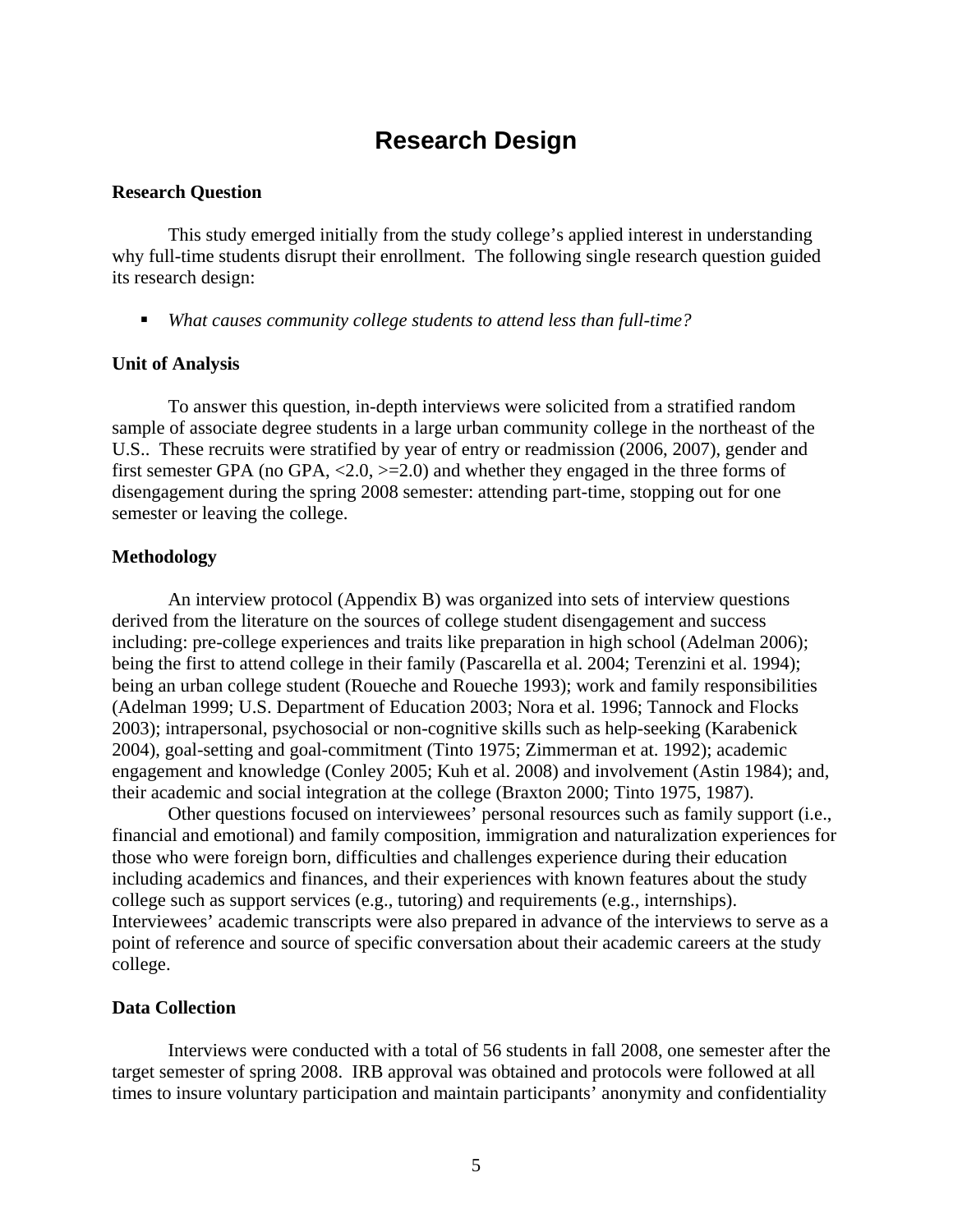# Research Design

**Research Question**

This study emerged initially from the study college's applied interest in understanding why full-time students disrupt their enrollment. The following single research question guided its research design:

- *What causes community college students to attend less than full-time?*

**Unit of Analysis**

To answer this question, in-depth interviews were solicited from a stratified random sample of associate degree students in a large urban community college in the northeast of the U.S.. These recruits were stratified by year of entry or readmission (2006, 2007), gender and first semester GPA (no GPA, <2.0, >=2.0) and whether they engaged in the three forms of disengagement during the spring 2008 semester: attending part-time, stopping out for one semester or leaving the college.

**Methodology**

An interview protocol (Appendix B) was organized into sets of interview questions derived from the literature on the sources of college student disengagement and success including: pre-college experiences and traits like preparation in high school (Adelman 2006); being the first to attend college in their family (Pascarella et al. 2004; Terenzini et al. 1994); being an urban college student (Roueche and Roueche 1993); work and family responsibilities (Adelman 1999; U.S. Department of Education 2003; Nora et al. 1996; Tannock and Flocks 2003); intrapersonal, psychosocial or non-cognitive skills such as help-seeking (Karabenick 2004), goal-setting and goal-commitment (Tinto 1975; Zimmerman et at. 1992); academic engagement and knowledge (Conley 2005; Kuh et al. 2008) and involvement (Astin 1984); and, their academic and social integration at the college (Braxton 2000; Tinto 1975, 1987).

Other questions focused on interviewees' personal resources such as family support (i.e., financial and emotional) and family composition, immigration and naturalization experiences for those who were foreign born, difficulties and challenges experience during their education including academics and finances, and their experiences with known features about the study college such as support services (e.g., tutoring) and requirements (e.g., internships). Interviewees' academic transcripts were also prepared in advance of the interviews to serve as a point of reference and source of specific conversation about their academic careers at the study college.

**Data Collection**

Interviews were conducted with a total of 56 students in fall 2008, one semester after the target semester of spring 2008. IRB approval was obtained and protocols were followed at all times to insure voluntary participation and maintain participants' anonymity and confidentiality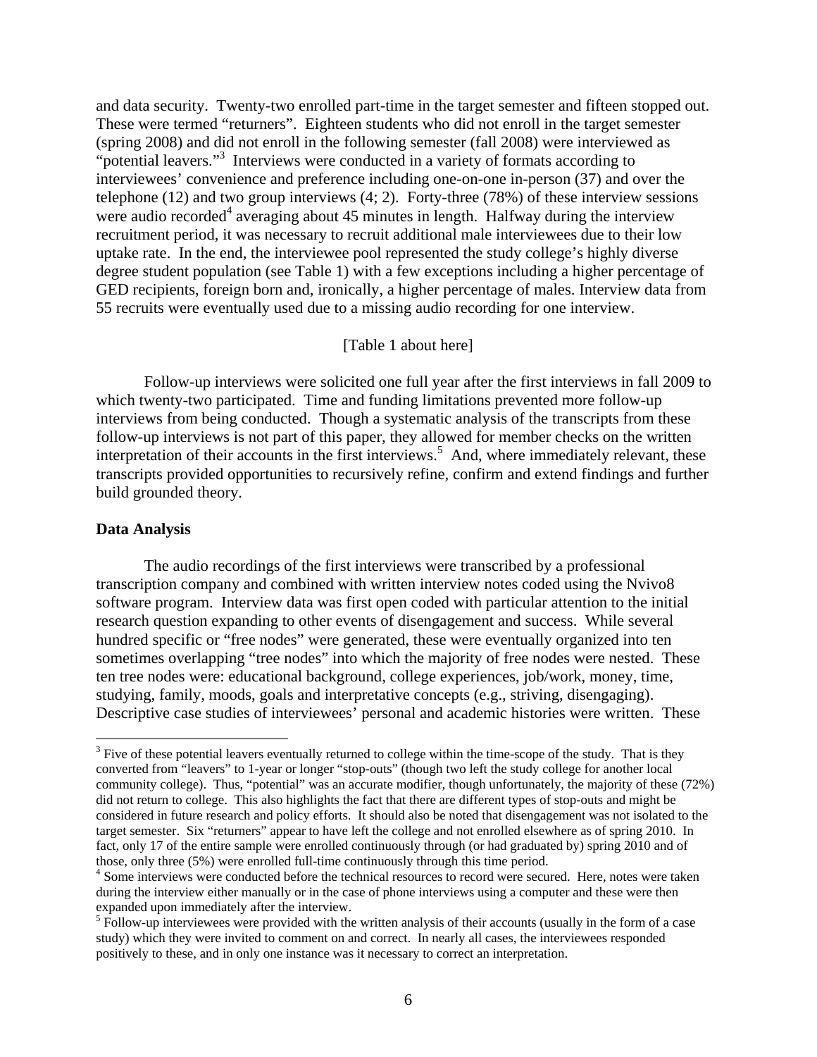and data security. Twenty-two enrolled part-time in the target semester and fifteen stopped out. These were termed "returners". Eighteen students who did not enroll in the target semester (spring 2008) and did not enroll in the following semester (fall 2008) were interviewed as "potential leavers."[3] Interviews were conducted in a variety of formats according to interviewees' convenience and preference including one-on-one in-person (37) and over the telephone (12) and two group interviews (4; 2). Forty-three (78%) of these interview sessions were audio recorded[4] averaging about 45 minutes in length. Halfway during the interview recruitment period, it was necessary to recruit additional male interviewees due to their low uptake rate. In the end, the interviewee pool represented the study college's highly diverse degree student population (see Table 1) with a few exceptions including a higher percentage of GED recipients, foreign born and, ironically, a higher percentage of males. Interview data from 55 recruits were eventually used due to a missing audio recording for one interview.

[Table 1 about here]

Follow-up interviews were solicited one full year after the first interviews in fall 2009 to which twenty-two participated. Time and funding limitations prevented more follow-up interviews from being conducted. Though a systematic analysis of the transcripts from these follow-up interviews is not part of this paper, they allowed for member checks on the written interpretation of their accounts in the first interviews.[5] And, where immediately relevant, these transcripts provided opportunities to recursively refine, confirm and extend findings and further build grounded theory.

**Data Analysis**

The audio recordings of the first interviews were transcribed by a professional transcription company and combined with written interview notes coded using the Nvivo8 software program. Interview data was first open coded with particular attention to the initial research question expanding to other events of disengagement and success. While several hundred specific or "free nodes" were generated, these were eventually organized into ten sometimes overlapping "tree nodes" into which the majority of free nodes were nested. These ten tree nodes were: educational background, college experiences, job/work, money, time, studying, family, moods, goals and interpretative concepts (e.g., striving, disengaging). Descriptive case studies of interviewees' personal and academic histories were written. These

---

[3] Five of these potential leavers eventually returned to college within the time-scope of the study. That is they converted from "leavers" to 1-year or longer "stop-outs" (though two left the study college for another local community college). Thus, "potential" was an accurate modifier, though unfortunately, the majority of these (72%) did not return to college. This also highlights the fact that there are different types of stop-outs and might be considered in future research and policy efforts. It should also be noted that disengagement was not isolated to the target semester. Six "returners" appear to have left the college and not enrolled elsewhere as of spring 2010. In fact, only 17 of the entire sample were enrolled continuously through (or had graduated by) spring 2010 and of those, only three (5%) were enrolled full-time continuously through this time period.

[4] Some interviews were conducted before the technical resources to record were secured. Here, notes were taken during the interview either manually or in the case of phone interviews using a computer and these were then expanded upon immediately after the interview.

[5] Follow-up interviewees were provided with the written analysis of their accounts (usually in the form of a case study) which they were invited to comment on and correct. In nearly all cases, the interviewees responded positively to these, and in only one instance was it necessary to correct an interpretation.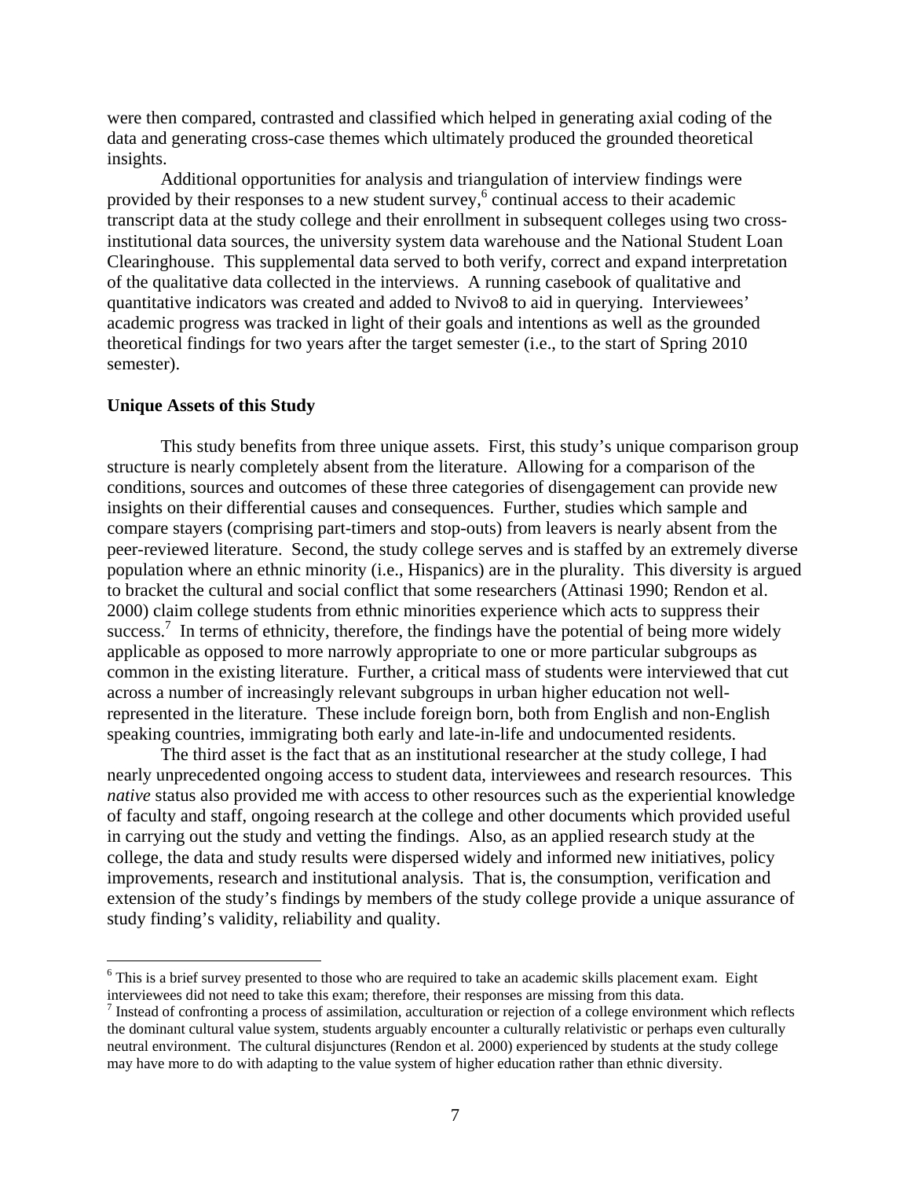were then compared, contrasted and classified which helped in generating axial coding of the data and generating cross-case themes which ultimately produced the grounded theoretical insights.

Additional opportunities for analysis and triangulation of interview findings were provided by their responses to a new student survey,[6] continual access to their academic transcript data at the study college and their enrollment in subsequent colleges using two cross-institutional data sources, the university system data warehouse and the National Student Loan Clearinghouse. This supplemental data served to both verify, correct and expand interpretation of the qualitative data collected in the interviews. A running casebook of qualitative and quantitative indicators was created and added to Nvivo8 to aid in querying. Interviewees' academic progress was tracked in light of their goals and intentions as well as the grounded theoretical findings for two years after the target semester (i.e., to the start of Spring 2010 semester).

**Unique Assets of this Study**

This study benefits from three unique assets. First, this study's unique comparison group structure is nearly completely absent from the literature. Allowing for a comparison of the conditions, sources and outcomes of these three categories of disengagement can provide new insights on their differential causes and consequences. Further, studies which sample and compare stayers (comprising part-timers and stop-outs) from leavers is nearly absent from the peer-reviewed literature. Second, the study college serves and is staffed by an extremely diverse population where an ethnic minority (i.e., Hispanics) are in the plurality. This diversity is argued to bracket the cultural and social conflict that some researchers (Attinasi 1990; Rendon et al. 2000) claim college students from ethnic minorities experience which acts to suppress their success.[7] In terms of ethnicity, therefore, the findings have the potential of being more widely applicable as opposed to more narrowly appropriate to one or more particular subgroups as common in the existing literature. Further, a critical mass of students were interviewed that cut across a number of increasingly relevant subgroups in urban higher education not well-represented in the literature. These include foreign born, both from English and non-English speaking countries, immigrating both early and late-in-life and undocumented residents.

The third asset is the fact that as an institutional researcher at the study college, I had nearly unprecedented ongoing access to student data, interviewees and research resources. This *native* status also provided me with access to other resources such as the experiential knowledge of faculty and staff, ongoing research at the college and other documents which provided useful in carrying out the study and vetting the findings. Also, as an applied research study at the college, the data and study results were dispersed widely and informed new initiatives, policy improvements, research and institutional analysis. That is, the consumption, verification and extension of the study's findings by members of the study college provide a unique assurance of study finding's validity, reliability and quality.

---

[6] This is a brief survey presented to those who are required to take an academic skills placement exam. Eight interviewees did not need to take this exam; therefore, their responses are missing from this data.

[7] Instead of confronting a process of assimilation, acculturation or rejection of a college environment which reflects the dominant cultural value system, students arguably encounter a culturally relativistic or perhaps even culturally neutral environment. The cultural disjunctures (Rendon et al. 2000) experienced by students at the study college may have more to do with adapting to the value system of higher education rather than ethnic diversity.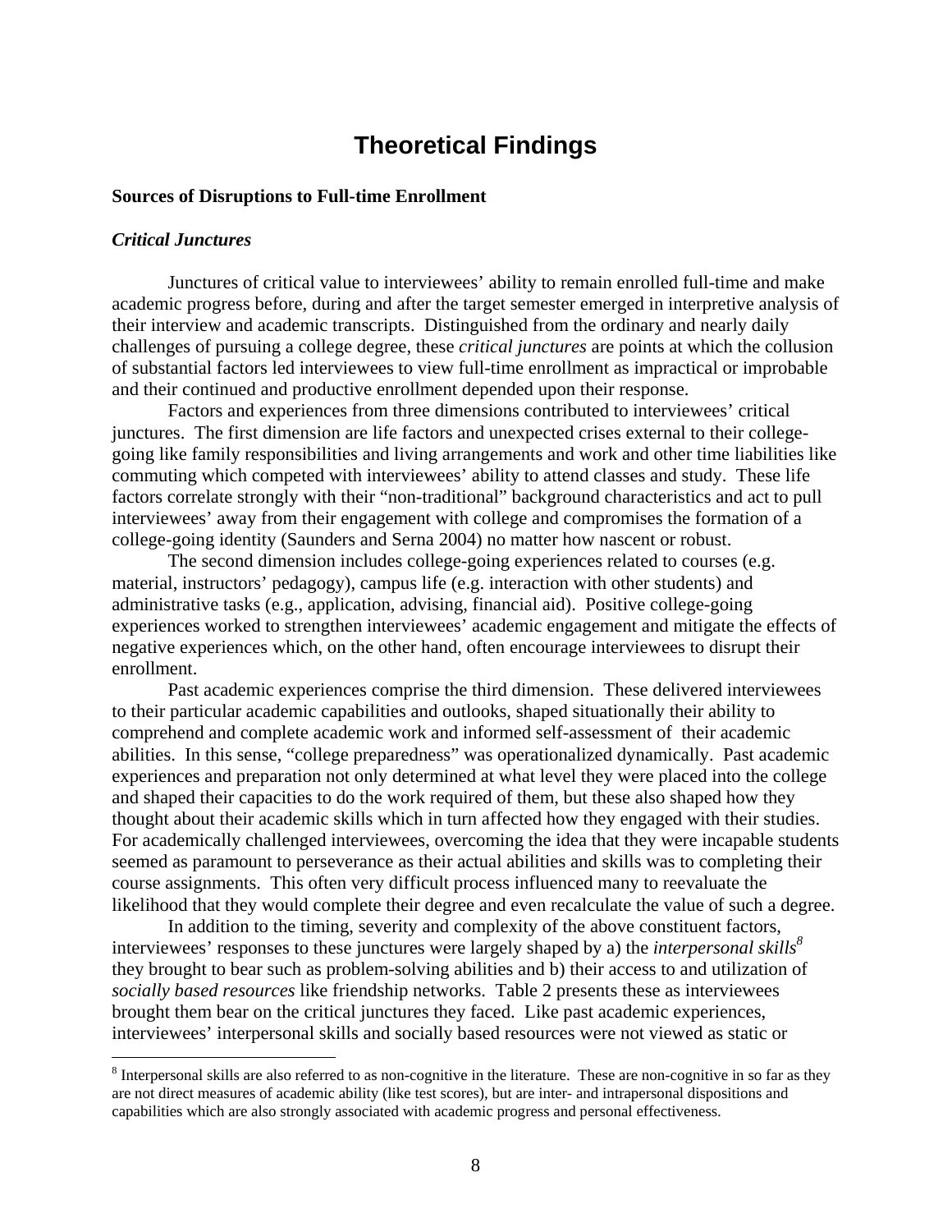# Theoretical Findings

**Sources of Disruptions to Full-time Enrollment**

***Critical Junctures***

Junctures of critical value to interviewees' ability to remain enrolled full-time and make academic progress before, during and after the target semester emerged in interpretive analysis of their interview and academic transcripts. Distinguished from the ordinary and nearly daily challenges of pursuing a college degree, these *critical junctures* are points at which the collusion of substantial factors led interviewees to view full-time enrollment as impractical or improbable and their continued and productive enrollment depended upon their response.

Factors and experiences from three dimensions contributed to interviewees' critical junctures. The first dimension are life factors and unexpected crises external to their college-going like family responsibilities and living arrangements and work and other time liabilities like commuting which competed with interviewees' ability to attend classes and study. These life factors correlate strongly with their "non-traditional" background characteristics and act to pull interviewees' away from their engagement with college and compromises the formation of a college-going identity (Saunders and Serna 2004) no matter how nascent or robust.

The second dimension includes college-going experiences related to courses (e.g. material, instructors' pedagogy), campus life (e.g. interaction with other students) and administrative tasks (e.g., application, advising, financial aid). Positive college-going experiences worked to strengthen interviewees' academic engagement and mitigate the effects of negative experiences which, on the other hand, often encourage interviewees to disrupt their enrollment.

Past academic experiences comprise the third dimension. These delivered interviewees to their particular academic capabilities and outlooks, shaped situationally their ability to comprehend and complete academic work and informed self-assessment of their academic abilities. In this sense, "college preparedness" was operationalized dynamically. Past academic experiences and preparation not only determined at what level they were placed into the college and shaped their capacities to do the work required of them, but these also shaped how they thought about their academic skills which in turn affected how they engaged with their studies. For academically challenged interviewees, overcoming the idea that they were incapable students seemed as paramount to perseverance as their actual abilities and skills was to completing their course assignments. This often very difficult process influenced many to reevaluate the likelihood that they would complete their degree and even recalculate the value of such a degree.

In addition to the timing, severity and complexity of the above constituent factors, interviewees' responses to these junctures were largely shaped by a) the *interpersonal skills*[8] they brought to bear such as problem-solving abilities and b) their access to and utilization of *socially based resources* like friendship networks. Table 2 presents these as interviewees brought them bear on the critical junctures they faced. Like past academic experiences, interviewees' interpersonal skills and socially based resources were not viewed as static or

[8] Interpersonal skills are also referred to as non-cognitive in the literature. These are non-cognitive in so far as they are not direct measures of academic ability (like test scores), but are inter- and intrapersonal dispositions and capabilities which are also strongly associated with academic progress and personal effectiveness.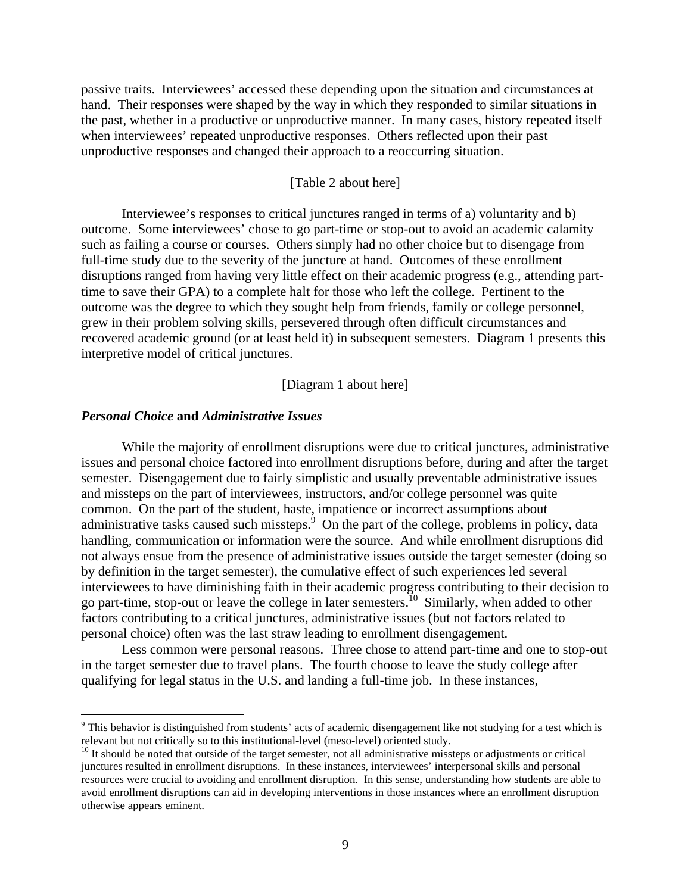passive traits. Interviewees' accessed these depending upon the situation and circumstances at hand. Their responses were shaped by the way in which they responded to similar situations in the past, whether in a productive or unproductive manner. In many cases, history repeated itself when interviewees' repeated unproductive responses. Others reflected upon their past unproductive responses and changed their approach to a reoccurring situation.

[Table 2 about here]

Interviewee's responses to critical junctures ranged in terms of a) voluntarity and b) outcome. Some interviewees' chose to go part-time or stop-out to avoid an academic calamity such as failing a course or courses. Others simply had no other choice but to disengage from full-time study due to the severity of the juncture at hand. Outcomes of these enrollment disruptions ranged from having very little effect on their academic progress (e.g., attending part-time to save their GPA) to a complete halt for those who left the college. Pertinent to the outcome was the degree to which they sought help from friends, family or college personnel, grew in their problem solving skills, persevered through often difficult circumstances and recovered academic ground (or at least held it) in subsequent semesters. Diagram 1 presents this interpretive model of critical junctures.

[Diagram 1 about here]

### *Personal Choice* and *Administrative Issues*

While the majority of enrollment disruptions were due to critical junctures, administrative issues and personal choice factored into enrollment disruptions before, during and after the target semester. Disengagement due to fairly simplistic and usually preventable administrative issues and missteps on the part of interviewees, instructors, and/or college personnel was quite common. On the part of the student, haste, impatience or incorrect assumptions about administrative tasks caused such missteps.[9] On the part of the college, problems in policy, data handling, communication or information were the source. And while enrollment disruptions did not always ensue from the presence of administrative issues outside the target semester (doing so by definition in the target semester), the cumulative effect of such experiences led several interviewees to have diminishing faith in their academic progress contributing to their decision to go part-time, stop-out or leave the college in later semesters.[10] Similarly, when added to other factors contributing to a critical junctures, administrative issues (but not factors related to personal choice) often was the last straw leading to enrollment disengagement.

Less common were personal reasons. Three chose to attend part-time and one to stop-out in the target semester due to travel plans. The fourth choose to leave the study college after qualifying for legal status in the U.S. and landing a full-time job. In these instances,

---

[9] This behavior is distinguished from students' acts of academic disengagement like not studying for a test which is relevant but not critically so to this institutional-level (meso-level) oriented study.

[10] It should be noted that outside of the target semester, not all administrative missteps or adjustments or critical junctures resulted in enrollment disruptions. In these instances, interviewees' interpersonal skills and personal resources were crucial to avoiding and enrollment disruption. In this sense, understanding how students are able to avoid enrollment disruptions can aid in developing interventions in those instances where an enrollment disruption otherwise appears eminent.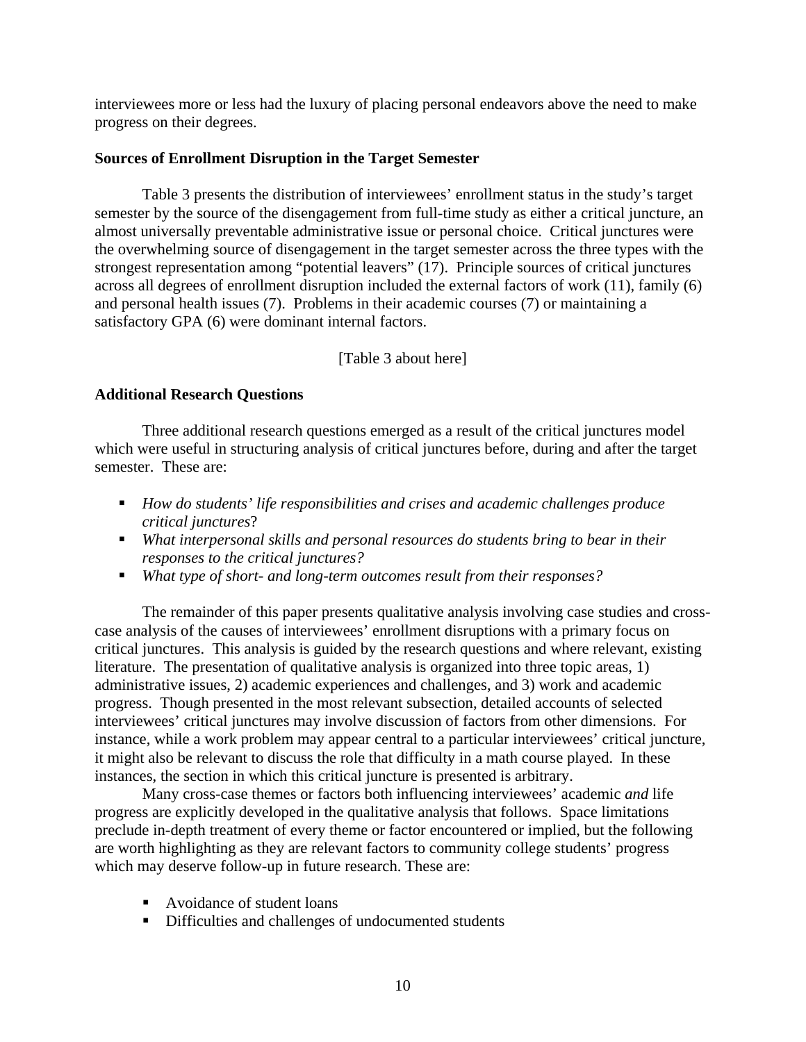interviewees more or less had the luxury of placing personal endeavors above the need to make progress on their degrees.

### Sources of Enrollment Disruption in the Target Semester

Table 3 presents the distribution of interviewees' enrollment status in the study's target semester by the source of the disengagement from full-time study as either a critical juncture, an almost universally preventable administrative issue or personal choice. Critical junctures were the overwhelming source of disengagement in the target semester across the three types with the strongest representation among "potential leavers" (17). Principle sources of critical junctures across all degrees of enrollment disruption included the external factors of work (11), family (6) and personal health issues (7). Problems in their academic courses (7) or maintaining a satisfactory GPA (6) were dominant internal factors.

[Table 3 about here]

### Additional Research Questions

Three additional research questions emerged as a result of the critical junctures model which were useful in structuring analysis of critical junctures before, during and after the target semester. These are:

- *How do students' life responsibilities and crises and academic challenges produce critical junctures*?
- *What interpersonal skills and personal resources do students bring to bear in their responses to the critical junctures?*
- *What type of short- and long-term outcomes result from their responses?*

The remainder of this paper presents qualitative analysis involving case studies and cross-case analysis of the causes of interviewees' enrollment disruptions with a primary focus on critical junctures. This analysis is guided by the research questions and where relevant, existing literature. The presentation of qualitative analysis is organized into three topic areas, 1) administrative issues, 2) academic experiences and challenges, and 3) work and academic progress. Though presented in the most relevant subsection, detailed accounts of selected interviewees' critical junctures may involve discussion of factors from other dimensions. For instance, while a work problem may appear central to a particular interviewees' critical juncture, it might also be relevant to discuss the role that difficulty in a math course played. In these instances, the section in which this critical juncture is presented is arbitrary.

Many cross-case themes or factors both influencing interviewees' academic *and* life progress are explicitly developed in the qualitative analysis that follows. Space limitations preclude in-depth treatment of every theme or factor encountered or implied, but the following are worth highlighting as they are relevant factors to community college students' progress which may deserve follow-up in future research. These are:

- Avoidance of student loans
- Difficulties and challenges of undocumented students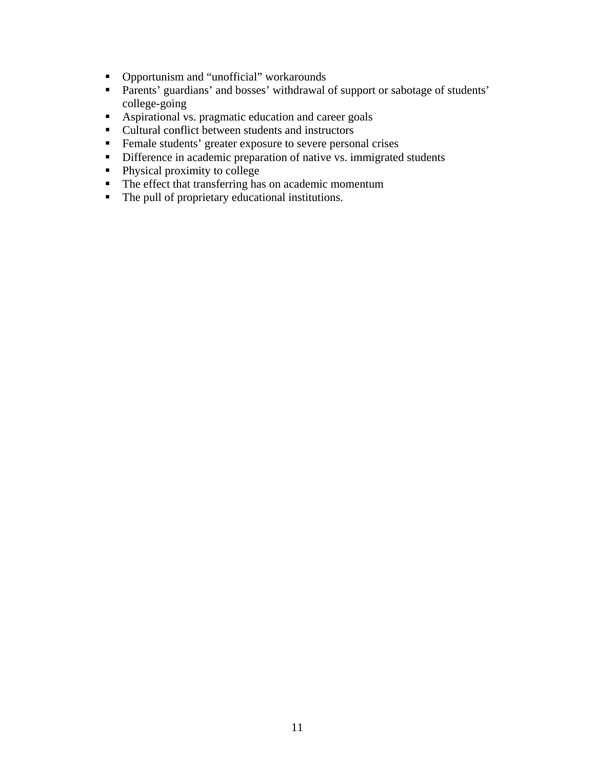- Opportunism and "unofficial" workarounds
- Parents' guardians' and bosses' withdrawal of support or sabotage of students' college-going
- Aspirational vs. pragmatic education and career goals
- Cultural conflict between students and instructors
- Female students' greater exposure to severe personal crises
- Difference in academic preparation of native vs. immigrated students
- Physical proximity to college
- The effect that transferring has on academic momentum
- The pull of proprietary educational institutions.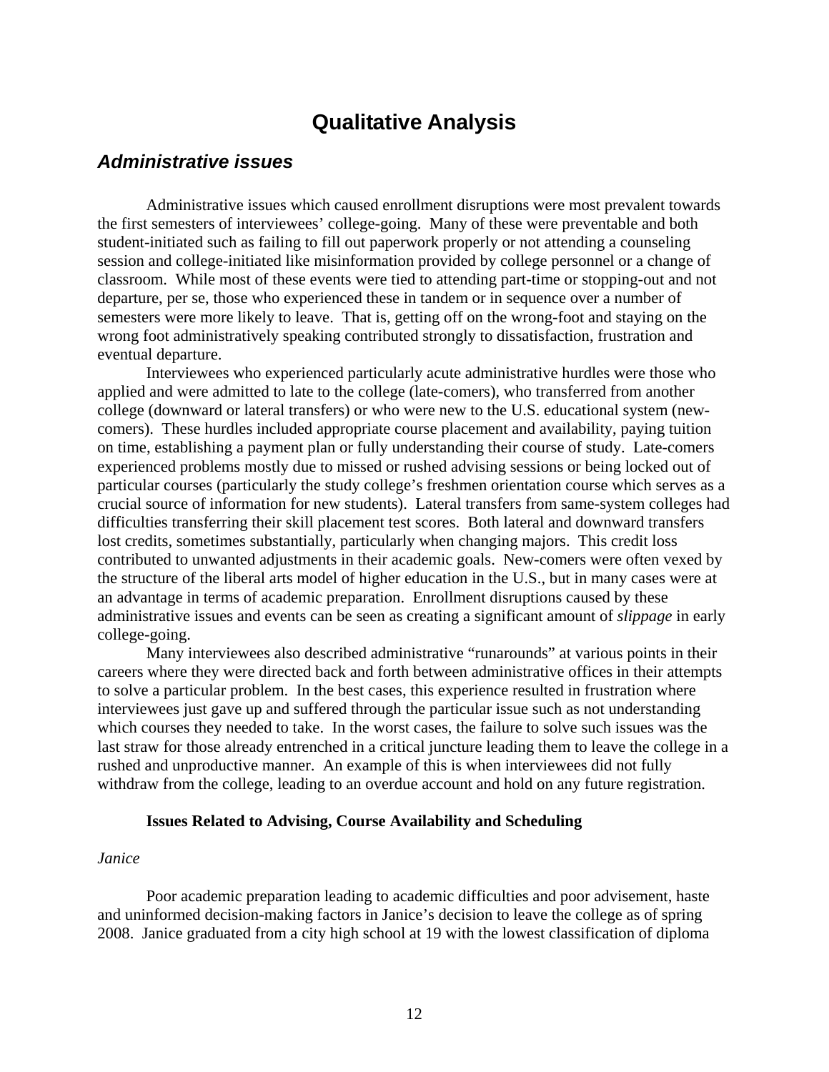# Qualitative Analysis

## *Administrative issues*

Administrative issues which caused enrollment disruptions were most prevalent towards the first semesters of interviewees' college-going. Many of these were preventable and both student-initiated such as failing to fill out paperwork properly or not attending a counseling session and college-initiated like misinformation provided by college personnel or a change of classroom. While most of these events were tied to attending part-time or stopping-out and not departure, per se, those who experienced these in tandem or in sequence over a number of semesters were more likely to leave. That is, getting off on the wrong-foot and staying on the wrong foot administratively speaking contributed strongly to dissatisfaction, frustration and eventual departure.

Interviewees who experienced particularly acute administrative hurdles were those who applied and were admitted to late to the college (late-comers), who transferred from another college (downward or lateral transfers) or who were new to the U.S. educational system (new-comers). These hurdles included appropriate course placement and availability, paying tuition on time, establishing a payment plan or fully understanding their course of study. Late-comers experienced problems mostly due to missed or rushed advising sessions or being locked out of particular courses (particularly the study college's freshmen orientation course which serves as a crucial source of information for new students). Lateral transfers from same-system colleges had difficulties transferring their skill placement test scores. Both lateral and downward transfers lost credits, sometimes substantially, particularly when changing majors. This credit loss contributed to unwanted adjustments in their academic goals. New-comers were often vexed by the structure of the liberal arts model of higher education in the U.S., but in many cases were at an advantage in terms of academic preparation. Enrollment disruptions caused by these administrative issues and events can be seen as creating a significant amount of *slippage* in early college-going.

Many interviewees also described administrative "runarounds" at various points in their careers where they were directed back and forth between administrative offices in their attempts to solve a particular problem. In the best cases, this experience resulted in frustration where interviewees just gave up and suffered through the particular issue such as not understanding which courses they needed to take. In the worst cases, the failure to solve such issues was the last straw for those already entrenched in a critical juncture leading them to leave the college in a rushed and unproductive manner. An example of this is when interviewees did not fully withdraw from the college, leading to an overdue account and hold on any future registration.

#### Issues Related to Advising, Course Availability and Scheduling

*Janice*

Poor academic preparation leading to academic difficulties and poor advisement, haste and uninformed decision-making factors in Janice's decision to leave the college as of spring 2008. Janice graduated from a city high school at 19 with the lowest classification of diploma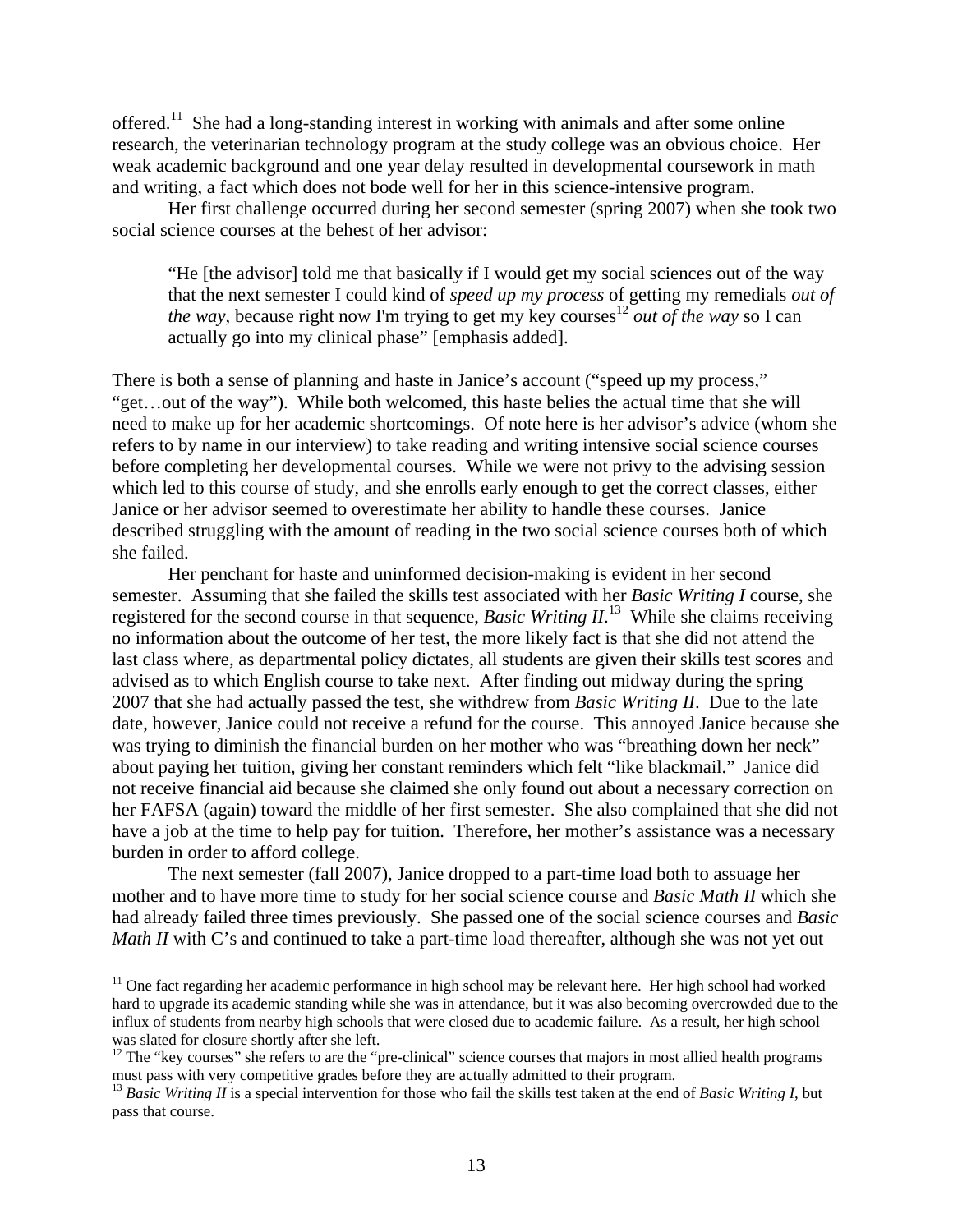offered.[11] She had a long-standing interest in working with animals and after some online research, the veterinarian technology program at the study college was an obvious choice. Her weak academic background and one year delay resulted in developmental coursework in math and writing, a fact which does not bode well for her in this science-intensive program.

Her first challenge occurred during her second semester (spring 2007) when she took two social science courses at the behest of her advisor:

> "He [the advisor] told me that basically if I would get my social sciences out of the way that the next semester I could kind of *speed up my process* of getting my remedials *out of the way*, because right now I'm trying to get my key courses[12] *out of the way* so I can actually go into my clinical phase" [emphasis added].

There is both a sense of planning and haste in Janice's account ("speed up my process," "get…out of the way"). While both welcomed, this haste belies the actual time that she will need to make up for her academic shortcomings. Of note here is her advisor's advice (whom she refers to by name in our interview) to take reading and writing intensive social science courses before completing her developmental courses. While we were not privy to the advising session which led to this course of study, and she enrolls early enough to get the correct classes, either Janice or her advisor seemed to overestimate her ability to handle these courses. Janice described struggling with the amount of reading in the two social science courses both of which she failed.

Her penchant for haste and uninformed decision-making is evident in her second semester. Assuming that she failed the skills test associated with her *Basic Writing I* course, she registered for the second course in that sequence, *Basic Writing II*.[13] While she claims receiving no information about the outcome of her test, the more likely fact is that she did not attend the last class where, as departmental policy dictates, all students are given their skills test scores and advised as to which English course to take next. After finding out midway during the spring 2007 that she had actually passed the test, she withdrew from *Basic Writing II*. Due to the late date, however, Janice could not receive a refund for the course. This annoyed Janice because she was trying to diminish the financial burden on her mother who was "breathing down her neck" about paying her tuition, giving her constant reminders which felt "like blackmail." Janice did not receive financial aid because she claimed she only found out about a necessary correction on her FAFSA (again) toward the middle of her first semester. She also complained that she did not have a job at the time to help pay for tuition. Therefore, her mother's assistance was a necessary burden in order to afford college.

The next semester (fall 2007), Janice dropped to a part-time load both to assuage her mother and to have more time to study for her social science course and *Basic Math II* which she had already failed three times previously. She passed one of the social science courses and *Basic Math II* with C's and continued to take a part-time load thereafter, although she was not yet out

---

[11] One fact regarding her academic performance in high school may be relevant here. Her high school had worked hard to upgrade its academic standing while she was in attendance, but it was also becoming overcrowded due to the influx of students from nearby high schools that were closed due to academic failure. As a result, her high school was slated for closure shortly after she left.

[12] The "key courses" she refers to are the "pre-clinical" science courses that majors in most allied health programs must pass with very competitive grades before they are actually admitted to their program.

[13] *Basic Writing II* is a special intervention for those who fail the skills test taken at the end of *Basic Writing I*, but pass that course.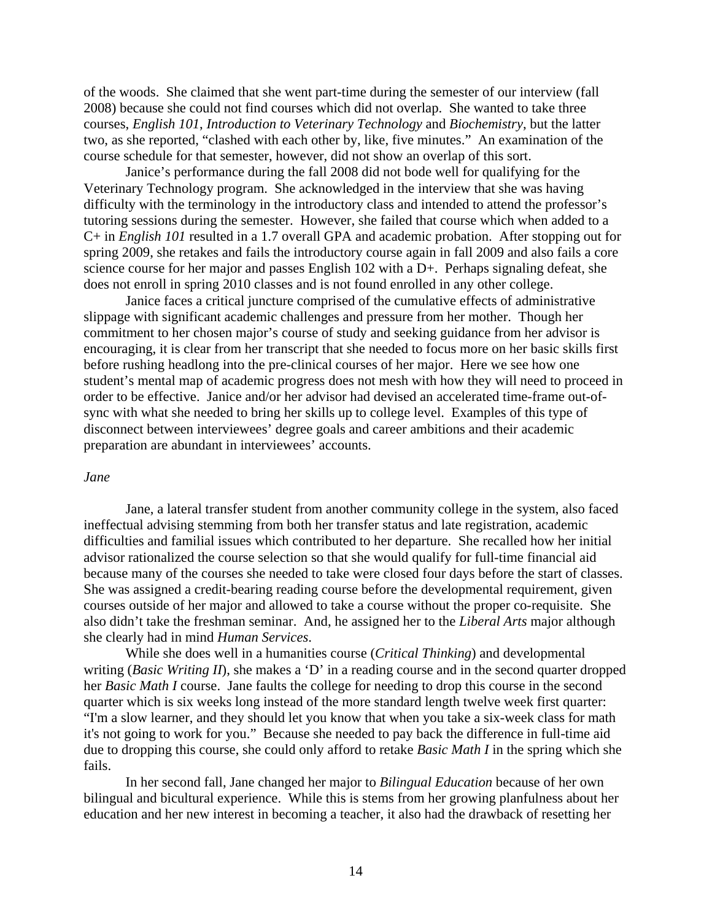of the woods. She claimed that she went part-time during the semester of our interview (fall 2008) because she could not find courses which did not overlap. She wanted to take three courses, *English 101*, *Introduction to Veterinary Technology* and *Biochemistry*, but the latter two, as she reported, "clashed with each other by, like, five minutes." An examination of the course schedule for that semester, however, did not show an overlap of this sort.

Janice's performance during the fall 2008 did not bode well for qualifying for the Veterinary Technology program. She acknowledged in the interview that she was having difficulty with the terminology in the introductory class and intended to attend the professor's tutoring sessions during the semester. However, she failed that course which when added to a C+ in *English 101* resulted in a 1.7 overall GPA and academic probation. After stopping out for spring 2009, she retakes and fails the introductory course again in fall 2009 and also fails a core science course for her major and passes English 102 with a D+. Perhaps signaling defeat, she does not enroll in spring 2010 classes and is not found enrolled in any other college.

Janice faces a critical juncture comprised of the cumulative effects of administrative slippage with significant academic challenges and pressure from her mother. Though her commitment to her chosen major's course of study and seeking guidance from her advisor is encouraging, it is clear from her transcript that she needed to focus more on her basic skills first before rushing headlong into the pre-clinical courses of her major. Here we see how one student's mental map of academic progress does not mesh with how they will need to proceed in order to be effective. Janice and/or her advisor had devised an accelerated time-frame out-of-sync with what she needed to bring her skills up to college level. Examples of this type of disconnect between interviewees' degree goals and career ambitions and their academic preparation are abundant in interviewees' accounts.

*Jane*

Jane, a lateral transfer student from another community college in the system, also faced ineffectual advising stemming from both her transfer status and late registration, academic difficulties and familial issues which contributed to her departure. She recalled how her initial advisor rationalized the course selection so that she would qualify for full-time financial aid because many of the courses she needed to take were closed four days before the start of classes. She was assigned a credit-bearing reading course before the developmental requirement, given courses outside of her major and allowed to take a course without the proper co-requisite. She also didn't take the freshman seminar. And, he assigned her to the *Liberal Arts* major although she clearly had in mind *Human Services*.

While she does well in a humanities course (*Critical Thinking*) and developmental writing (*Basic Writing II*), she makes a 'D' in a reading course and in the second quarter dropped her *Basic Math I* course. Jane faults the college for needing to drop this course in the second quarter which is six weeks long instead of the more standard length twelve week first quarter: "I'm a slow learner, and they should let you know that when you take a six-week class for math it's not going to work for you." Because she needed to pay back the difference in full-time aid due to dropping this course, she could only afford to retake *Basic Math I* in the spring which she fails.

In her second fall, Jane changed her major to *Bilingual Education* because of her own bilingual and bicultural experience. While this is stems from her growing planfulness about her education and her new interest in becoming a teacher, it also had the drawback of resetting her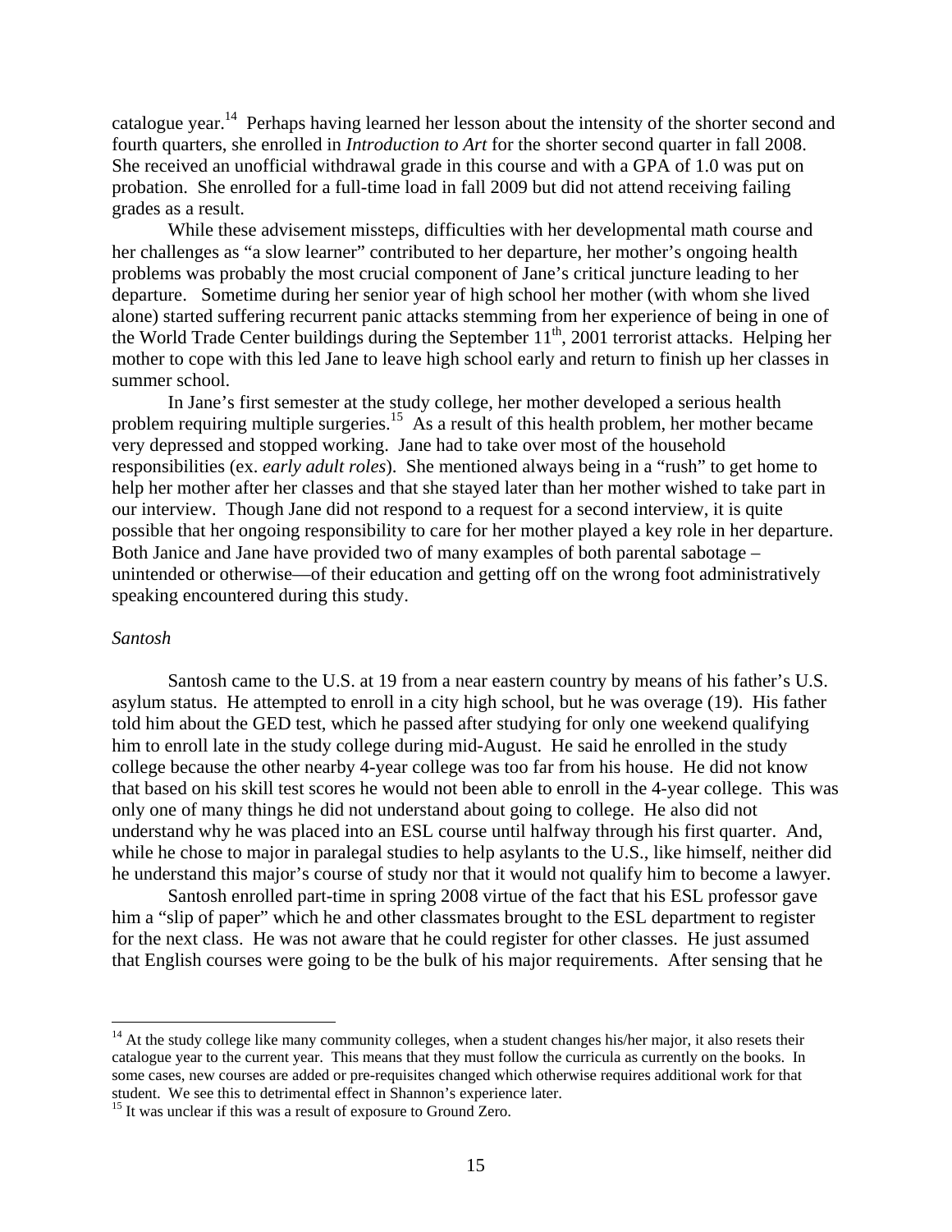catalogue year.[14] Perhaps having learned her lesson about the intensity of the shorter second and fourth quarters, she enrolled in *Introduction to Art* for the shorter second quarter in fall 2008. She received an unofficial withdrawal grade in this course and with a GPA of 1.0 was put on probation. She enrolled for a full-time load in fall 2009 but did not attend receiving failing grades as a result.

While these advisement missteps, difficulties with her developmental math course and her challenges as "a slow learner" contributed to her departure, her mother's ongoing health problems was probably the most crucial component of Jane's critical juncture leading to her departure. Sometime during her senior year of high school her mother (with whom she lived alone) started suffering recurrent panic attacks stemming from her experience of being in one of the World Trade Center buildings during the September 11th, 2001 terrorist attacks. Helping her mother to cope with this led Jane to leave high school early and return to finish up her classes in summer school.

In Jane's first semester at the study college, her mother developed a serious health problem requiring multiple surgeries.[15] As a result of this health problem, her mother became very depressed and stopped working. Jane had to take over most of the household responsibilities (ex. *early adult roles*). She mentioned always being in a "rush" to get home to help her mother after her classes and that she stayed later than her mother wished to take part in our interview. Though Jane did not respond to a request for a second interview, it is quite possible that her ongoing responsibility to care for her mother played a key role in her departure. Both Janice and Jane have provided two of many examples of both parental sabotage – unintended or otherwise—of their education and getting off on the wrong foot administratively speaking encountered during this study.

*Santosh*

Santosh came to the U.S. at 19 from a near eastern country by means of his father's U.S. asylum status. He attempted to enroll in a city high school, but he was overage (19). His father told him about the GED test, which he passed after studying for only one weekend qualifying him to enroll late in the study college during mid-August. He said he enrolled in the study college because the other nearby 4-year college was too far from his house. He did not know that based on his skill test scores he would not been able to enroll in the 4-year college. This was only one of many things he did not understand about going to college. He also did not understand why he was placed into an ESL course until halfway through his first quarter. And, while he chose to major in paralegal studies to help asylants to the U.S., like himself, neither did he understand this major's course of study nor that it would not qualify him to become a lawyer.

Santosh enrolled part-time in spring 2008 virtue of the fact that his ESL professor gave him a "slip of paper" which he and other classmates brought to the ESL department to register for the next class. He was not aware that he could register for other classes. He just assumed that English courses were going to be the bulk of his major requirements. After sensing that he

---

[14] At the study college like many community colleges, when a student changes his/her major, it also resets their catalogue year to the current year. This means that they must follow the curricula as currently on the books. In some cases, new courses are added or pre-requisites changed which otherwise requires additional work for that student. We see this to detrimental effect in Shannon's experience later.

[15] It was unclear if this was a result of exposure to Ground Zero.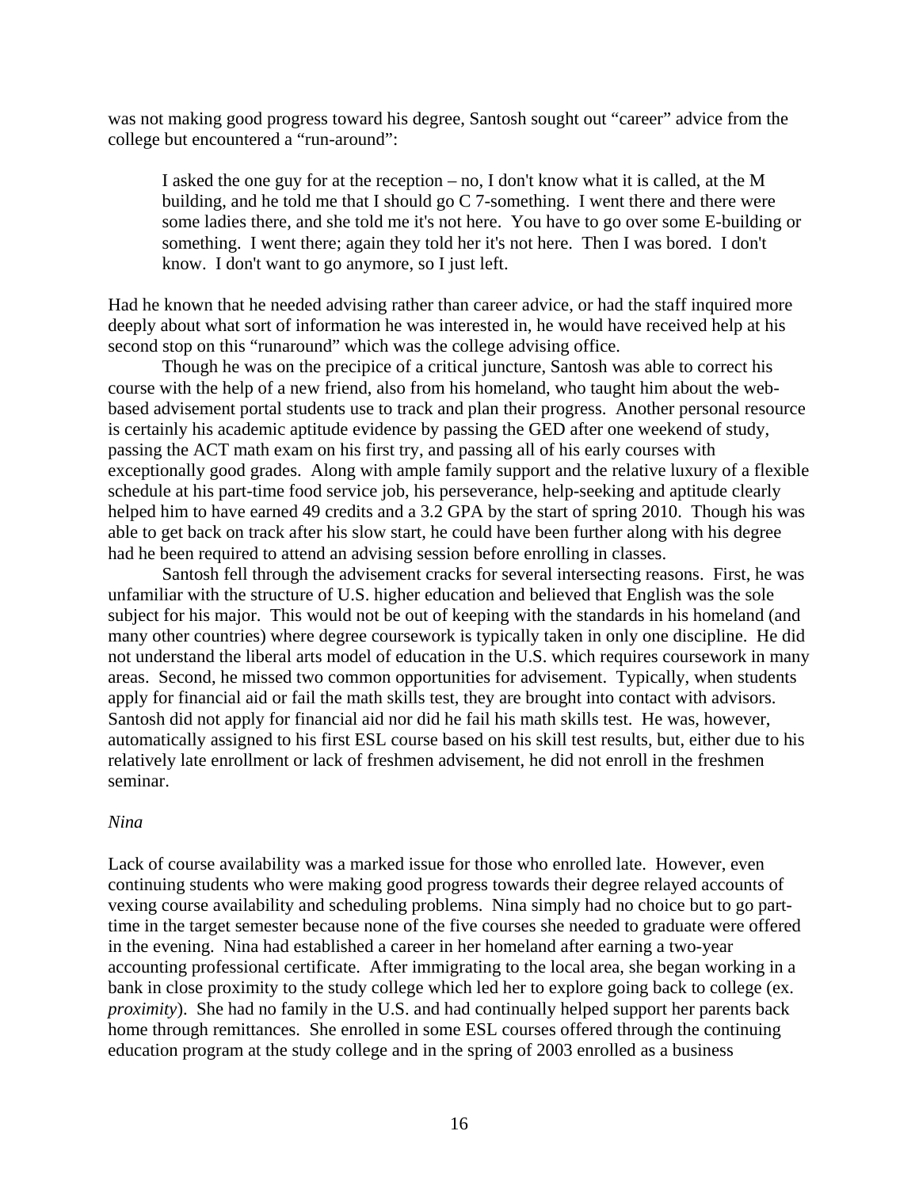was not making good progress toward his degree, Santosh sought out "career" advice from the college but encountered a "run-around":

> I asked the one guy for at the reception – no, I don't know what it is called, at the M building, and he told me that I should go C 7-something. I went there and there were some ladies there, and she told me it's not here. You have to go over some E-building or something. I went there; again they told her it's not here. Then I was bored. I don't know. I don't want to go anymore, so I just left.

Had he known that he needed advising rather than career advice, or had the staff inquired more deeply about what sort of information he was interested in, he would have received help at his second stop on this "runaround" which was the college advising office.

Though he was on the precipice of a critical juncture, Santosh was able to correct his course with the help of a new friend, also from his homeland, who taught him about the web-based advisement portal students use to track and plan their progress. Another personal resource is certainly his academic aptitude evidence by passing the GED after one weekend of study, passing the ACT math exam on his first try, and passing all of his early courses with exceptionally good grades. Along with ample family support and the relative luxury of a flexible schedule at his part-time food service job, his perseverance, help-seeking and aptitude clearly helped him to have earned 49 credits and a 3.2 GPA by the start of spring 2010. Though his was able to get back on track after his slow start, he could have been further along with his degree had he been required to attend an advising session before enrolling in classes.

Santosh fell through the advisement cracks for several intersecting reasons. First, he was unfamiliar with the structure of U.S. higher education and believed that English was the sole subject for his major. This would not be out of keeping with the standards in his homeland (and many other countries) where degree coursework is typically taken in only one discipline. He did not understand the liberal arts model of education in the U.S. which requires coursework in many areas. Second, he missed two common opportunities for advisement. Typically, when students apply for financial aid or fail the math skills test, they are brought into contact with advisors. Santosh did not apply for financial aid nor did he fail his math skills test. He was, however, automatically assigned to his first ESL course based on his skill test results, but, either due to his relatively late enrollment or lack of freshmen advisement, he did not enroll in the freshmen seminar.

*Nina*

Lack of course availability was a marked issue for those who enrolled late. However, even continuing students who were making good progress towards their degree relayed accounts of vexing course availability and scheduling problems. Nina simply had no choice but to go part-time in the target semester because none of the five courses she needed to graduate were offered in the evening. Nina had established a career in her homeland after earning a two-year accounting professional certificate. After immigrating to the local area, she began working in a bank in close proximity to the study college which led her to explore going back to college (ex. *proximity*). She had no family in the U.S. and had continually helped support her parents back home through remittances. She enrolled in some ESL courses offered through the continuing education program at the study college and in the spring of 2003 enrolled as a business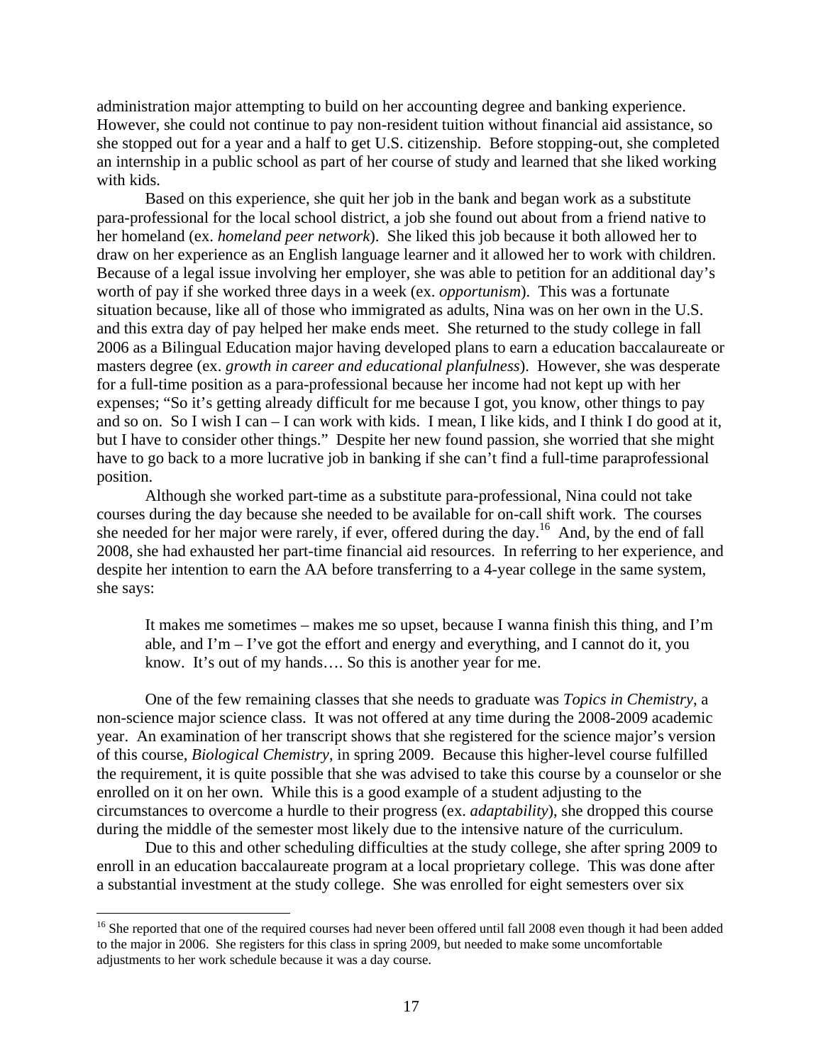administration major attempting to build on her accounting degree and banking experience. However, she could not continue to pay non-resident tuition without financial aid assistance, so she stopped out for a year and a half to get U.S. citizenship. Before stopping-out, she completed an internship in a public school as part of her course of study and learned that she liked working with kids.

Based on this experience, she quit her job in the bank and began work as a substitute para-professional for the local school district, a job she found out about from a friend native to her homeland (ex. *homeland peer network*). She liked this job because it both allowed her to draw on her experience as an English language learner and it allowed her to work with children. Because of a legal issue involving her employer, she was able to petition for an additional day's worth of pay if she worked three days in a week (ex. *opportunism*). This was a fortunate situation because, like all of those who immigrated as adults, Nina was on her own in the U.S. and this extra day of pay helped her make ends meet. She returned to the study college in fall 2006 as a Bilingual Education major having developed plans to earn a education baccalaureate or masters degree (ex. *growth in career and educational planfulness*). However, she was desperate for a full-time position as a para-professional because her income had not kept up with her expenses; "So it's getting already difficult for me because I got, you know, other things to pay and so on. So I wish I can – I can work with kids. I mean, I like kids, and I think I do good at it, but I have to consider other things." Despite her new found passion, she worried that she might have to go back to a more lucrative job in banking if she can't find a full-time paraprofessional position.

Although she worked part-time as a substitute para-professional, Nina could not take courses during the day because she needed to be available for on-call shift work. The courses she needed for her major were rarely, if ever, offered during the day.[16] And, by the end of fall 2008, she had exhausted her part-time financial aid resources. In referring to her experience, and despite her intention to earn the AA before transferring to a 4-year college in the same system, she says:

> It makes me sometimes – makes me so upset, because I wanna finish this thing, and I'm able, and I'm – I've got the effort and energy and everything, and I cannot do it, you know. It's out of my hands…. So this is another year for me.

One of the few remaining classes that she needs to graduate was *Topics in Chemistry*, a non-science major science class. It was not offered at any time during the 2008-2009 academic year. An examination of her transcript shows that she registered for the science major's version of this course, *Biological Chemistry*, in spring 2009. Because this higher-level course fulfilled the requirement, it is quite possible that she was advised to take this course by a counselor or she enrolled on it on her own. While this is a good example of a student adjusting to the circumstances to overcome a hurdle to their progress (ex. *adaptability*), she dropped this course during the middle of the semester most likely due to the intensive nature of the curriculum.

Due to this and other scheduling difficulties at the study college, she after spring 2009 to enroll in an education baccalaureate program at a local proprietary college. This was done after a substantial investment at the study college. She was enrolled for eight semesters over six

---

[16] She reported that one of the required courses had never been offered until fall 2008 even though it had been added to the major in 2006. She registers for this class in spring 2009, but needed to make some uncomfortable adjustments to her work schedule because it was a day course.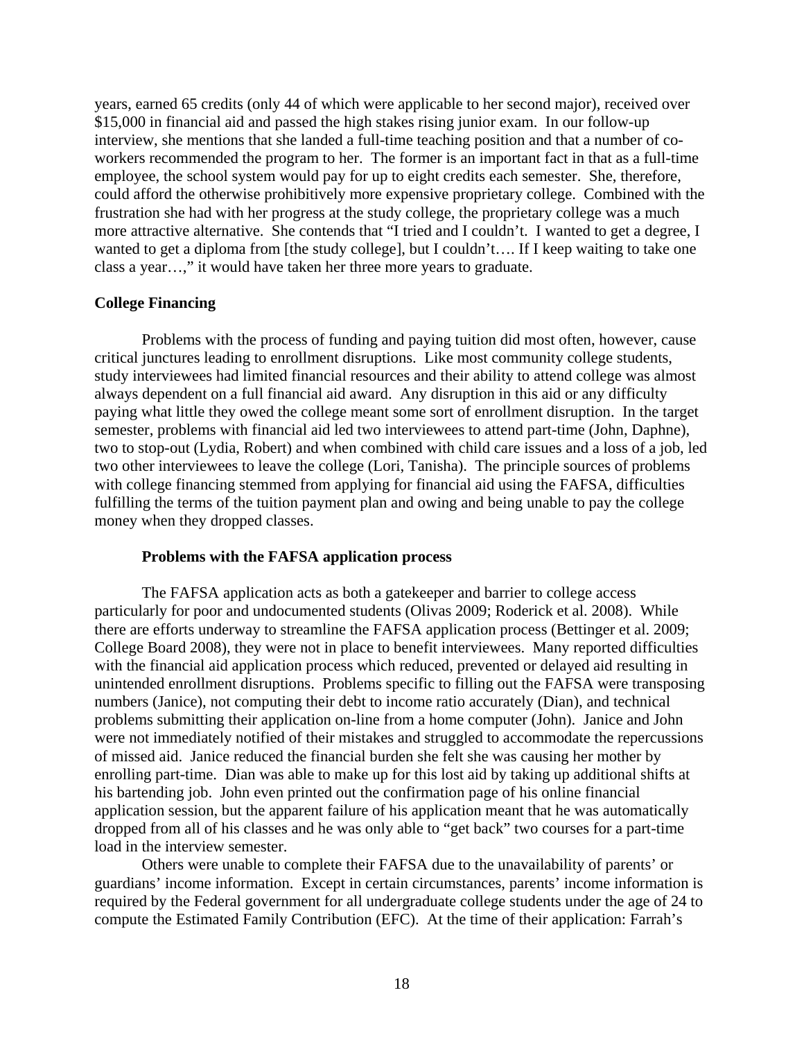years, earned 65 credits (only 44 of which were applicable to her second major), received over $15,000 in financial aid and passed the high stakes rising junior exam. In our follow-up interview, she mentions that she landed a full-time teaching position and that a number of co-workers recommended the program to her. The former is an important fact in that as a full-time employee, the school system would pay for up to eight credits each semester. She, therefore, could afford the otherwise prohibitively more expensive proprietary college. Combined with the frustration she had with her progress at the study college, the proprietary college was a much more attractive alternative. She contends that "I tried and I couldn't. I wanted to get a degree, I wanted to get a diploma from [the study college], but I couldn't…. If I keep waiting to take one class a year…," it would have taken her three more years to graduate.

**College Financing**

Problems with the process of funding and paying tuition did most often, however, cause critical junctures leading to enrollment disruptions. Like most community college students, study interviewees had limited financial resources and their ability to attend college was almost always dependent on a full financial aid award. Any disruption in this aid or any difficulty paying what little they owed the college meant some sort of enrollment disruption. In the target semester, problems with financial aid led two interviewees to attend part-time (John, Daphne), two to stop-out (Lydia, Robert) and when combined with child care issues and a loss of a job, led two other interviewees to leave the college (Lori, Tanisha). The principle sources of problems with college financing stemmed from applying for financial aid using the FAFSA, difficulties fulfilling the terms of the tuition payment plan and owing and being unable to pay the college money when they dropped classes.

**Problems with the FAFSA application process**

The FAFSA application acts as both a gatekeeper and barrier to college access particularly for poor and undocumented students (Olivas 2009; Roderick et al. 2008). While there are efforts underway to streamline the FAFSA application process (Bettinger et al. 2009; College Board 2008), they were not in place to benefit interviewees. Many reported difficulties with the financial aid application process which reduced, prevented or delayed aid resulting in unintended enrollment disruptions. Problems specific to filling out the FAFSA were transposing numbers (Janice), not computing their debt to income ratio accurately (Dian), and technical problems submitting their application on-line from a home computer (John). Janice and John were not immediately notified of their mistakes and struggled to accommodate the repercussions of missed aid. Janice reduced the financial burden she felt she was causing her mother by enrolling part-time. Dian was able to make up for this lost aid by taking up additional shifts at his bartending job. John even printed out the confirmation page of his online financial application session, but the apparent failure of his application meant that he was automatically dropped from all of his classes and he was only able to "get back" two courses for a part-time load in the interview semester.

Others were unable to complete their FAFSA due to the unavailability of parents' or guardians' income information. Except in certain circumstances, parents' income information is required by the Federal government for all undergraduate college students under the age of 24 to compute the Estimated Family Contribution (EFC). At the time of their application: Farrah's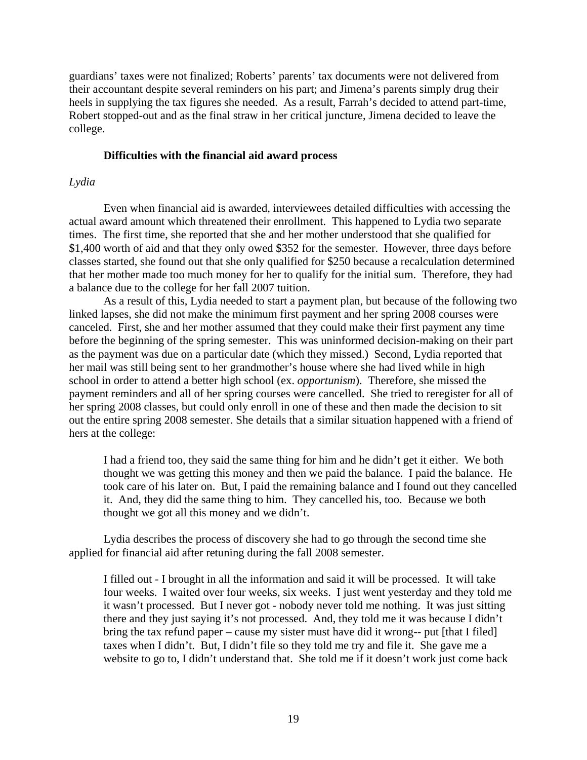guardians' taxes were not finalized; Roberts' parents' tax documents were not delivered from their accountant despite several reminders on his part; and Jimena's parents simply drug their heels in supplying the tax figures she needed. As a result, Farrah's decided to attend part-time, Robert stopped-out and as the final straw in her critical juncture, Jimena decided to leave the college.

### Difficulties with the financial aid award process

*Lydia*

Even when financial aid is awarded, interviewees detailed difficulties with accessing the actual award amount which threatened their enrollment. This happened to Lydia two separate times. The first time, she reported that she and her mother understood that she qualified for $1,400 worth of aid and that they only owed $352 for the semester. However, three days before classes started, she found out that she only qualified for $250 because a recalculation determined that her mother made too much money for her to qualify for the initial sum. Therefore, they had a balance due to the college for her fall 2007 tuition.

As a result of this, Lydia needed to start a payment plan, but because of the following two linked lapses, she did not make the minimum first payment and her spring 2008 courses were canceled. First, she and her mother assumed that they could make their first payment any time before the beginning of the spring semester. This was uninformed decision-making on their part as the payment was due on a particular date (which they missed.) Second, Lydia reported that her mail was still being sent to her grandmother's house where she had lived while in high school in order to attend a better high school (ex. *opportunism*). Therefore, she missed the payment reminders and all of her spring courses were cancelled. She tried to reregister for all of her spring 2008 classes, but could only enroll in one of these and then made the decision to sit out the entire spring 2008 semester. She details that a similar situation happened with a friend of hers at the college:

> I had a friend too, they said the same thing for him and he didn't get it either. We both thought we was getting this money and then we paid the balance. I paid the balance. He took care of his later on. But, I paid the remaining balance and I found out they cancelled it. And, they did the same thing to him. They cancelled his, too. Because we both thought we got all this money and we didn't.

Lydia describes the process of discovery she had to go through the second time she applied for financial aid after retuning during the fall 2008 semester.

> I filled out - I brought in all the information and said it will be processed. It will take four weeks. I waited over four weeks, six weeks. I just went yesterday and they told me it wasn't processed. But I never got - nobody never told me nothing. It was just sitting there and they just saying it's not processed. And, they told me it was because I didn't bring the tax refund paper – cause my sister must have did it wrong-- put [that I filed] taxes when I didn't. But, I didn't file so they told me try and file it. She gave me a website to go to, I didn't understand that. She told me if it doesn't work just come back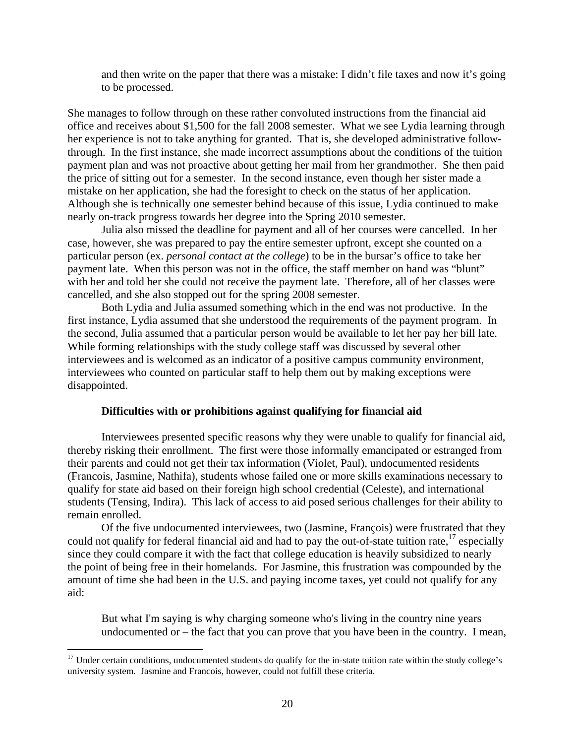> and then write on the paper that there was a mistake: I didn't file taxes and now it's going to be processed.

She manages to follow through on these rather convoluted instructions from the financial aid office and receives about $1,500 for the fall 2008 semester. What we see Lydia learning through her experience is not to take anything for granted. That is, she developed administrative follow-through. In the first instance, she made incorrect assumptions about the conditions of the tuition payment plan and was not proactive about getting her mail from her grandmother. She then paid the price of sitting out for a semester. In the second instance, even though her sister made a mistake on her application, she had the foresight to check on the status of her application. Although she is technically one semester behind because of this issue, Lydia continued to make nearly on-track progress towards her degree into the Spring 2010 semester.

Julia also missed the deadline for payment and all of her courses were cancelled. In her case, however, she was prepared to pay the entire semester upfront, except she counted on a particular person (ex. *personal contact at the college*) to be in the bursar's office to take her payment late. When this person was not in the office, the staff member on hand was "blunt" with her and told her she could not receive the payment late. Therefore, all of her classes were cancelled, and she also stopped out for the spring 2008 semester.

Both Lydia and Julia assumed something which in the end was not productive. In the first instance, Lydia assumed that she understood the requirements of the payment program. In the second, Julia assumed that a particular person would be available to let her pay her bill late. While forming relationships with the study college staff was discussed by several other interviewees and is welcomed as an indicator of a positive campus community environment, interviewees who counted on particular staff to help them out by making exceptions were disappointed.

### Difficulties with or prohibitions against qualifying for financial aid

Interviewees presented specific reasons why they were unable to qualify for financial aid, thereby risking their enrollment. The first were those informally emancipated or estranged from their parents and could not get their tax information (Violet, Paul), undocumented residents (Francois, Jasmine, Nathifa), students whose failed one or more skills examinations necessary to qualify for state aid based on their foreign high school credential (Celeste), and international students (Tensing, Indira). This lack of access to aid posed serious challenges for their ability to remain enrolled.

Of the five undocumented interviewees, two (Jasmine, François) were frustrated that they could not qualify for federal financial aid and had to pay the out-of-state tuition rate,[17] especially since they could compare it with the fact that college education is heavily subsidized to nearly the point of being free in their homelands. For Jasmine, this frustration was compounded by the amount of time she had been in the U.S. and paying income taxes, yet could not qualify for any aid:

> But what I'm saying is why charging someone who's living in the country nine years undocumented or – the fact that you can prove that you have been in the country. I mean,

[17] Under certain conditions, undocumented students do qualify for the in-state tuition rate within the study college's university system. Jasmine and Francois, however, could not fulfill these criteria.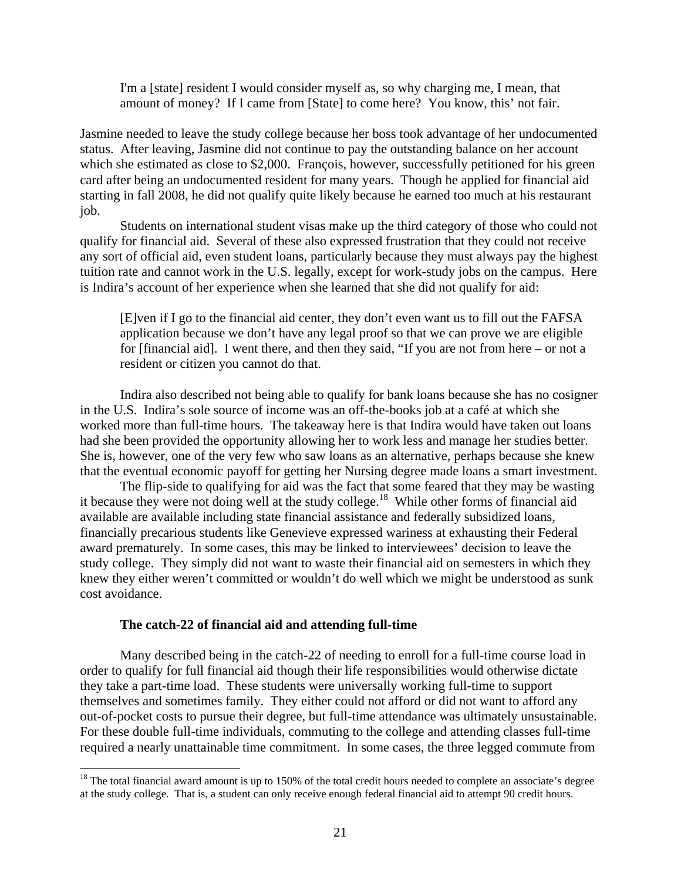> I'm a [state] resident I would consider myself as, so why charging me, I mean, that amount of money? If I came from [State] to come here? You know, this' not fair.

Jasmine needed to leave the study college because her boss took advantage of her undocumented status. After leaving, Jasmine did not continue to pay the outstanding balance on her account which she estimated as close to $2,000. François, however, successfully petitioned for his green card after being an undocumented resident for many years. Though he applied for financial aid starting in fall 2008, he did not qualify quite likely because he earned too much at his restaurant job.

Students on international student visas make up the third category of those who could not qualify for financial aid. Several of these also expressed frustration that they could not receive any sort of official aid, even student loans, particularly because they must always pay the highest tuition rate and cannot work in the U.S. legally, except for work-study jobs on the campus. Here is Indira's account of her experience when she learned that she did not qualify for aid:

> [E]ven if I go to the financial aid center, they don't even want us to fill out the FAFSA application because we don't have any legal proof so that we can prove we are eligible for [financial aid]. I went there, and then they said, "If you are not from here – or not a resident or citizen you cannot do that.

Indira also described not being able to qualify for bank loans because she has no cosigner in the U.S. Indira's sole source of income was an off-the-books job at a café at which she worked more than full-time hours. The takeaway here is that Indira would have taken out loans had she been provided the opportunity allowing her to work less and manage her studies better. She is, however, one of the very few who saw loans as an alternative, perhaps because she knew that the eventual economic payoff for getting her Nursing degree made loans a smart investment.

The flip-side to qualifying for aid was the fact that some feared that they may be wasting it because they were not doing well at the study college.[18] While other forms of financial aid available are available including state financial assistance and federally subsidized loans, financially precarious students like Genevieve expressed wariness at exhausting their Federal award prematurely. In some cases, this may be linked to interviewees' decision to leave the study college. They simply did not want to waste their financial aid on semesters in which they knew they either weren't committed or wouldn't do well which we might be understood as sunk cost avoidance.

### The catch-22 of financial aid and attending full-time

Many described being in the catch-22 of needing to enroll for a full-time course load in order to qualify for full financial aid though their life responsibilities would otherwise dictate they take a part-time load. These students were universally working full-time to support themselves and sometimes family. They either could not afford or did not want to afford any out-of-pocket costs to pursue their degree, but full-time attendance was ultimately unsustainable. For these double full-time individuals, commuting to the college and attending classes full-time required a nearly unattainable time commitment. In some cases, the three legged commute from

[18] The total financial award amount is up to 150% of the total credit hours needed to complete an associate's degree at the study college. That is, a student can only receive enough federal financial aid to attempt 90 credit hours.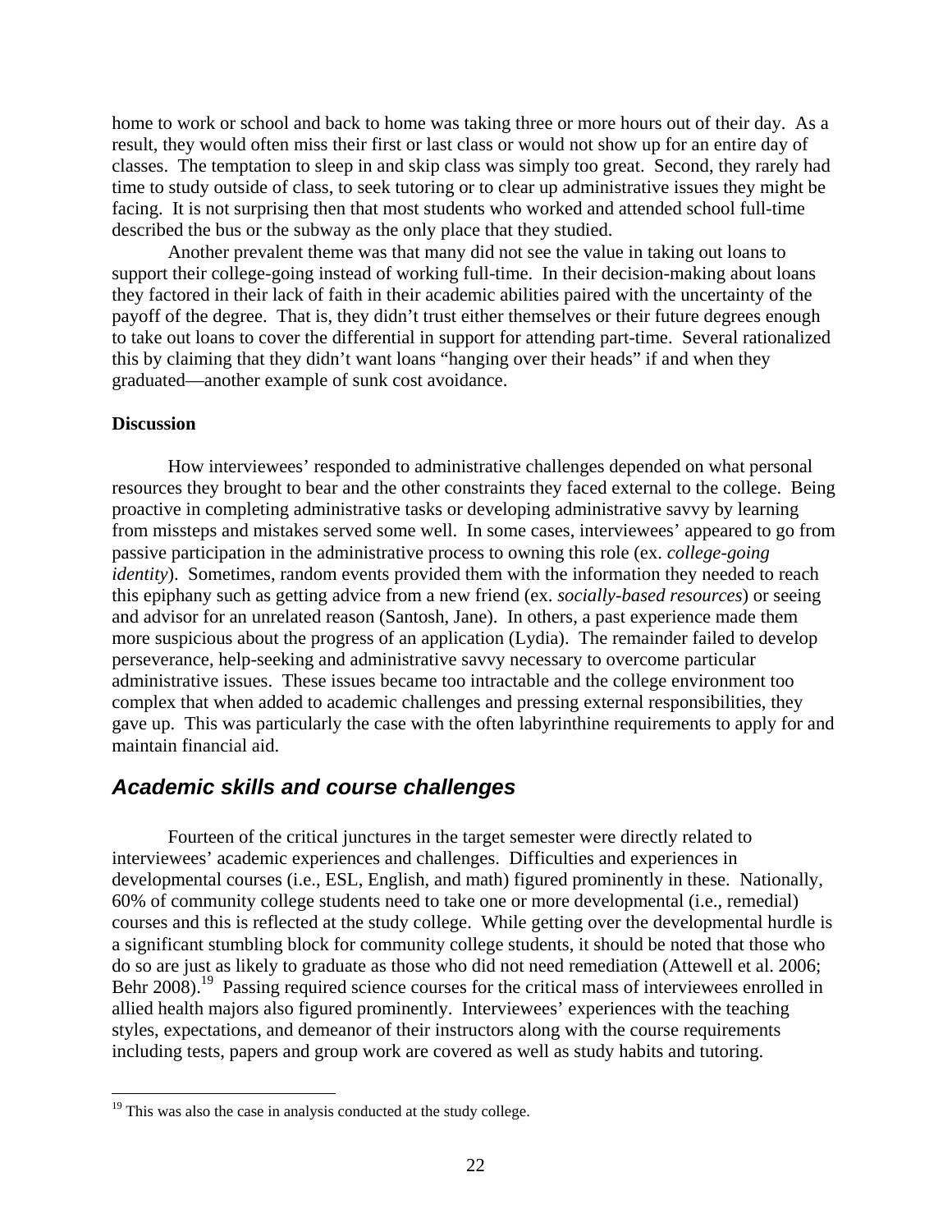home to work or school and back to home was taking three or more hours out of their day. As a result, they would often miss their first or last class or would not show up for an entire day of classes. The temptation to sleep in and skip class was simply too great. Second, they rarely had time to study outside of class, to seek tutoring or to clear up administrative issues they might be facing. It is not surprising then that most students who worked and attended school full-time described the bus or the subway as the only place that they studied.

Another prevalent theme was that many did not see the value in taking out loans to support their college-going instead of working full-time. In their decision-making about loans they factored in their lack of faith in their academic abilities paired with the uncertainty of the payoff of the degree. That is, they didn't trust either themselves or their future degrees enough to take out loans to cover the differential in support for attending part-time. Several rationalized this by claiming that they didn't want loans "hanging over their heads" if and when they graduated—another example of sunk cost avoidance.

**Discussion**

How interviewees' responded to administrative challenges depended on what personal resources they brought to bear and the other constraints they faced external to the college. Being proactive in completing administrative tasks or developing administrative savvy by learning from missteps and mistakes served some well. In some cases, interviewees' appeared to go from passive participation in the administrative process to owning this role (ex. *college-going identity*). Sometimes, random events provided them with the information they needed to reach this epiphany such as getting advice from a new friend (ex. *socially-based resources*) or seeing and advisor for an unrelated reason (Santosh, Jane). In others, a past experience made them more suspicious about the progress of an application (Lydia). The remainder failed to develop perseverance, help-seeking and administrative savvy necessary to overcome particular administrative issues. These issues became too intractable and the college environment too complex that when added to academic challenges and pressing external responsibilities, they gave up. This was particularly the case with the often labyrinthine requirements to apply for and maintain financial aid.

## *Academic skills and course challenges*

Fourteen of the critical junctures in the target semester were directly related to interviewees' academic experiences and challenges. Difficulties and experiences in developmental courses (i.e., ESL, English, and math) figured prominently in these. Nationally, 60% of community college students need to take one or more developmental (i.e., remedial) courses and this is reflected at the study college. While getting over the developmental hurdle is a significant stumbling block for community college students, it should be noted that those who do so are just as likely to graduate as those who did not need remediation (Attewell et al. 2006; Behr 2008).[19] Passing required science courses for the critical mass of interviewees enrolled in allied health majors also figured prominently. Interviewees' experiences with the teaching styles, expectations, and demeanor of their instructors along with the course requirements including tests, papers and group work are covered as well as study habits and tutoring.

[19] This was also the case in analysis conducted at the study college.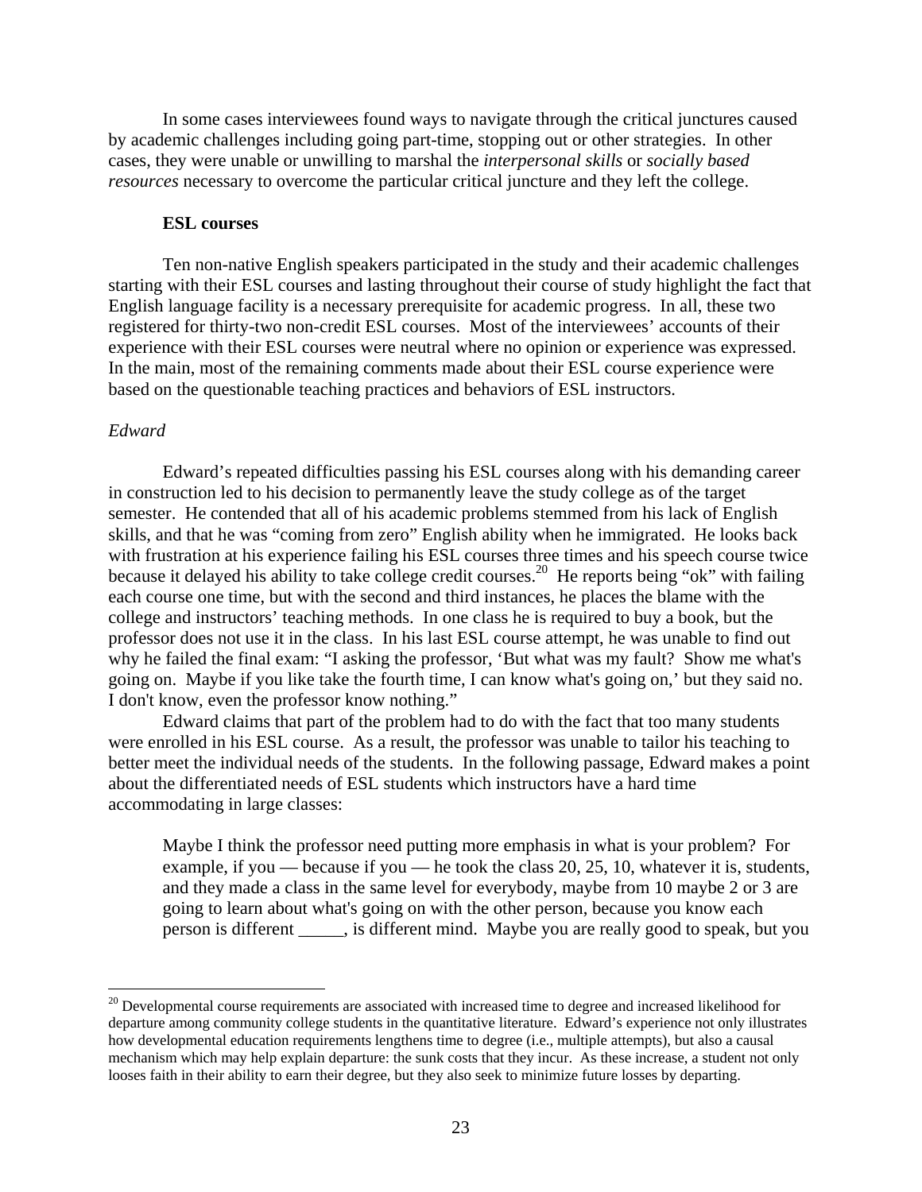In some cases interviewees found ways to navigate through the critical junctures caused by academic challenges including going part-time, stopping out or other strategies. In other cases, they were unable or unwilling to marshal the *interpersonal skills* or *socially based resources* necessary to overcome the particular critical juncture and they left the college.

### ESL courses

Ten non-native English speakers participated in the study and their academic challenges starting with their ESL courses and lasting throughout their course of study highlight the fact that English language facility is a necessary prerequisite for academic progress. In all, these two registered for thirty-two non-credit ESL courses. Most of the interviewees' accounts of their experience with their ESL courses were neutral where no opinion or experience was expressed. In the main, most of the remaining comments made about their ESL course experience were based on the questionable teaching practices and behaviors of ESL instructors.

*Edward*

Edward's repeated difficulties passing his ESL courses along with his demanding career in construction led to his decision to permanently leave the study college as of the target semester. He contended that all of his academic problems stemmed from his lack of English skills, and that he was "coming from zero" English ability when he immigrated. He looks back with frustration at his experience failing his ESL courses three times and his speech course twice because it delayed his ability to take college credit courses.[20] He reports being "ok" with failing each course one time, but with the second and third instances, he places the blame with the college and instructors' teaching methods. In one class he is required to buy a book, but the professor does not use it in the class. In his last ESL course attempt, he was unable to find out why he failed the final exam: "I asking the professor, 'But what was my fault? Show me what's going on. Maybe if you like take the fourth time, I can know what's going on,' but they said no. I don't know, even the professor know nothing."

Edward claims that part of the problem had to do with the fact that too many students were enrolled in his ESL course. As a result, the professor was unable to tailor his teaching to better meet the individual needs of the students. In the following passage, Edward makes a point about the differentiated needs of ESL students which instructors have a hard time accommodating in large classes:

> Maybe I think the professor need putting more emphasis in what is your problem? For example, if you — because if you — he took the class 20, 25, 10, whatever it is, students, and they made a class in the same level for everybody, maybe from 10 maybe 2 or 3 are going to learn about what's going on with the other person, because you know each person is different _____, is different mind. Maybe you are really good to speak, but you

[20] Developmental course requirements are associated with increased time to degree and increased likelihood for departure among community college students in the quantitative literature. Edward's experience not only illustrates how developmental education requirements lengthens time to degree (i.e., multiple attempts), but also a causal mechanism which may help explain departure: the sunk costs that they incur. As these increase, a student not only looses faith in their ability to earn their degree, but they also seek to minimize future losses by departing.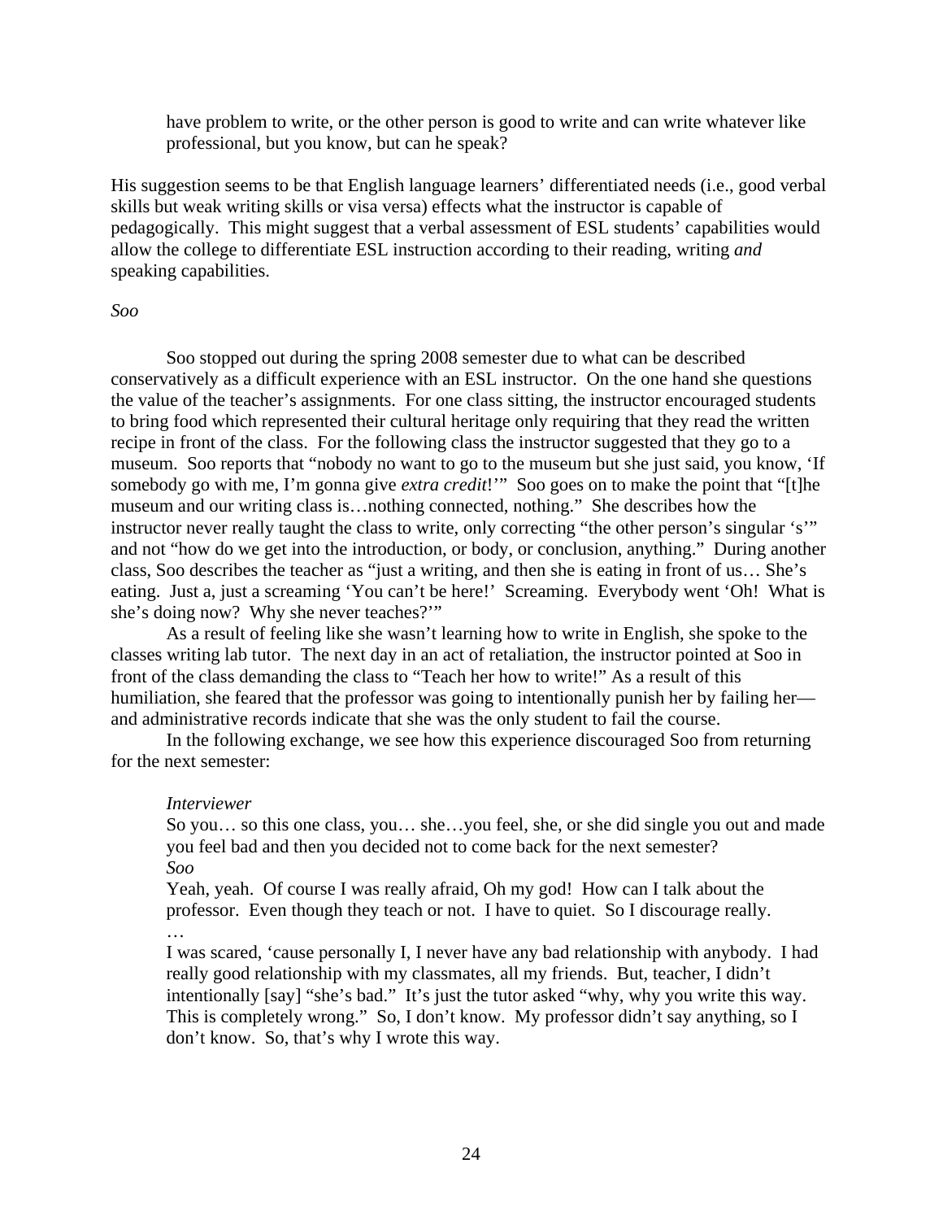> have problem to write, or the other person is good to write and can write whatever like professional, but you know, but can he speak?

His suggestion seems to be that English language learners' differentiated needs (i.e., good verbal skills but weak writing skills or visa versa) effects what the instructor is capable of pedagogically. This might suggest that a verbal assessment of ESL students' capabilities would allow the college to differentiate ESL instruction according to their reading, writing *and* speaking capabilities.

*Soo*

Soo stopped out during the spring 2008 semester due to what can be described conservatively as a difficult experience with an ESL instructor. On the one hand she questions the value of the teacher's assignments. For one class sitting, the instructor encouraged students to bring food which represented their cultural heritage only requiring that they read the written recipe in front of the class. For the following class the instructor suggested that they go to a museum. Soo reports that "nobody no want to go to the museum but she just said, you know, 'If somebody go with me, I'm gonna give *extra credit*!'" Soo goes on to make the point that "[t]he museum and our writing class is…nothing connected, nothing." She describes how the instructor never really taught the class to write, only correcting "the other person's singular 's'" and not "how do we get into the introduction, or body, or conclusion, anything." During another class, Soo describes the teacher as "just a writing, and then she is eating in front of us… She's eating. Just a, just a screaming 'You can't be here!' Screaming. Everybody went 'Oh! What is she's doing now? Why she never teaches?'"

As a result of feeling like she wasn't learning how to write in English, she spoke to the classes writing lab tutor. The next day in an act of retaliation, the instructor pointed at Soo in front of the class demanding the class to "Teach her how to write!" As a result of this humiliation, she feared that the professor was going to intentionally punish her by failing her—and administrative records indicate that she was the only student to fail the course.

In the following exchange, we see how this experience discouraged Soo from returning for the next semester:

> *Interviewer*
> So you… so this one class, you… she…you feel, she, or she did single you out and made you feel bad and then you decided not to come back for the next semester?
> *Soo*
> Yeah, yeah. Of course I was really afraid, Oh my god! How can I talk about the professor. Even though they teach or not. I have to quiet. So I discourage really.
> …
> I was scared, 'cause personally I, I never have any bad relationship with anybody. I had really good relationship with my classmates, all my friends. But, teacher, I didn't intentionally [say] "she's bad." It's just the tutor asked "why, why you write this way. This is completely wrong." So, I don't know. My professor didn't say anything, so I don't know. So, that's why I wrote this way.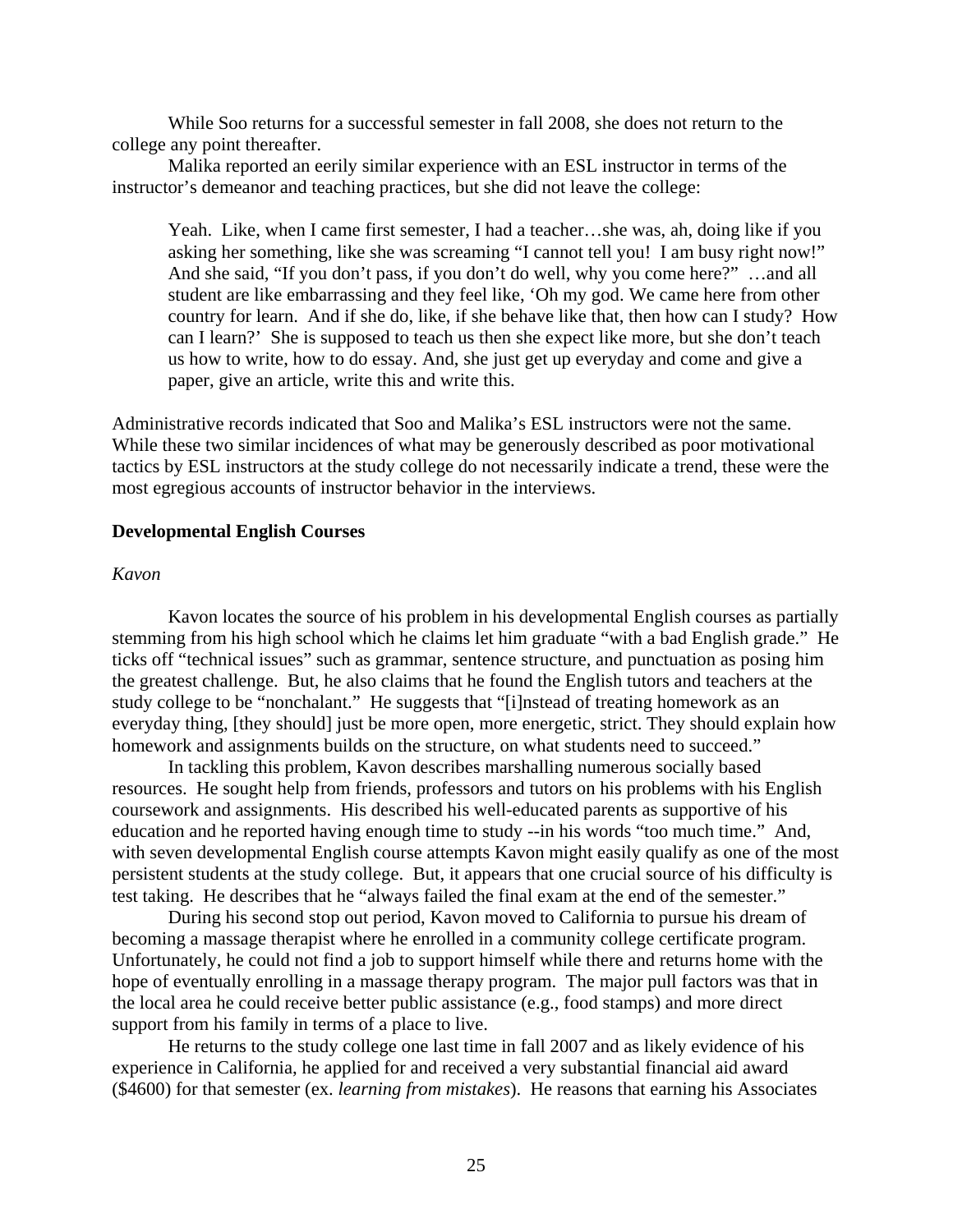While Soo returns for a successful semester in fall 2008, she does not return to the college any point thereafter.

Malika reported an eerily similar experience with an ESL instructor in terms of the instructor's demeanor and teaching practices, but she did not leave the college:

> Yeah. Like, when I came first semester, I had a teacher…she was, ah, doing like if you asking her something, like she was screaming "I cannot tell you! I am busy right now!" And she said, "If you don't pass, if you don't do well, why you come here?" …and all student are like embarrassing and they feel like, 'Oh my god. We came here from other country for learn. And if she do, like, if she behave like that, then how can I study? How can I learn?' She is supposed to teach us then she expect like more, but she don't teach us how to write, how to do essay. And, she just get up everyday and come and give a paper, give an article, write this and write this.

Administrative records indicated that Soo and Malika's ESL instructors were not the same. While these two similar incidences of what may be generously described as poor motivational tactics by ESL instructors at the study college do not necessarily indicate a trend, these were the most egregious accounts of instructor behavior in the interviews.

**Developmental English Courses**

*Kavon*

Kavon locates the source of his problem in his developmental English courses as partially stemming from his high school which he claims let him graduate "with a bad English grade." He ticks off "technical issues" such as grammar, sentence structure, and punctuation as posing him the greatest challenge. But, he also claims that he found the English tutors and teachers at the study college to be "nonchalant." He suggests that "[i]nstead of treating homework as an everyday thing, [they should] just be more open, more energetic, strict. They should explain how homework and assignments builds on the structure, on what students need to succeed."

In tackling this problem, Kavon describes marshalling numerous socially based resources. He sought help from friends, professors and tutors on his problems with his English coursework and assignments. His described his well-educated parents as supportive of his education and he reported having enough time to study --in his words "too much time." And, with seven developmental English course attempts Kavon might easily qualify as one of the most persistent students at the study college. But, it appears that one crucial source of his difficulty is test taking. He describes that he "always failed the final exam at the end of the semester."

During his second stop out period, Kavon moved to California to pursue his dream of becoming a massage therapist where he enrolled in a community college certificate program. Unfortunately, he could not find a job to support himself while there and returns home with the hope of eventually enrolling in a massage therapy program. The major pull factors was that in the local area he could receive better public assistance (e.g., food stamps) and more direct support from his family in terms of a place to live.

He returns to the study college one last time in fall 2007 and as likely evidence of his experience in California, he applied for and received a very substantial financial aid award ($4600) for that semester (ex. *learning from mistakes*). He reasons that earning his Associates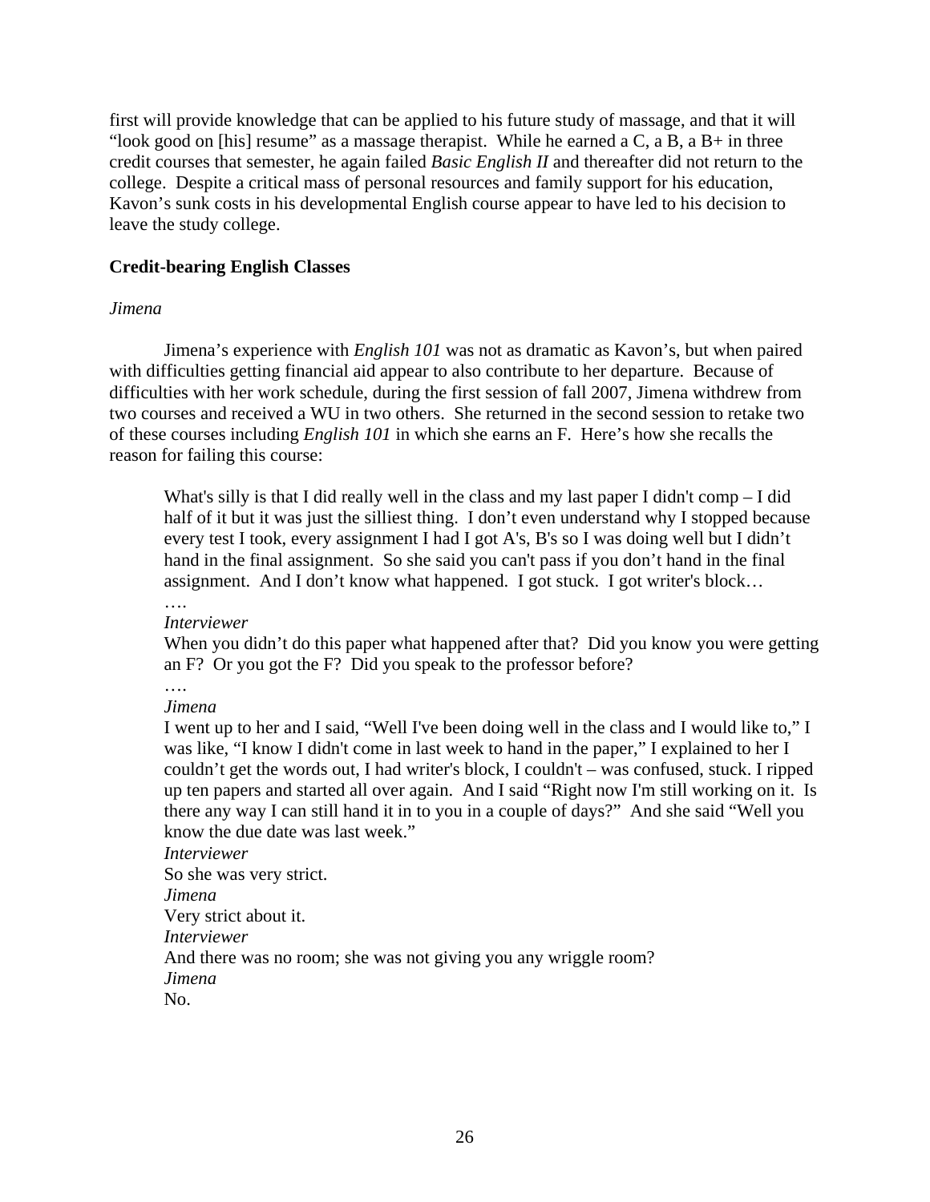first will provide knowledge that can be applied to his future study of massage, and that it will "look good on [his] resume" as a massage therapist. While he earned a C, a B, a B+ in three credit courses that semester, he again failed *Basic English II* and thereafter did not return to the college. Despite a critical mass of personal resources and family support for his education, Kavon's sunk costs in his developmental English course appear to have led to his decision to leave the study college.

## Credit-bearing English Classes

### *Jimena*

Jimena's experience with *English 101* was not as dramatic as Kavon's, but when paired with difficulties getting financial aid appear to also contribute to her departure. Because of difficulties with her work schedule, during the first session of fall 2007, Jimena withdrew from two courses and received a WU in two others. She returned in the second session to retake two of these courses including *English 101* in which she earns an F. Here's how she recalls the reason for failing this course:

> What's silly is that I did really well in the class and my last paper I didn't comp – I did half of it but it was just the silliest thing. I don't even understand why I stopped because every test I took, every assignment I had I got A's, B's so I was doing well but I didn't hand in the final assignment. So she said you can't pass if you don't hand in the final assignment. And I don't know what happened. I got stuck. I got writer's block…
>
> ….
>
> *Interviewer*
>
> When you didn't do this paper what happened after that? Did you know you were getting an F? Or you got the F? Did you speak to the professor before?
>
> ….
>
> *Jimena*
>
> I went up to her and I said, "Well I've been doing well in the class and I would like to," I was like, "I know I didn't come in last week to hand in the paper," I explained to her I couldn't get the words out, I had writer's block, I couldn't – was confused, stuck. I ripped up ten papers and started all over again. And I said "Right now I'm still working on it. Is there any way I can still hand it in to you in a couple of days?" And she said "Well you know the due date was last week."
>
> *Interviewer*
>
> So she was very strict.
>
> *Jimena*
>
> Very strict about it.
>
> *Interviewer*
>
> And there was no room; she was not giving you any wriggle room?
>
> *Jimena*
>
> No.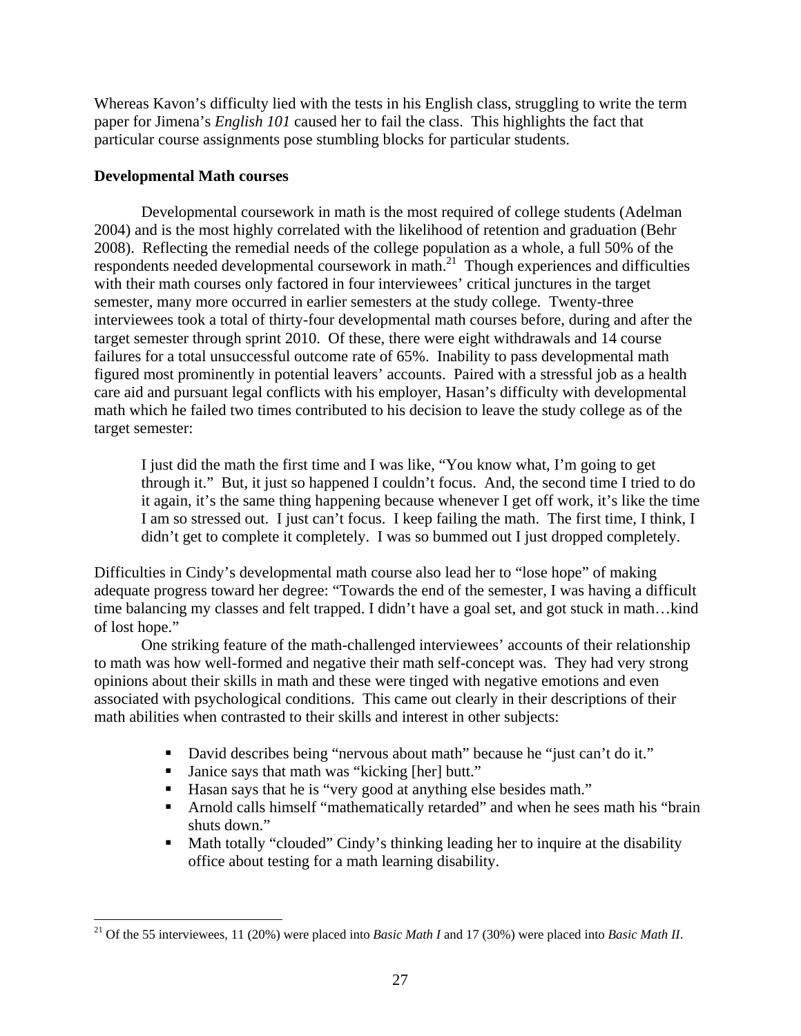Whereas Kavon's difficulty lied with the tests in his English class, struggling to write the term paper for Jimena's *English 101* caused her to fail the class. This highlights the fact that particular course assignments pose stumbling blocks for particular students.

**Developmental Math courses**

Developmental coursework in math is the most required of college students (Adelman 2004) and is the most highly correlated with the likelihood of retention and graduation (Behr 2008). Reflecting the remedial needs of the college population as a whole, a full 50% of the respondents needed developmental coursework in math.[21] Though experiences and difficulties with their math courses only factored in four interviewees' critical junctures in the target semester, many more occurred in earlier semesters at the study college. Twenty-three interviewees took a total of thirty-four developmental math courses before, during and after the target semester through sprint 2010. Of these, there were eight withdrawals and 14 course failures for a total unsuccessful outcome rate of 65%. Inability to pass developmental math figured most prominently in potential leavers' accounts. Paired with a stressful job as a health care aid and pursuant legal conflicts with his employer, Hasan's difficulty with developmental math which he failed two times contributed to his decision to leave the study college as of the target semester:

> I just did the math the first time and I was like, "You know what, I'm going to get through it." But, it just so happened I couldn't focus. And, the second time I tried to do it again, it's the same thing happening because whenever I get off work, it's like the time I am so stressed out. I just can't focus. I keep failing the math. The first time, I think, I didn't get to complete it completely. I was so bummed out I just dropped completely.

Difficulties in Cindy's developmental math course also lead her to "lose hope" of making adequate progress toward her degree: "Towards the end of the semester, I was having a difficult time balancing my classes and felt trapped. I didn't have a goal set, and got stuck in math…kind of lost hope."

One striking feature of the math-challenged interviewees' accounts of their relationship to math was how well-formed and negative their math self-concept was. They had very strong opinions about their skills in math and these were tinged with negative emotions and even associated with psychological conditions. This came out clearly in their descriptions of their math abilities when contrasted to their skills and interest in other subjects:

- David describes being "nervous about math" because he "just can't do it."
- Janice says that math was "kicking [her] butt."
- Hasan says that he is "very good at anything else besides math."
- Arnold calls himself "mathematically retarded" and when he sees math his "brain shuts down."
- Math totally "clouded" Cindy's thinking leading her to inquire at the disability office about testing for a math learning disability.

---

[21] Of the 55 interviewees, 11 (20%) were placed into *Basic Math I* and 17 (30%) were placed into *Basic Math II*.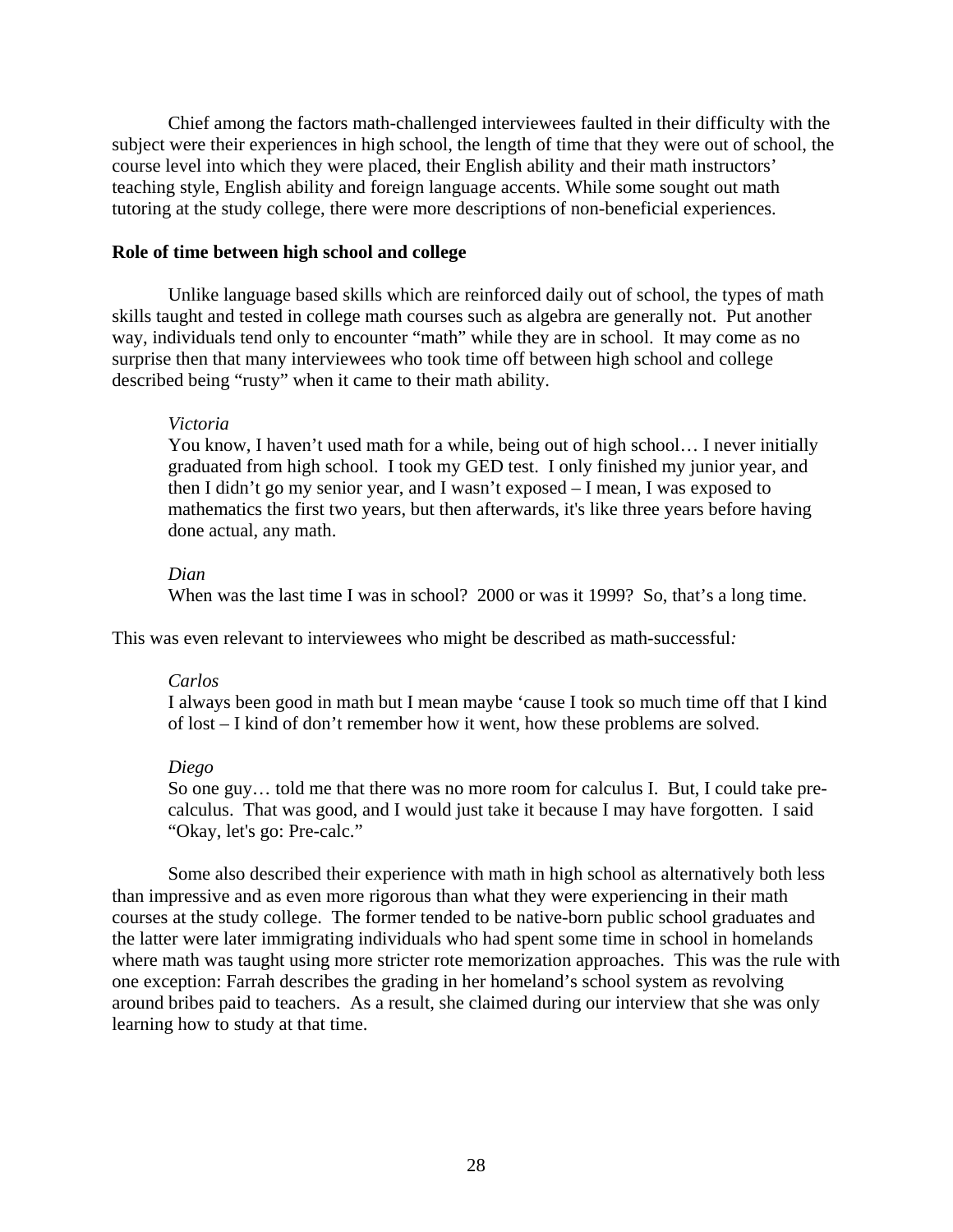Chief among the factors math-challenged interviewees faulted in their difficulty with the subject were their experiences in high school, the length of time that they were out of school, the course level into which they were placed, their English ability and their math instructors' teaching style, English ability and foreign language accents. While some sought out math tutoring at the study college, there were more descriptions of non-beneficial experiences.

**Role of time between high school and college**

Unlike language based skills which are reinforced daily out of school, the types of math skills taught and tested in college math courses such as algebra are generally not. Put another way, individuals tend only to encounter "math" while they are in school. It may come as no surprise then that many interviewees who took time off between high school and college described being "rusty" when it came to their math ability.

> *Victoria*
> You know, I haven't used math for a while, being out of high school… I never initially graduated from high school. I took my GED test. I only finished my junior year, and then I didn't go my senior year, and I wasn't exposed – I mean, I was exposed to mathematics the first two years, but then afterwards, it's like three years before having done actual, any math.

> *Dian*
> When was the last time I was in school? 2000 or was it 1999? So, that's a long time.

This was even relevant to interviewees who might be described as math-successful*:*

> *Carlos*
> I always been good in math but I mean maybe 'cause I took so much time off that I kind of lost – I kind of don't remember how it went, how these problems are solved.

> *Diego*
> So one guy… told me that there was no more room for calculus I. But, I could take pre-calculus. That was good, and I would just take it because I may have forgotten. I said "Okay, let's go: Pre-calc."

Some also described their experience with math in high school as alternatively both less than impressive and as even more rigorous than what they were experiencing in their math courses at the study college. The former tended to be native-born public school graduates and the latter were later immigrating individuals who had spent some time in school in homelands where math was taught using more stricter rote memorization approaches. This was the rule with one exception: Farrah describes the grading in her homeland's school system as revolving around bribes paid to teachers. As a result, she claimed during our interview that she was only learning how to study at that time.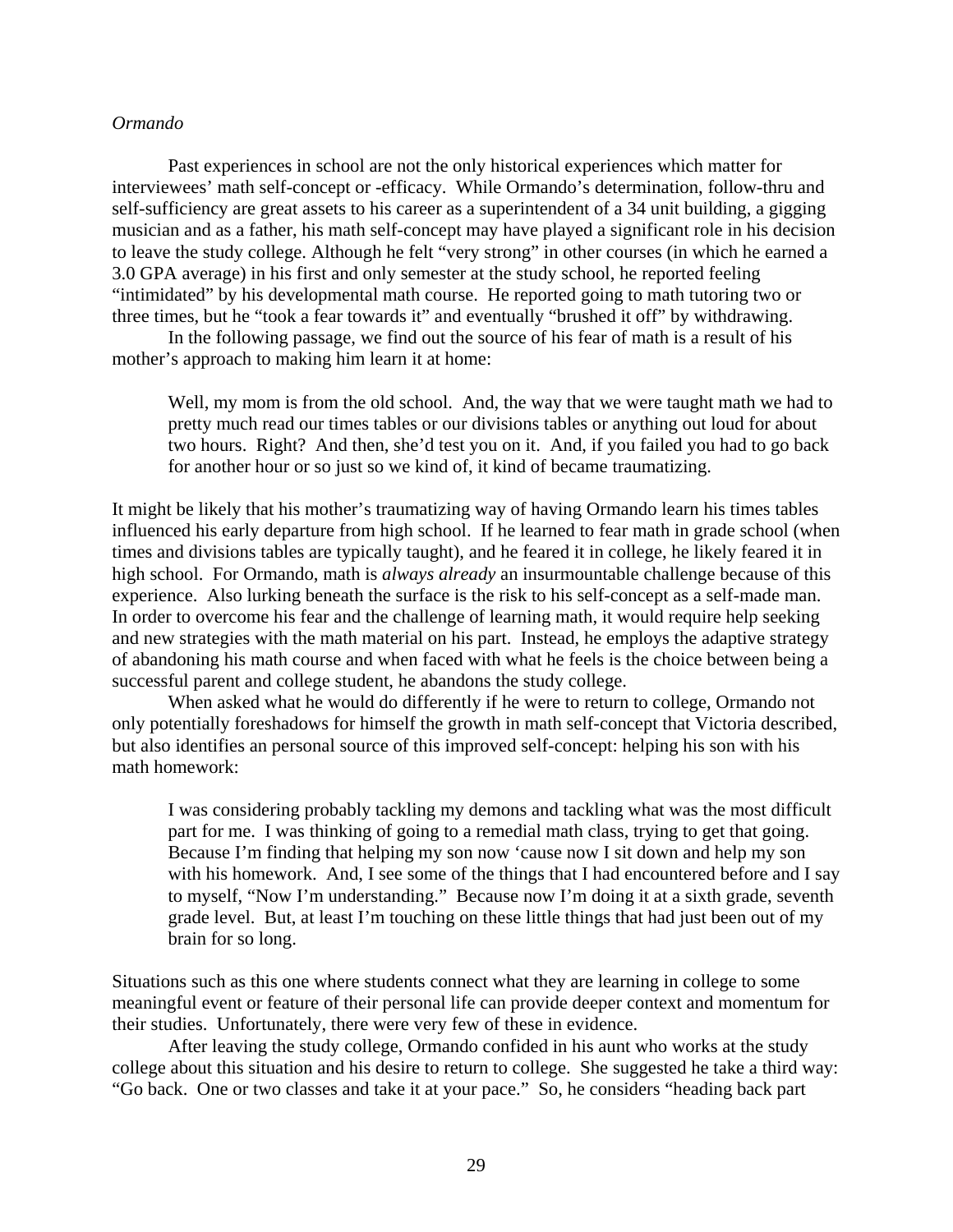*Ormando*

Past experiences in school are not the only historical experiences which matter for interviewees' math self-concept or -efficacy. While Ormando's determination, follow-thru and self-sufficiency are great assets to his career as a superintendent of a 34 unit building, a gigging musician and as a father, his math self-concept may have played a significant role in his decision to leave the study college. Although he felt "very strong" in other courses (in which he earned a 3.0 GPA average) in his first and only semester at the study school, he reported feeling "intimidated" by his developmental math course. He reported going to math tutoring two or three times, but he "took a fear towards it" and eventually "brushed it off" by withdrawing.

In the following passage, we find out the source of his fear of math is a result of his mother's approach to making him learn it at home:

> Well, my mom is from the old school. And, the way that we were taught math we had to pretty much read our times tables or our divisions tables or anything out loud for about two hours. Right? And then, she'd test you on it. And, if you failed you had to go back for another hour or so just so we kind of, it kind of became traumatizing.

It might be likely that his mother's traumatizing way of having Ormando learn his times tables influenced his early departure from high school. If he learned to fear math in grade school (when times and divisions tables are typically taught), and he feared it in college, he likely feared it in high school. For Ormando, math is *always already* an insurmountable challenge because of this experience. Also lurking beneath the surface is the risk to his self-concept as a self-made man. In order to overcome his fear and the challenge of learning math, it would require help seeking and new strategies with the math material on his part. Instead, he employs the adaptive strategy of abandoning his math course and when faced with what he feels is the choice between being a successful parent and college student, he abandons the study college.

When asked what he would do differently if he were to return to college, Ormando not only potentially foreshadows for himself the growth in math self-concept that Victoria described, but also identifies an personal source of this improved self-concept: helping his son with his math homework:

> I was considering probably tackling my demons and tackling what was the most difficult part for me. I was thinking of going to a remedial math class, trying to get that going. Because I'm finding that helping my son now 'cause now I sit down and help my son with his homework. And, I see some of the things that I had encountered before and I say to myself, "Now I'm understanding." Because now I'm doing it at a sixth grade, seventh grade level. But, at least I'm touching on these little things that had just been out of my brain for so long.

Situations such as this one where students connect what they are learning in college to some meaningful event or feature of their personal life can provide deeper context and momentum for their studies. Unfortunately, there were very few of these in evidence.

After leaving the study college, Ormando confided in his aunt who works at the study college about this situation and his desire to return to college. She suggested he take a third way: "Go back. One or two classes and take it at your pace." So, he considers "heading back part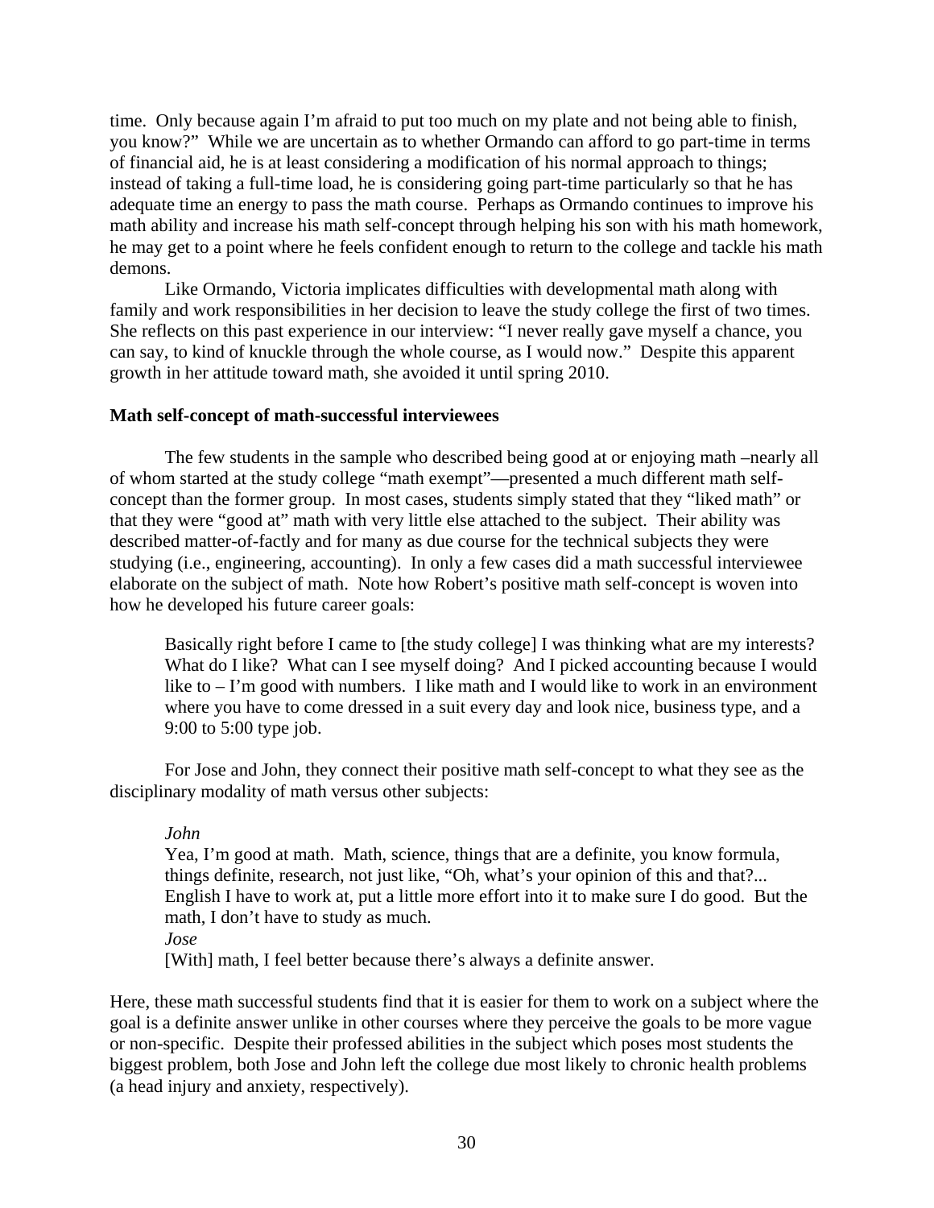time. Only because again I'm afraid to put too much on my plate and not being able to finish, you know?" While we are uncertain as to whether Ormando can afford to go part-time in terms of financial aid, he is at least considering a modification of his normal approach to things; instead of taking a full-time load, he is considering going part-time particularly so that he has adequate time an energy to pass the math course. Perhaps as Ormando continues to improve his math ability and increase his math self-concept through helping his son with his math homework, he may get to a point where he feels confident enough to return to the college and tackle his math demons.

Like Ormando, Victoria implicates difficulties with developmental math along with family and work responsibilities in her decision to leave the study college the first of two times. She reflects on this past experience in our interview: "I never really gave myself a chance, you can say, to kind of knuckle through the whole course, as I would now." Despite this apparent growth in her attitude toward math, she avoided it until spring 2010.

**Math self-concept of math-successful interviewees**

The few students in the sample who described being good at or enjoying math –nearly all of whom started at the study college "math exempt"—presented a much different math self-concept than the former group. In most cases, students simply stated that they "liked math" or that they were "good at" math with very little else attached to the subject. Their ability was described matter-of-factly and for many as due course for the technical subjects they were studying (i.e., engineering, accounting). In only a few cases did a math successful interviewee elaborate on the subject of math. Note how Robert's positive math self-concept is woven into how he developed his future career goals:

> Basically right before I came to [the study college] I was thinking what are my interests? What do I like? What can I see myself doing? And I picked accounting because I would like to – I'm good with numbers. I like math and I would like to work in an environment where you have to come dressed in a suit every day and look nice, business type, and a 9:00 to 5:00 type job.

For Jose and John, they connect their positive math self-concept to what they see as the disciplinary modality of math versus other subjects:

> *John*
> Yea, I'm good at math. Math, science, things that are a definite, you know formula, things definite, research, not just like, "Oh, what's your opinion of this and that?... English I have to work at, put a little more effort into it to make sure I do good. But the math, I don't have to study as much.
> *Jose*
> [With] math, I feel better because there's always a definite answer.

Here, these math successful students find that it is easier for them to work on a subject where the goal is a definite answer unlike in other courses where they perceive the goals to be more vague or non-specific. Despite their professed abilities in the subject which poses most students the biggest problem, both Jose and John left the college due most likely to chronic health problems (a head injury and anxiety, respectively).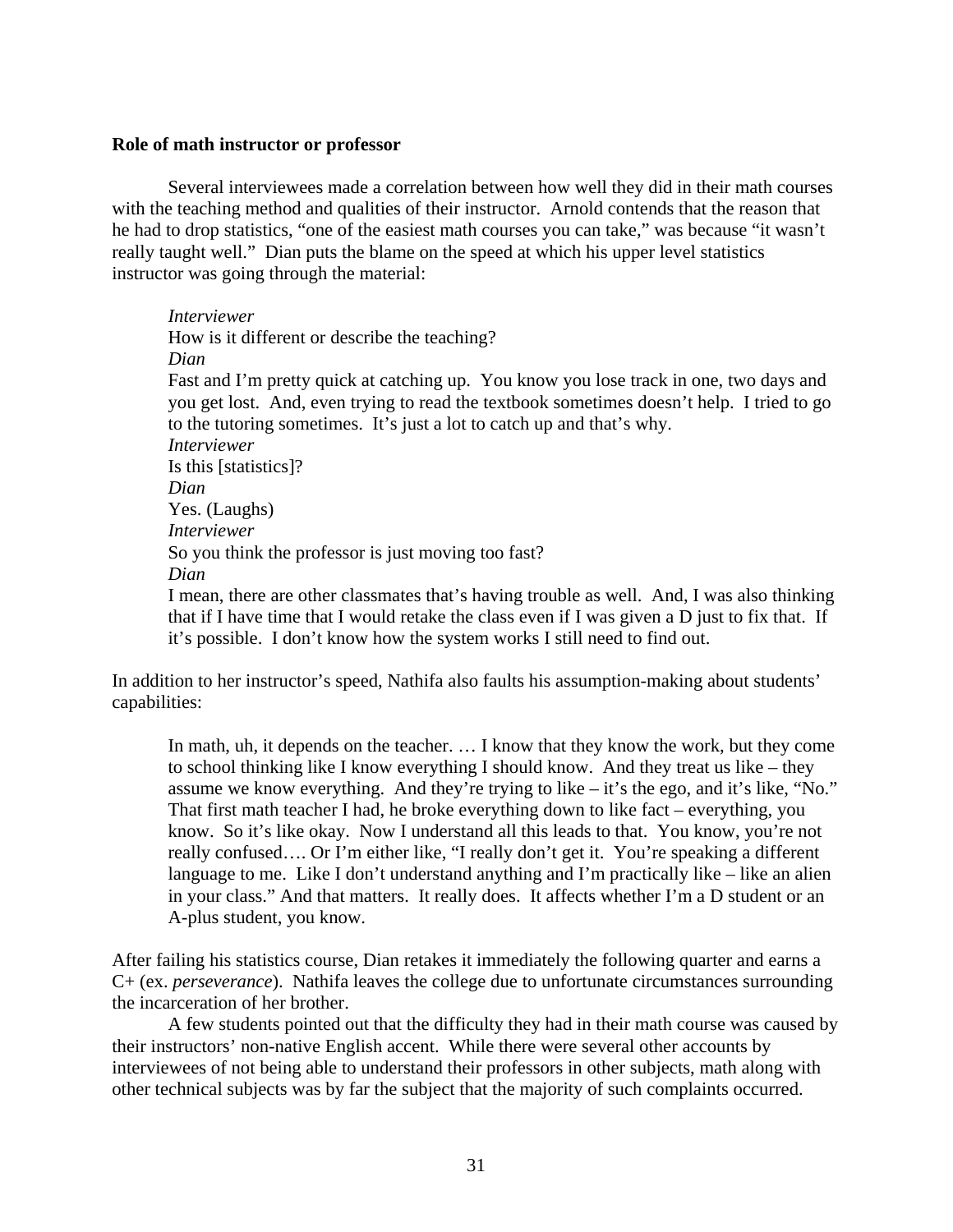**Role of math instructor or professor**

Several interviewees made a correlation between how well they did in their math courses with the teaching method and qualities of their instructor. Arnold contends that the reason that he had to drop statistics, "one of the easiest math courses you can take," was because "it wasn't really taught well." Dian puts the blame on the speed at which his upper level statistics instructor was going through the material:

> *Interviewer*
> How is it different or describe the teaching?
> *Dian*
> Fast and I'm pretty quick at catching up. You know you lose track in one, two days and you get lost. And, even trying to read the textbook sometimes doesn't help. I tried to go to the tutoring sometimes. It's just a lot to catch up and that's why.
> *Interviewer*
> Is this [statistics]?
> *Dian*
> Yes. (Laughs)
> *Interviewer*
> So you think the professor is just moving too fast?
> *Dian*
> I mean, there are other classmates that's having trouble as well. And, I was also thinking that if I have time that I would retake the class even if I was given a D just to fix that. If it's possible. I don't know how the system works I still need to find out.

In addition to her instructor's speed, Nathifa also faults his assumption-making about students' capabilities:

> In math, uh, it depends on the teacher. … I know that they know the work, but they come to school thinking like I know everything I should know. And they treat us like – they assume we know everything. And they're trying to like – it's the ego, and it's like, "No." That first math teacher I had, he broke everything down to like fact – everything, you know. So it's like okay. Now I understand all this leads to that. You know, you're not really confused…. Or I'm either like, "I really don't get it. You're speaking a different language to me. Like I don't understand anything and I'm practically like – like an alien in your class." And that matters. It really does. It affects whether I'm a D student or an A-plus student, you know.

After failing his statistics course, Dian retakes it immediately the following quarter and earns a C+ (ex. *perseverance*). Nathifa leaves the college due to unfortunate circumstances surrounding the incarceration of her brother.

A few students pointed out that the difficulty they had in their math course was caused by their instructors' non-native English accent. While there were several other accounts by interviewees of not being able to understand their professors in other subjects, math along with other technical subjects was by far the subject that the majority of such complaints occurred.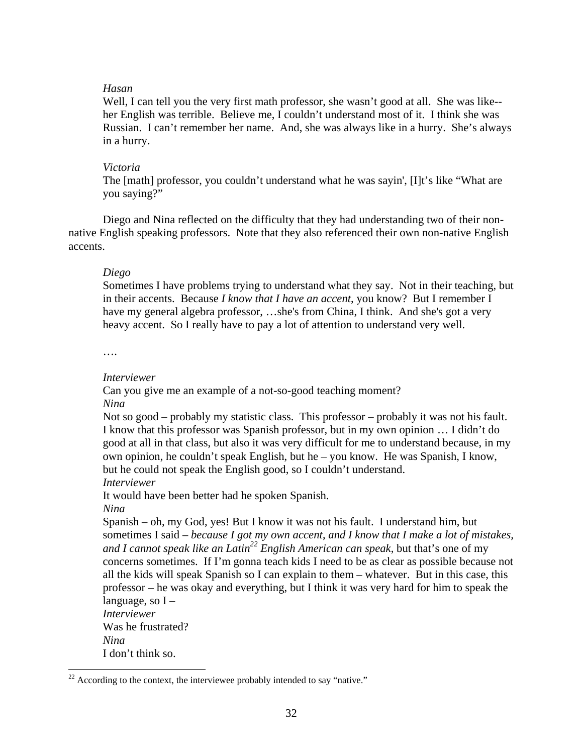*Hasan*
Well, I can tell you the very first math professor, she wasn't good at all. She was like-- her English was terrible. Believe me, I couldn't understand most of it. I think she was Russian. I can't remember her name. And, she was always like in a hurry. She's always in a hurry.

*Victoria*
The [math] professor, you couldn't understand what he was sayin', [I]t's like "What are you saying?"

Diego and Nina reflected on the difficulty that they had understanding two of their non-native English speaking professors. Note that they also referenced their own non-native English accents.

*Diego*
Sometimes I have problems trying to understand what they say. Not in their teaching, but in their accents. Because *I know that I have an accent*, you know? But I remember I have my general algebra professor, …she's from China, I think. And she's got a very heavy accent. So I really have to pay a lot of attention to understand very well.

….

*Interviewer*
Can you give me an example of a not-so-good teaching moment?
*Nina*
Not so good – probably my statistic class. This professor – probably it was not his fault. I know that this professor was Spanish professor, but in my own opinion … I didn't do good at all in that class, but also it was very difficult for me to understand because, in my own opinion, he couldn't speak English, but he – you know. He was Spanish, I know, but he could not speak the English good, so I couldn't understand.
*Interviewer*
It would have been better had he spoken Spanish.
*Nina*
Spanish – oh, my God, yes! But I know it was not his fault. I understand him, but sometimes I said – *because I got my own accent, and I know that I make a lot of mistakes, and I cannot speak like an Latin*[22] *English American can speak*, but that's one of my concerns sometimes. If I'm gonna teach kids I need to be as clear as possible because not all the kids will speak Spanish so I can explain to them – whatever. But in this case, this professor – he was okay and everything, but I think it was very hard for him to speak the language, so I –
*Interviewer*
Was he frustrated?
*Nina*
I don't think so.

[22] According to the context, the interviewee probably intended to say "native."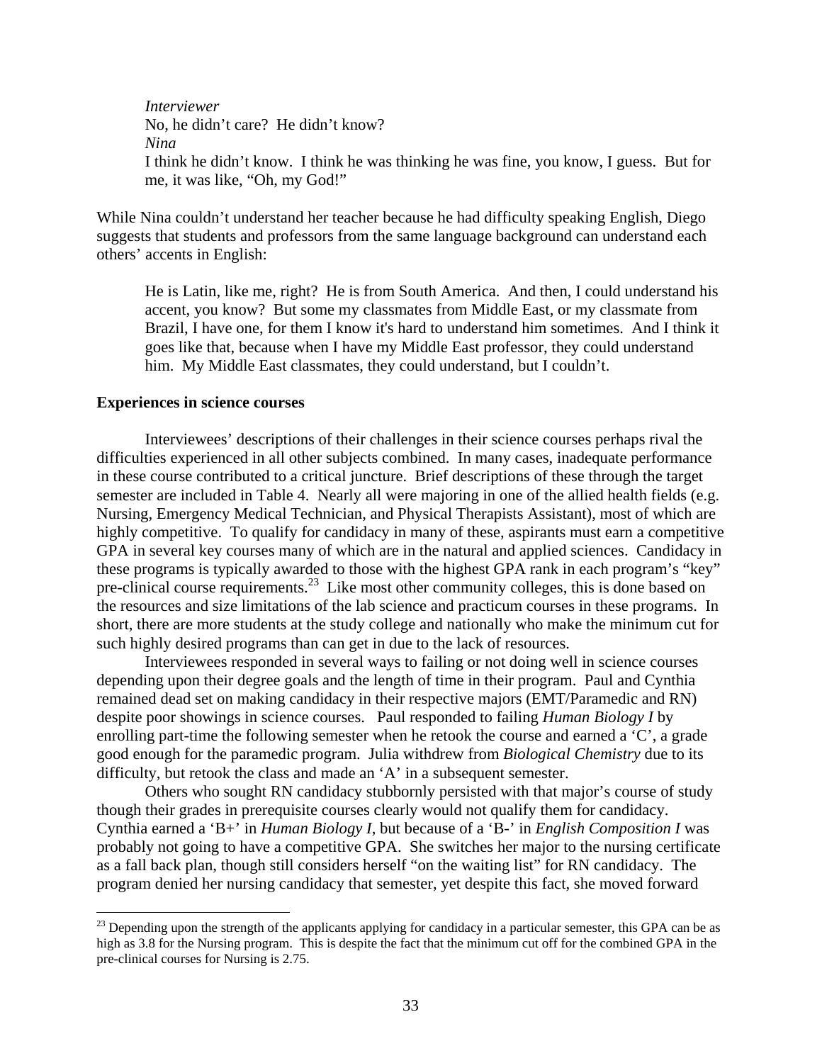> *Interviewer*
> No, he didn't care? He didn't know?
> *Nina*
> I think he didn't know. I think he was thinking he was fine, you know, I guess. But for me, it was like, "Oh, my God!"

While Nina couldn't understand her teacher because he had difficulty speaking English, Diego suggests that students and professors from the same language background can understand each others' accents in English:

> He is Latin, like me, right? He is from South America. And then, I could understand his accent, you know? But some my classmates from Middle East, or my classmate from Brazil, I have one, for them I know it's hard to understand him sometimes. And I think it goes like that, because when I have my Middle East professor, they could understand him. My Middle East classmates, they could understand, but I couldn't.

**Experiences in science courses**

Interviewees' descriptions of their challenges in their science courses perhaps rival the difficulties experienced in all other subjects combined. In many cases, inadequate performance in these course contributed to a critical juncture. Brief descriptions of these through the target semester are included in Table 4. Nearly all were majoring in one of the allied health fields (e.g. Nursing, Emergency Medical Technician, and Physical Therapists Assistant), most of which are highly competitive. To qualify for candidacy in many of these, aspirants must earn a competitive GPA in several key courses many of which are in the natural and applied sciences. Candidacy in these programs is typically awarded to those with the highest GPA rank in each program's "key" pre-clinical course requirements.[23] Like most other community colleges, this is done based on the resources and size limitations of the lab science and practicum courses in these programs. In short, there are more students at the study college and nationally who make the minimum cut for such highly desired programs than can get in due to the lack of resources.

Interviewees responded in several ways to failing or not doing well in science courses depending upon their degree goals and the length of time in their program. Paul and Cynthia remained dead set on making candidacy in their respective majors (EMT/Paramedic and RN) despite poor showings in science courses. Paul responded to failing *Human Biology I* by enrolling part-time the following semester when he retook the course and earned a 'C', a grade good enough for the paramedic program. Julia withdrew from *Biological Chemistry* due to its difficulty, but retook the class and made an 'A' in a subsequent semester.

Others who sought RN candidacy stubbornly persisted with that major's course of study though their grades in prerequisite courses clearly would not qualify them for candidacy. Cynthia earned a 'B+' in *Human Biology I*, but because of a 'B-' in *English Composition I* was probably not going to have a competitive GPA. She switches her major to the nursing certificate as a fall back plan, though still considers herself "on the waiting list" for RN candidacy. The program denied her nursing candidacy that semester, yet despite this fact, she moved forward

[23] Depending upon the strength of the applicants applying for candidacy in a particular semester, this GPA can be as high as 3.8 for the Nursing program. This is despite the fact that the minimum cut off for the combined GPA in the pre-clinical courses for Nursing is 2.75.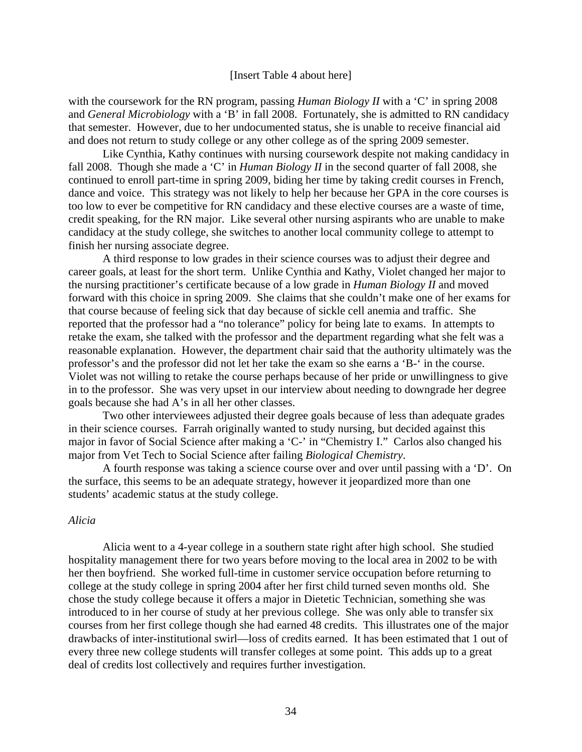[Insert Table 4 about here]

with the coursework for the RN program, passing *Human Biology II* with a 'C' in spring 2008 and *General Microbiology* with a 'B' in fall 2008. Fortunately, she is admitted to RN candidacy that semester. However, due to her undocumented status, she is unable to receive financial aid and does not return to study college or any other college as of the spring 2009 semester.

Like Cynthia, Kathy continues with nursing coursework despite not making candidacy in fall 2008. Though she made a 'C' in *Human Biology II* in the second quarter of fall 2008, she continued to enroll part-time in spring 2009, biding her time by taking credit courses in French, dance and voice. This strategy was not likely to help her because her GPA in the core courses is too low to ever be competitive for RN candidacy and these elective courses are a waste of time, credit speaking, for the RN major. Like several other nursing aspirants who are unable to make candidacy at the study college, she switches to another local community college to attempt to finish her nursing associate degree.

A third response to low grades in their science courses was to adjust their degree and career goals, at least for the short term. Unlike Cynthia and Kathy, Violet changed her major to the nursing practitioner's certificate because of a low grade in *Human Biology II* and moved forward with this choice in spring 2009. She claims that she couldn't make one of her exams for that course because of feeling sick that day because of sickle cell anemia and traffic. She reported that the professor had a "no tolerance" policy for being late to exams. In attempts to retake the exam, she talked with the professor and the department regarding what she felt was a reasonable explanation. However, the department chair said that the authority ultimately was the professor's and the professor did not let her take the exam so she earns a 'B-' in the course. Violet was not willing to retake the course perhaps because of her pride or unwillingness to give in to the professor. She was very upset in our interview about needing to downgrade her degree goals because she had A's in all her other classes.

Two other interviewees adjusted their degree goals because of less than adequate grades in their science courses. Farrah originally wanted to study nursing, but decided against this major in favor of Social Science after making a 'C-' in "Chemistry I." Carlos also changed his major from Vet Tech to Social Science after failing *Biological Chemistry*.

A fourth response was taking a science course over and over until passing with a 'D'. On the surface, this seems to be an adequate strategy, however it jeopardized more than one students' academic status at the study college.

*Alicia*

Alicia went to a 4-year college in a southern state right after high school. She studied hospitality management there for two years before moving to the local area in 2002 to be with her then boyfriend. She worked full-time in customer service occupation before returning to college at the study college in spring 2004 after her first child turned seven months old. She chose the study college because it offers a major in Dietetic Technician, something she was introduced to in her course of study at her previous college. She was only able to transfer six courses from her first college though she had earned 48 credits. This illustrates one of the major drawbacks of inter-institutional swirl—loss of credits earned. It has been estimated that 1 out of every three new college students will transfer colleges at some point. This adds up to a great deal of credits lost collectively and requires further investigation.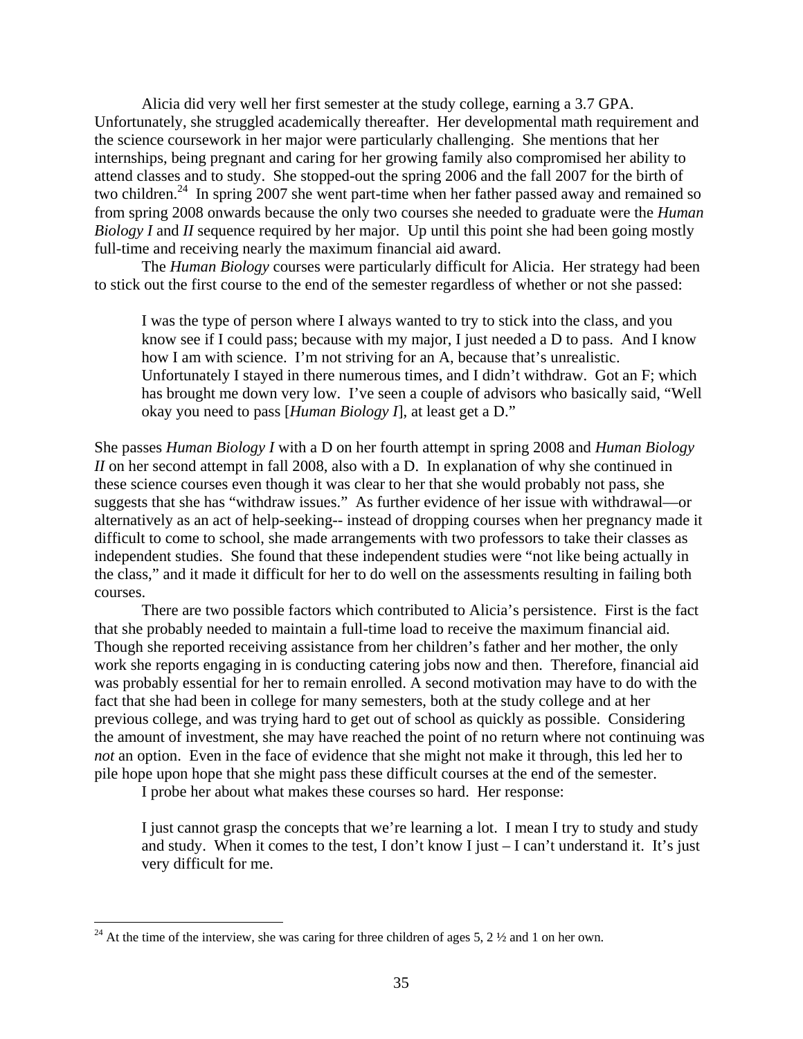Alicia did very well her first semester at the study college, earning a 3.7 GPA. Unfortunately, she struggled academically thereafter. Her developmental math requirement and the science coursework in her major were particularly challenging. She mentions that her internships, being pregnant and caring for her growing family also compromised her ability to attend classes and to study. She stopped-out the spring 2006 and the fall 2007 for the birth of two children.[24] In spring 2007 she went part-time when her father passed away and remained so from spring 2008 onwards because the only two courses she needed to graduate were the *Human Biology I* and *II* sequence required by her major. Up until this point she had been going mostly full-time and receiving nearly the maximum financial aid award.

The *Human Biology* courses were particularly difficult for Alicia. Her strategy had been to stick out the first course to the end of the semester regardless of whether or not she passed:

> I was the type of person where I always wanted to try to stick into the class, and you know see if I could pass; because with my major, I just needed a D to pass. And I know how I am with science. I'm not striving for an A, because that's unrealistic. Unfortunately I stayed in there numerous times, and I didn't withdraw. Got an F; which has brought me down very low. I've seen a couple of advisors who basically said, "Well okay you need to pass [*Human Biology I*], at least get a D."

She passes *Human Biology I* with a D on her fourth attempt in spring 2008 and *Human Biology II* on her second attempt in fall 2008, also with a D. In explanation of why she continued in these science courses even though it was clear to her that she would probably not pass, she suggests that she has "withdraw issues." As further evidence of her issue with withdrawal—or alternatively as an act of help-seeking-- instead of dropping courses when her pregnancy made it difficult to come to school, she made arrangements with two professors to take their classes as independent studies. She found that these independent studies were "not like being actually in the class," and it made it difficult for her to do well on the assessments resulting in failing both courses.

There are two possible factors which contributed to Alicia's persistence. First is the fact that she probably needed to maintain a full-time load to receive the maximum financial aid. Though she reported receiving assistance from her children's father and her mother, the only work she reports engaging in is conducting catering jobs now and then. Therefore, financial aid was probably essential for her to remain enrolled. A second motivation may have to do with the fact that she had been in college for many semesters, both at the study college and at her previous college, and was trying hard to get out of school as quickly as possible. Considering the amount of investment, she may have reached the point of no return where not continuing was *not* an option. Even in the face of evidence that she might not make it through, this led her to pile hope upon hope that she might pass these difficult courses at the end of the semester.

I probe her about what makes these courses so hard. Her response:

> I just cannot grasp the concepts that we're learning a lot. I mean I try to study and study and study. When it comes to the test, I don't know I just – I can't understand it. It's just very difficult for me.

---

[24] At the time of the interview, she was caring for three children of ages 5, 2 ½ and 1 on her own.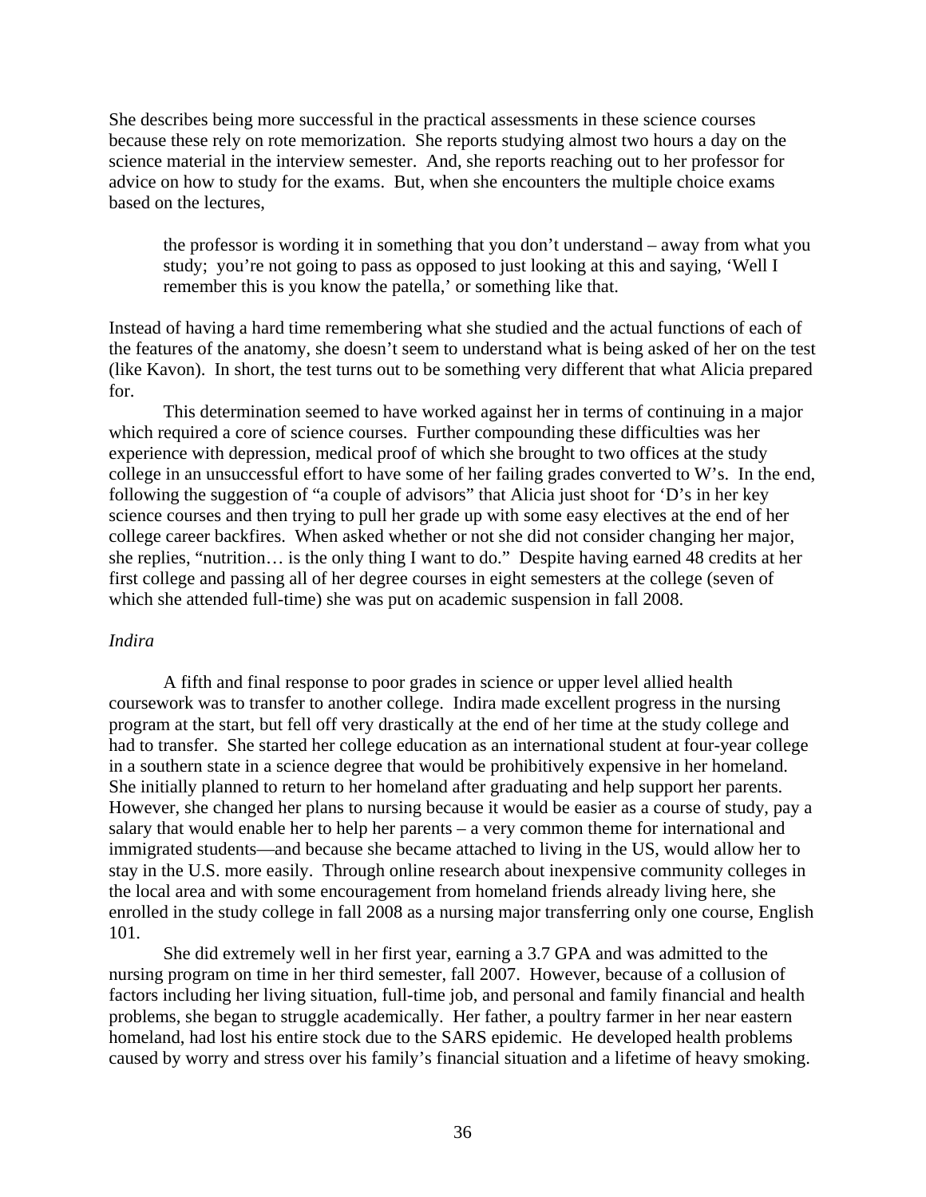She describes being more successful in the practical assessments in these science courses because these rely on rote memorization. She reports studying almost two hours a day on the science material in the interview semester. And, she reports reaching out to her professor for advice on how to study for the exams. But, when she encounters the multiple choice exams based on the lectures,

> the professor is wording it in something that you don't understand – away from what you study; you're not going to pass as opposed to just looking at this and saying, 'Well I remember this is you know the patella,' or something like that.

Instead of having a hard time remembering what she studied and the actual functions of each of the features of the anatomy, she doesn't seem to understand what is being asked of her on the test (like Kavon). In short, the test turns out to be something very different that what Alicia prepared for.

This determination seemed to have worked against her in terms of continuing in a major which required a core of science courses. Further compounding these difficulties was her experience with depression, medical proof of which she brought to two offices at the study college in an unsuccessful effort to have some of her failing grades converted to W's. In the end, following the suggestion of "a couple of advisors" that Alicia just shoot for 'D's in her key science courses and then trying to pull her grade up with some easy electives at the end of her college career backfires. When asked whether or not she did not consider changing her major, she replies, "nutrition… is the only thing I want to do." Despite having earned 48 credits at her first college and passing all of her degree courses in eight semesters at the college (seven of which she attended full-time) she was put on academic suspension in fall 2008.

*Indira*

A fifth and final response to poor grades in science or upper level allied health coursework was to transfer to another college. Indira made excellent progress in the nursing program at the start, but fell off very drastically at the end of her time at the study college and had to transfer. She started her college education as an international student at four-year college in a southern state in a science degree that would be prohibitively expensive in her homeland. She initially planned to return to her homeland after graduating and help support her parents. However, she changed her plans to nursing because it would be easier as a course of study, pay a salary that would enable her to help her parents – a very common theme for international and immigrated students—and because she became attached to living in the US, would allow her to stay in the U.S. more easily. Through online research about inexpensive community colleges in the local area and with some encouragement from homeland friends already living here, she enrolled in the study college in fall 2008 as a nursing major transferring only one course, English 101.

She did extremely well in her first year, earning a 3.7 GPA and was admitted to the nursing program on time in her third semester, fall 2007. However, because of a collusion of factors including her living situation, full-time job, and personal and family financial and health problems, she began to struggle academically. Her father, a poultry farmer in her near eastern homeland, had lost his entire stock due to the SARS epidemic. He developed health problems caused by worry and stress over his family's financial situation and a lifetime of heavy smoking.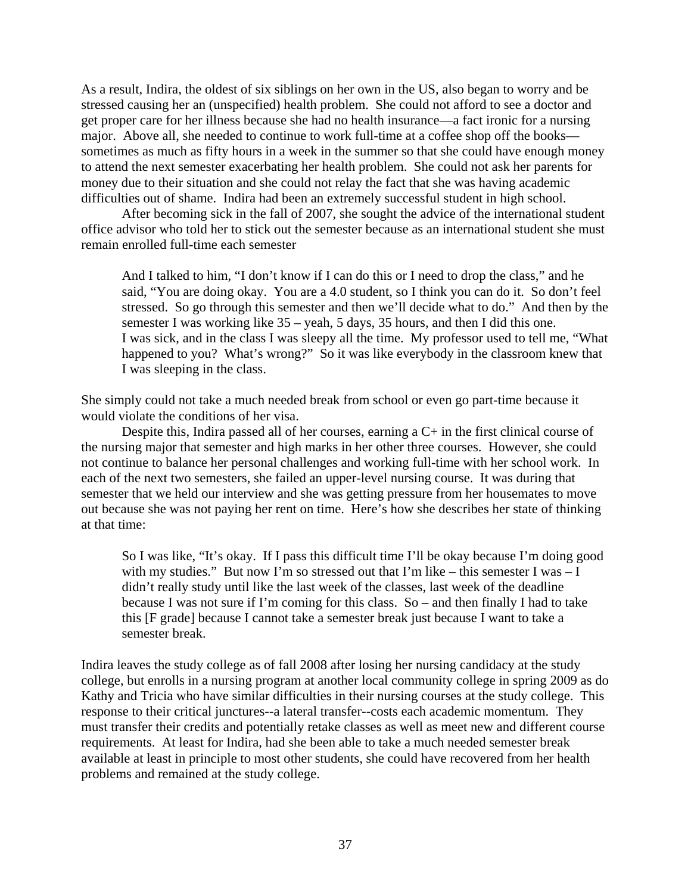As a result, Indira, the oldest of six siblings on her own in the US, also began to worry and be stressed causing her an (unspecified) health problem. She could not afford to see a doctor and get proper care for her illness because she had no health insurance—a fact ironic for a nursing major. Above all, she needed to continue to work full-time at a coffee shop off the books—sometimes as much as fifty hours in a week in the summer so that she could have enough money to attend the next semester exacerbating her health problem. She could not ask her parents for money due to their situation and she could not relay the fact that she was having academic difficulties out of shame. Indira had been an extremely successful student in high school.

After becoming sick in the fall of 2007, she sought the advice of the international student office advisor who told her to stick out the semester because as an international student she must remain enrolled full-time each semester

> And I talked to him, "I don't know if I can do this or I need to drop the class," and he said, "You are doing okay. You are a 4.0 student, so I think you can do it. So don't feel stressed. So go through this semester and then we'll decide what to do." And then by the semester I was working like 35 – yeah, 5 days, 35 hours, and then I did this one. I was sick, and in the class I was sleepy all the time. My professor used to tell me, "What happened to you? What's wrong?" So it was like everybody in the classroom knew that I was sleeping in the class.

She simply could not take a much needed break from school or even go part-time because it would violate the conditions of her visa.

Despite this, Indira passed all of her courses, earning a C+ in the first clinical course of the nursing major that semester and high marks in her other three courses. However, she could not continue to balance her personal challenges and working full-time with her school work. In each of the next two semesters, she failed an upper-level nursing course. It was during that semester that we held our interview and she was getting pressure from her housemates to move out because she was not paying her rent on time. Here's how she describes her state of thinking at that time:

> So I was like, "It's okay. If I pass this difficult time I'll be okay because I'm doing good with my studies." But now I'm so stressed out that I'm like – this semester I was – I didn't really study until like the last week of the classes, last week of the deadline because I was not sure if I'm coming for this class. So – and then finally I had to take this [F grade] because I cannot take a semester break just because I want to take a semester break.

Indira leaves the study college as of fall 2008 after losing her nursing candidacy at the study college, but enrolls in a nursing program at another local community college in spring 2009 as do Kathy and Tricia who have similar difficulties in their nursing courses at the study college. This response to their critical junctures--a lateral transfer--costs each academic momentum. They must transfer their credits and potentially retake classes as well as meet new and different course requirements. At least for Indira, had she been able to take a much needed semester break available at least in principle to most other students, she could have recovered from her health problems and remained at the study college.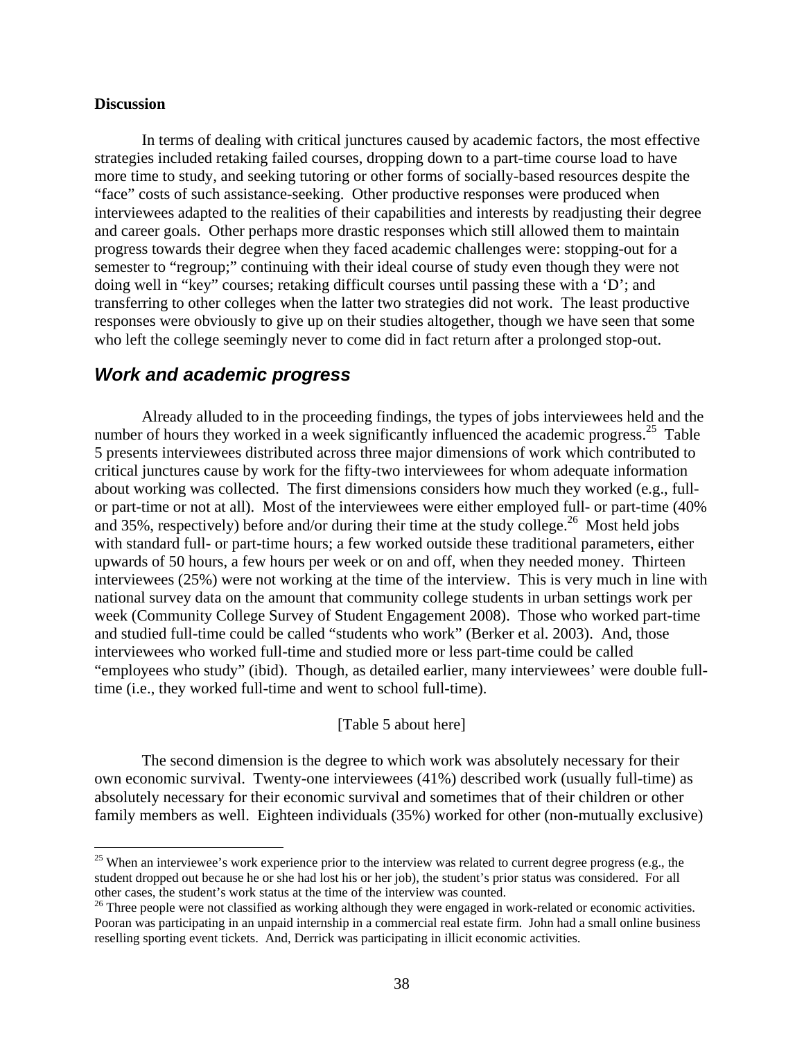**Discussion**

In terms of dealing with critical junctures caused by academic factors, the most effective strategies included retaking failed courses, dropping down to a part-time course load to have more time to study, and seeking tutoring or other forms of socially-based resources despite the "face" costs of such assistance-seeking. Other productive responses were produced when interviewees adapted to the realities of their capabilities and interests by readjusting their degree and career goals. Other perhaps more drastic responses which still allowed them to maintain progress towards their degree when they faced academic challenges were: stopping-out for a semester to "regroup;" continuing with their ideal course of study even though they were not doing well in "key" courses; retaking difficult courses until passing these with a 'D'; and transferring to other colleges when the latter two strategies did not work. The least productive responses were obviously to give up on their studies altogether, though we have seen that some who left the college seemingly never to come did in fact return after a prolonged stop-out.

## *Work and academic progress*

Already alluded to in the proceeding findings, the types of jobs interviewees held and the number of hours they worked in a week significantly influenced the academic progress.[25] Table 5 presents interviewees distributed across three major dimensions of work which contributed to critical junctures cause by work for the fifty-two interviewees for whom adequate information about working was collected. The first dimensions considers how much they worked (e.g., full- or part-time or not at all). Most of the interviewees were either employed full- or part-time (40% and 35%, respectively) before and/or during their time at the study college.[26] Most held jobs with standard full- or part-time hours; a few worked outside these traditional parameters, either upwards of 50 hours, a few hours per week or on and off, when they needed money. Thirteen interviewees (25%) were not working at the time of the interview. This is very much in line with national survey data on the amount that community college students in urban settings work per week (Community College Survey of Student Engagement 2008). Those who worked part-time and studied full-time could be called "students who work" (Berker et al. 2003). And, those interviewees who worked full-time and studied more or less part-time could be called "employees who study" (ibid). Though, as detailed earlier, many interviewees' were double full-time (i.e., they worked full-time and went to school full-time).

[Table 5 about here]

The second dimension is the degree to which work was absolutely necessary for their own economic survival. Twenty-one interviewees (41%) described work (usually full-time) as absolutely necessary for their economic survival and sometimes that of their children or other family members as well. Eighteen individuals (35%) worked for other (non-mutually exclusive)

---

[25] When an interviewee's work experience prior to the interview was related to current degree progress (e.g., the student dropped out because he or she had lost his or her job), the student's prior status was considered. For all other cases, the student's work status at the time of the interview was counted.

[26] Three people were not classified as working although they were engaged in work-related or economic activities. Pooran was participating in an unpaid internship in a commercial real estate firm. John had a small online business reselling sporting event tickets. And, Derrick was participating in illicit economic activities.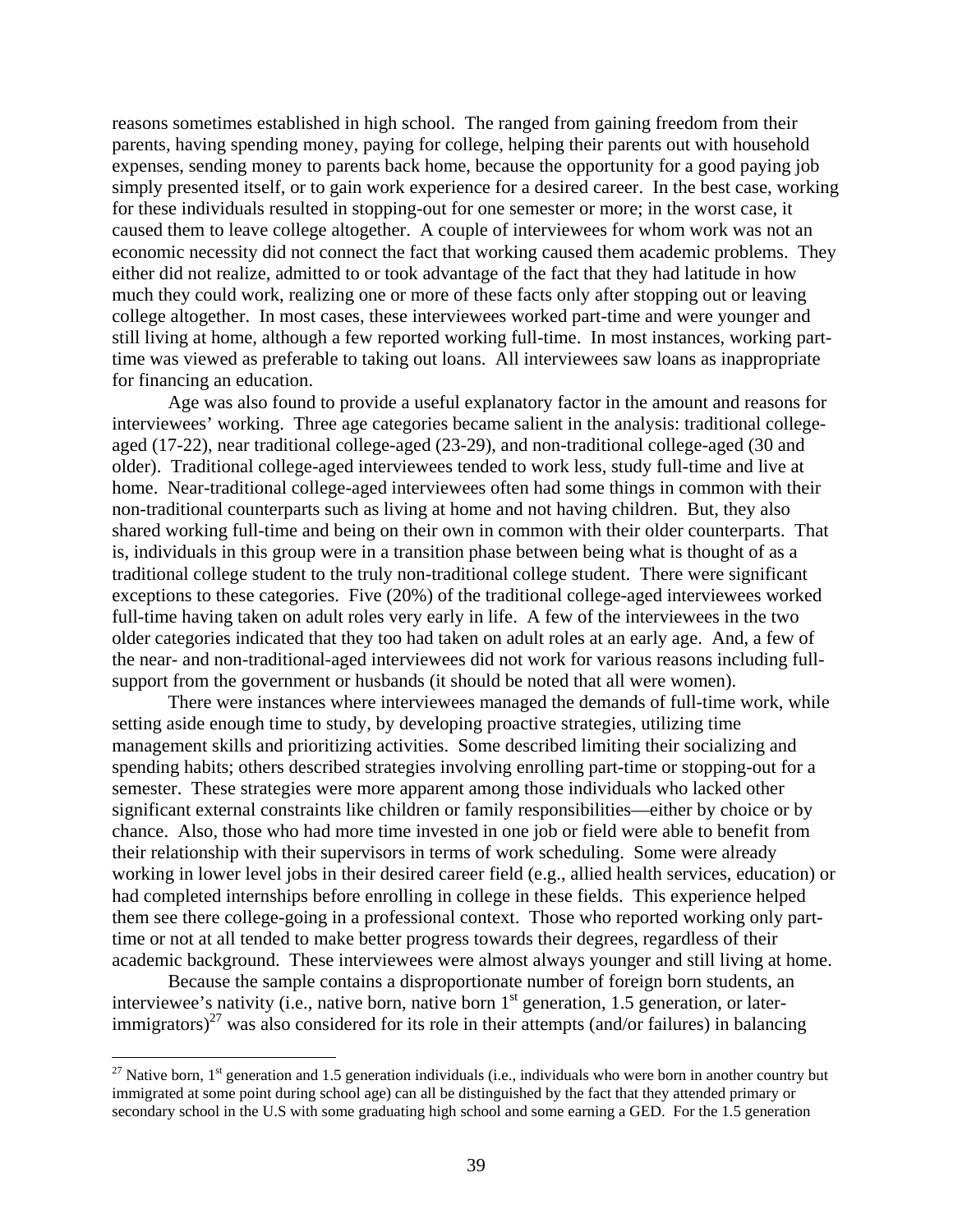reasons sometimes established in high school. The ranged from gaining freedom from their parents, having spending money, paying for college, helping their parents out with household expenses, sending money to parents back home, because the opportunity for a good paying job simply presented itself, or to gain work experience for a desired career. In the best case, working for these individuals resulted in stopping-out for one semester or more; in the worst case, it caused them to leave college altogether. A couple of interviewees for whom work was not an economic necessity did not connect the fact that working caused them academic problems. They either did not realize, admitted to or took advantage of the fact that they had latitude in how much they could work, realizing one or more of these facts only after stopping out or leaving college altogether. In most cases, these interviewees worked part-time and were younger and still living at home, although a few reported working full-time. In most instances, working part-time was viewed as preferable to taking out loans. All interviewees saw loans as inappropriate for financing an education.

Age was also found to provide a useful explanatory factor in the amount and reasons for interviewees' working. Three age categories became salient in the analysis: traditional college-aged (17-22), near traditional college-aged (23-29), and non-traditional college-aged (30 and older). Traditional college-aged interviewees tended to work less, study full-time and live at home. Near-traditional college-aged interviewees often had some things in common with their non-traditional counterparts such as living at home and not having children. But, they also shared working full-time and being on their own in common with their older counterparts. That is, individuals in this group were in a transition phase between being what is thought of as a traditional college student to the truly non-traditional college student. There were significant exceptions to these categories. Five (20%) of the traditional college-aged interviewees worked full-time having taken on adult roles very early in life. A few of the interviewees in the two older categories indicated that they too had taken on adult roles at an early age. And, a few of the near- and non-traditional-aged interviewees did not work for various reasons including full-support from the government or husbands (it should be noted that all were women).

There were instances where interviewees managed the demands of full-time work, while setting aside enough time to study, by developing proactive strategies, utilizing time management skills and prioritizing activities. Some described limiting their socializing and spending habits; others described strategies involving enrolling part-time or stopping-out for a semester. These strategies were more apparent among those individuals who lacked other significant external constraints like children or family responsibilities—either by choice or by chance. Also, those who had more time invested in one job or field were able to benefit from their relationship with their supervisors in terms of work scheduling. Some were already working in lower level jobs in their desired career field (e.g., allied health services, education) or had completed internships before enrolling in college in these fields. This experience helped them see there college-going in a professional context. Those who reported working only part-time or not at all tended to make better progress towards their degrees, regardless of their academic background. These interviewees were almost always younger and still living at home.

Because the sample contains a disproportionate number of foreign born students, an interviewee's nativity (i.e., native born, native born 1st generation, 1.5 generation, or later-immigrators)[27] was also considered for its role in their attempts (and/or failures) in balancing

---

[27] Native born, 1st generation and 1.5 generation individuals (i.e., individuals who were born in another country but immigrated at some point during school age) can all be distinguished by the fact that they attended primary or secondary school in the U.S with some graduating high school and some earning a GED. For the 1.5 generation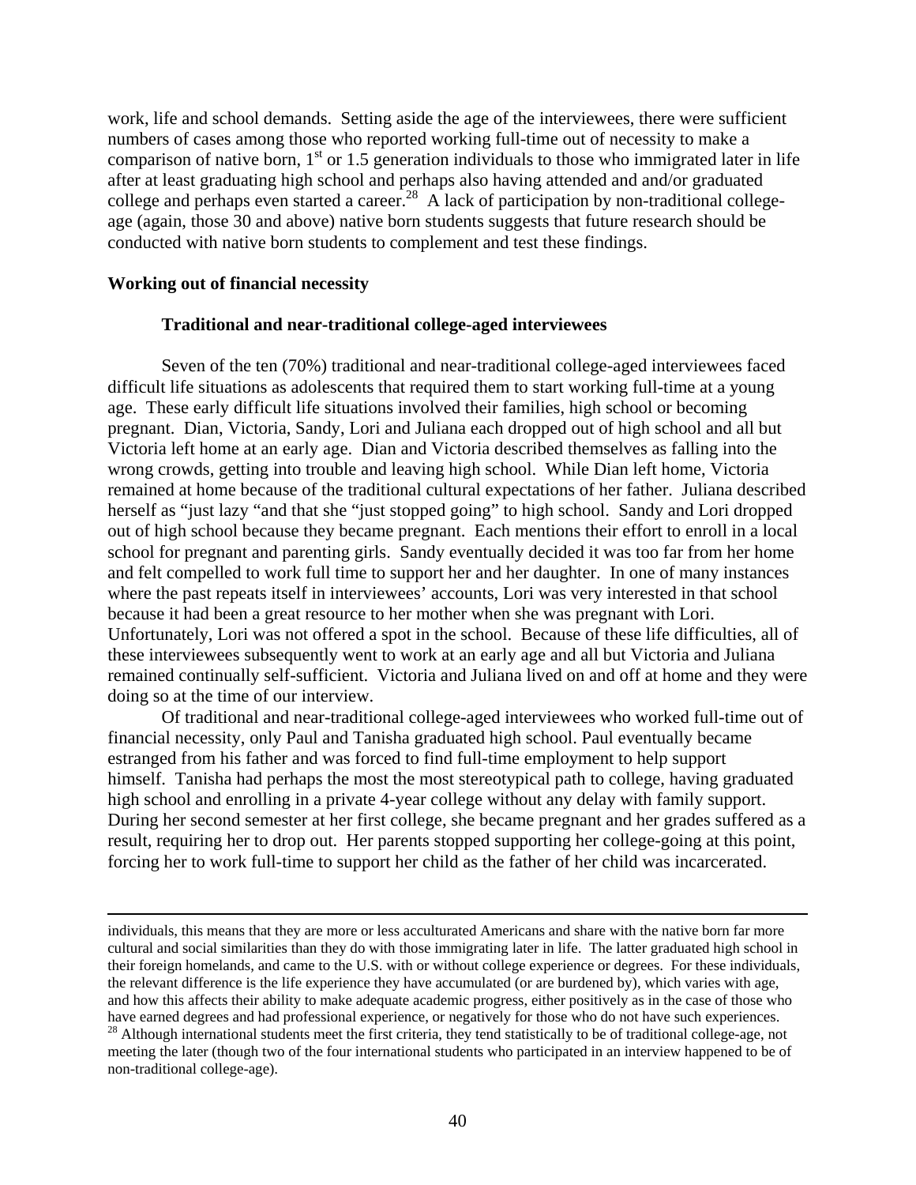work, life and school demands. Setting aside the age of the interviewees, there were sufficient numbers of cases among those who reported working full-time out of necessity to make a comparison of native born, 1st or 1.5 generation individuals to those who immigrated later in life after at least graduating high school and perhaps also having attended and and/or graduated college and perhaps even started a career.[28] A lack of participation by non-traditional college-age (again, those 30 and above) native born students suggests that future research should be conducted with native born students to complement and test these findings.

**Working out of financial necessity**

**Traditional and near-traditional college-aged interviewees**

Seven of the ten (70%) traditional and near-traditional college-aged interviewees faced difficult life situations as adolescents that required them to start working full-time at a young age. These early difficult life situations involved their families, high school or becoming pregnant. Dian, Victoria, Sandy, Lori and Juliana each dropped out of high school and all but Victoria left home at an early age. Dian and Victoria described themselves as falling into the wrong crowds, getting into trouble and leaving high school. While Dian left home, Victoria remained at home because of the traditional cultural expectations of her father. Juliana described herself as "just lazy "and that she "just stopped going" to high school. Sandy and Lori dropped out of high school because they became pregnant. Each mentions their effort to enroll in a local school for pregnant and parenting girls. Sandy eventually decided it was too far from her home and felt compelled to work full time to support her and her daughter. In one of many instances where the past repeats itself in interviewees' accounts, Lori was very interested in that school because it had been a great resource to her mother when she was pregnant with Lori. Unfortunately, Lori was not offered a spot in the school. Because of these life difficulties, all of these interviewees subsequently went to work at an early age and all but Victoria and Juliana remained continually self-sufficient. Victoria and Juliana lived on and off at home and they were doing so at the time of our interview.

Of traditional and near-traditional college-aged interviewees who worked full-time out of financial necessity, only Paul and Tanisha graduated high school. Paul eventually became estranged from his father and was forced to find full-time employment to help support himself. Tanisha had perhaps the most the most stereotypical path to college, having graduated high school and enrolling in a private 4-year college without any delay with family support. During her second semester at her first college, she became pregnant and her grades suffered as a result, requiring her to drop out. Her parents stopped supporting her college-going at this point, forcing her to work full-time to support her child as the father of her child was incarcerated.

---

individuals, this means that they are more or less acculturated Americans and share with the native born far more cultural and social similarities than they do with those immigrating later in life. The latter graduated high school in their foreign homelands, and came to the U.S. with or without college experience or degrees. For these individuals, the relevant difference is the life experience they have accumulated (or are burdened by), which varies with age, and how this affects their ability to make adequate academic progress, either positively as in the case of those who have earned degrees and had professional experience, or negatively for those who do not have such experiences.

[28] Although international students meet the first criteria, they tend statistically to be of traditional college-age, not meeting the later (though two of the four international students who participated in an interview happened to be of non-traditional college-age).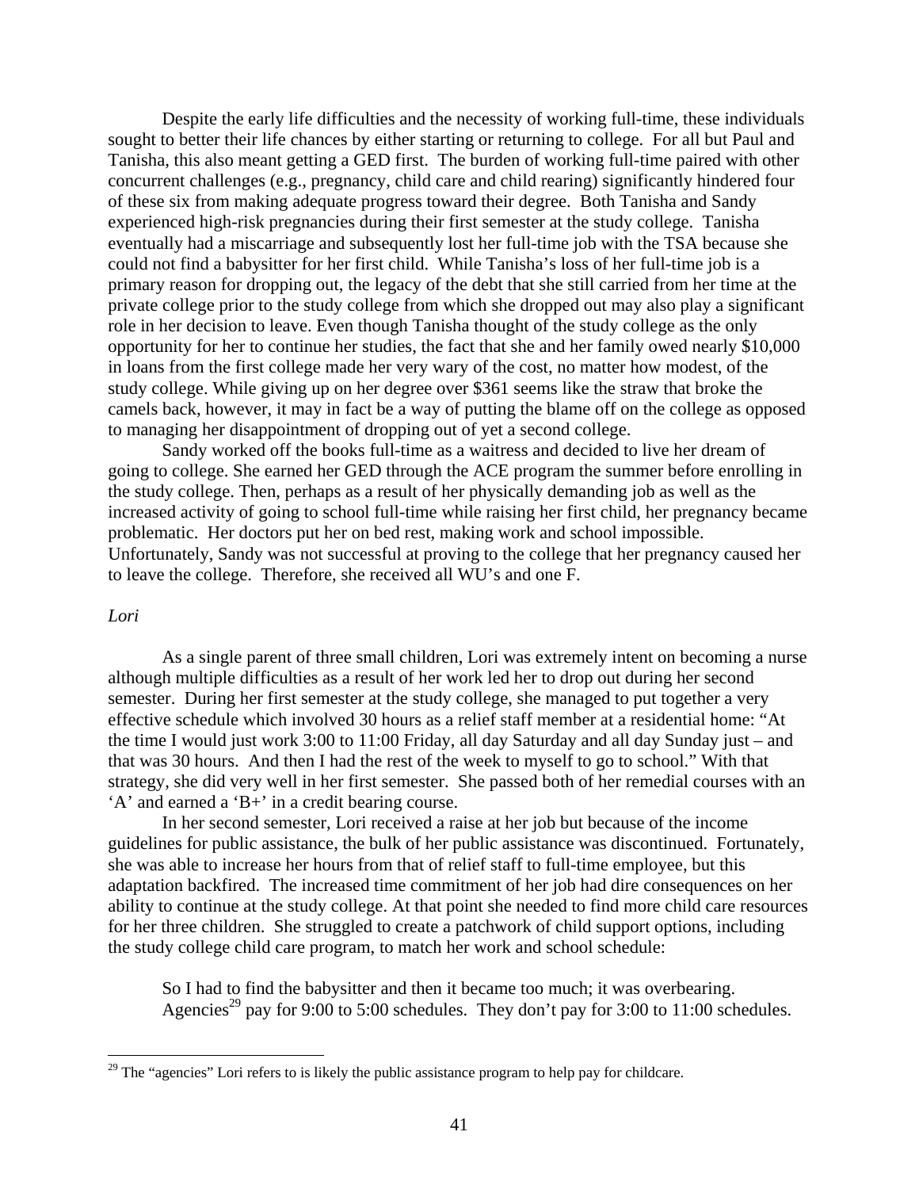Despite the early life difficulties and the necessity of working full-time, these individuals sought to better their life chances by either starting or returning to college. For all but Paul and Tanisha, this also meant getting a GED first. The burden of working full-time paired with other concurrent challenges (e.g., pregnancy, child care and child rearing) significantly hindered four of these six from making adequate progress toward their degree. Both Tanisha and Sandy experienced high-risk pregnancies during their first semester at the study college. Tanisha eventually had a miscarriage and subsequently lost her full-time job with the TSA because she could not find a babysitter for her first child. While Tanisha's loss of her full-time job is a primary reason for dropping out, the legacy of the debt that she still carried from her time at the private college prior to the study college from which she dropped out may also play a significant role in her decision to leave. Even though Tanisha thought of the study college as the only opportunity for her to continue her studies, the fact that she and her family owed nearly $10,000 in loans from the first college made her very wary of the cost, no matter how modest, of the study college. While giving up on her degree over $361 seems like the straw that broke the camels back, however, it may in fact be a way of putting the blame off on the college as opposed to managing her disappointment of dropping out of yet a second college.

Sandy worked off the books full-time as a waitress and decided to live her dream of going to college. She earned her GED through the ACE program the summer before enrolling in the study college. Then, perhaps as a result of her physically demanding job as well as the increased activity of going to school full-time while raising her first child, her pregnancy became problematic. Her doctors put her on bed rest, making work and school impossible. Unfortunately, Sandy was not successful at proving to the college that her pregnancy caused her to leave the college. Therefore, she received all WU's and one F.

*Lori*

As a single parent of three small children, Lori was extremely intent on becoming a nurse although multiple difficulties as a result of her work led her to drop out during her second semester. During her first semester at the study college, she managed to put together a very effective schedule which involved 30 hours as a relief staff member at a residential home: "At the time I would just work 3:00 to 11:00 Friday, all day Saturday and all day Sunday just – and that was 30 hours. And then I had the rest of the week to myself to go to school." With that strategy, she did very well in her first semester. She passed both of her remedial courses with an 'A' and earned a 'B+' in a credit bearing course.

In her second semester, Lori received a raise at her job but because of the income guidelines for public assistance, the bulk of her public assistance was discontinued. Fortunately, she was able to increase her hours from that of relief staff to full-time employee, but this adaptation backfired. The increased time commitment of her job had dire consequences on her ability to continue at the study college. At that point she needed to find more child care resources for her three children. She struggled to create a patchwork of child support options, including the study college child care program, to match her work and school schedule:

> So I had to find the babysitter and then it became too much; it was overbearing. Agencies[29] pay for 9:00 to 5:00 schedules. They don't pay for 3:00 to 11:00 schedules.

[29] The "agencies" Lori refers to is likely the public assistance program to help pay for childcare.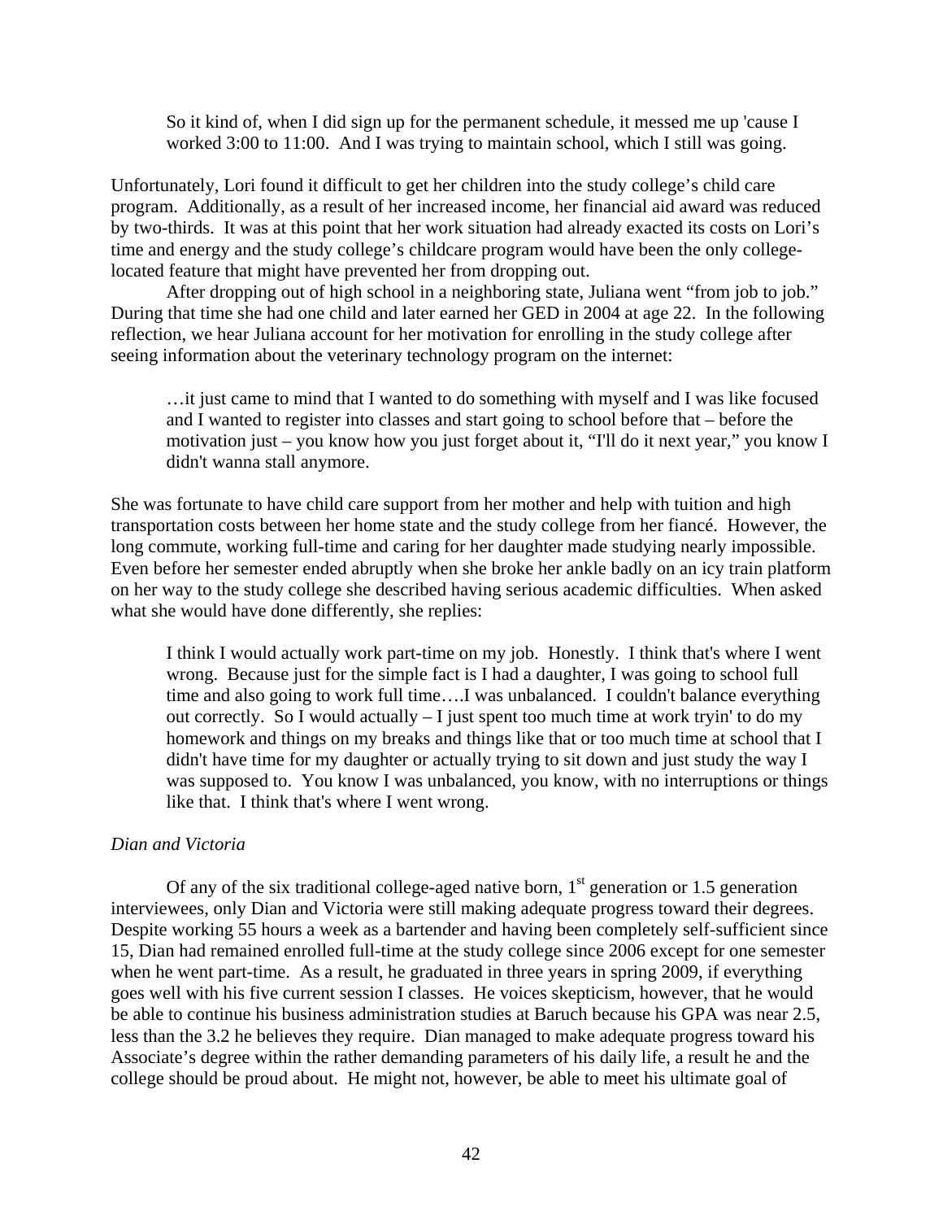> So it kind of, when I did sign up for the permanent schedule, it messed me up 'cause I worked 3:00 to 11:00. And I was trying to maintain school, which I still was going.

Unfortunately, Lori found it difficult to get her children into the study college's child care program. Additionally, as a result of her increased income, her financial aid award was reduced by two-thirds. It was at this point that her work situation had already exacted its costs on Lori's time and energy and the study college's childcare program would have been the only college-located feature that might have prevented her from dropping out.

After dropping out of high school in a neighboring state, Juliana went "from job to job." During that time she had one child and later earned her GED in 2004 at age 22. In the following reflection, we hear Juliana account for her motivation for enrolling in the study college after seeing information about the veterinary technology program on the internet:

> …it just came to mind that I wanted to do something with myself and I was like focused and I wanted to register into classes and start going to school before that – before the motivation just – you know how you just forget about it, "I'll do it next year," you know I didn't wanna stall anymore.

She was fortunate to have child care support from her mother and help with tuition and high transportation costs between her home state and the study college from her fiancé. However, the long commute, working full-time and caring for her daughter made studying nearly impossible. Even before her semester ended abruptly when she broke her ankle badly on an icy train platform on her way to the study college she described having serious academic difficulties. When asked what she would have done differently, she replies:

> I think I would actually work part-time on my job. Honestly. I think that's where I went wrong. Because just for the simple fact is I had a daughter, I was going to school full time and also going to work full time….I was unbalanced. I couldn't balance everything out correctly. So I would actually – I just spent too much time at work tryin' to do my homework and things on my breaks and things like that or too much time at school that I didn't have time for my daughter or actually trying to sit down and just study the way I was supposed to. You know I was unbalanced, you know, with no interruptions or things like that. I think that's where I went wrong.

*Dian and Victoria*

Of any of the six traditional college-aged native born, 1st generation or 1.5 generation interviewees, only Dian and Victoria were still making adequate progress toward their degrees. Despite working 55 hours a week as a bartender and having been completely self-sufficient since 15, Dian had remained enrolled full-time at the study college since 2006 except for one semester when he went part-time. As a result, he graduated in three years in spring 2009, if everything goes well with his five current session I classes. He voices skepticism, however, that he would be able to continue his business administration studies at Baruch because his GPA was near 2.5, less than the 3.2 he believes they require. Dian managed to make adequate progress toward his Associate's degree within the rather demanding parameters of his daily life, a result he and the college should be proud about. He might not, however, be able to meet his ultimate goal of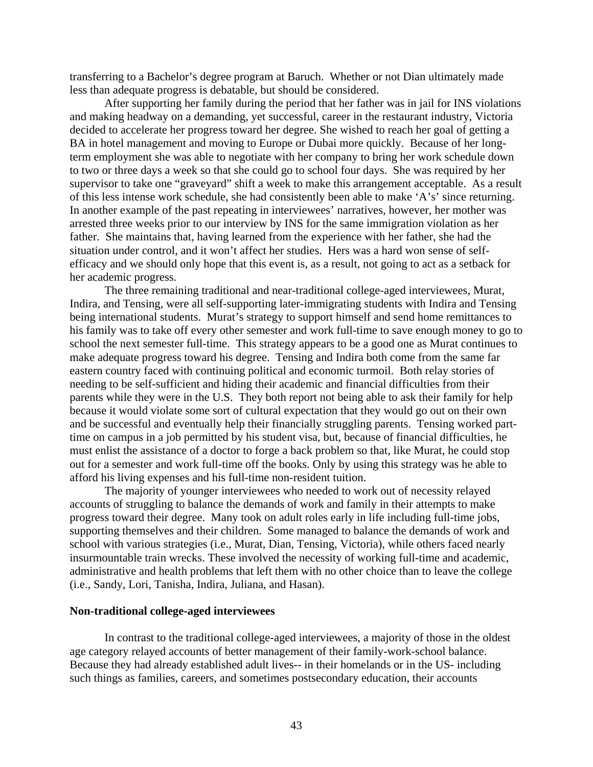transferring to a Bachelor's degree program at Baruch. Whether or not Dian ultimately made less than adequate progress is debatable, but should be considered.

After supporting her family during the period that her father was in jail for INS violations and making headway on a demanding, yet successful, career in the restaurant industry, Victoria decided to accelerate her progress toward her degree. She wished to reach her goal of getting a BA in hotel management and moving to Europe or Dubai more quickly. Because of her long-term employment she was able to negotiate with her company to bring her work schedule down to two or three days a week so that she could go to school four days. She was required by her supervisor to take one "graveyard" shift a week to make this arrangement acceptable. As a result of this less intense work schedule, she had consistently been able to make 'A's' since returning. In another example of the past repeating in interviewees' narratives, however, her mother was arrested three weeks prior to our interview by INS for the same immigration violation as her father. She maintains that, having learned from the experience with her father, she had the situation under control, and it won't affect her studies. Hers was a hard won sense of self-efficacy and we should only hope that this event is, as a result, not going to act as a setback for her academic progress.

The three remaining traditional and near-traditional college-aged interviewees, Murat, Indira, and Tensing, were all self-supporting later-immigrating students with Indira and Tensing being international students. Murat's strategy to support himself and send home remittances to his family was to take off every other semester and work full-time to save enough money to go to school the next semester full-time. This strategy appears to be a good one as Murat continues to make adequate progress toward his degree. Tensing and Indira both come from the same far eastern country faced with continuing political and economic turmoil. Both relay stories of needing to be self-sufficient and hiding their academic and financial difficulties from their parents while they were in the U.S. They both report not being able to ask their family for help because it would violate some sort of cultural expectation that they would go out on their own and be successful and eventually help their financially struggling parents. Tensing worked part-time on campus in a job permitted by his student visa, but, because of financial difficulties, he must enlist the assistance of a doctor to forge a back problem so that, like Murat, he could stop out for a semester and work full-time off the books. Only by using this strategy was he able to afford his living expenses and his full-time non-resident tuition.

The majority of younger interviewees who needed to work out of necessity relayed accounts of struggling to balance the demands of work and family in their attempts to make progress toward their degree. Many took on adult roles early in life including full-time jobs, supporting themselves and their children. Some managed to balance the demands of work and school with various strategies (i.e., Murat, Dian, Tensing, Victoria), while others faced nearly insurmountable train wrecks. These involved the necessity of working full-time and academic, administrative and health problems that left them with no other choice than to leave the college (i.e., Sandy, Lori, Tanisha, Indira, Juliana, and Hasan).

**Non-traditional college-aged interviewees**

In contrast to the traditional college-aged interviewees, a majority of those in the oldest age category relayed accounts of better management of their family-work-school balance. Because they had already established adult lives-- in their homelands or in the US- including such things as families, careers, and sometimes postsecondary education, their accounts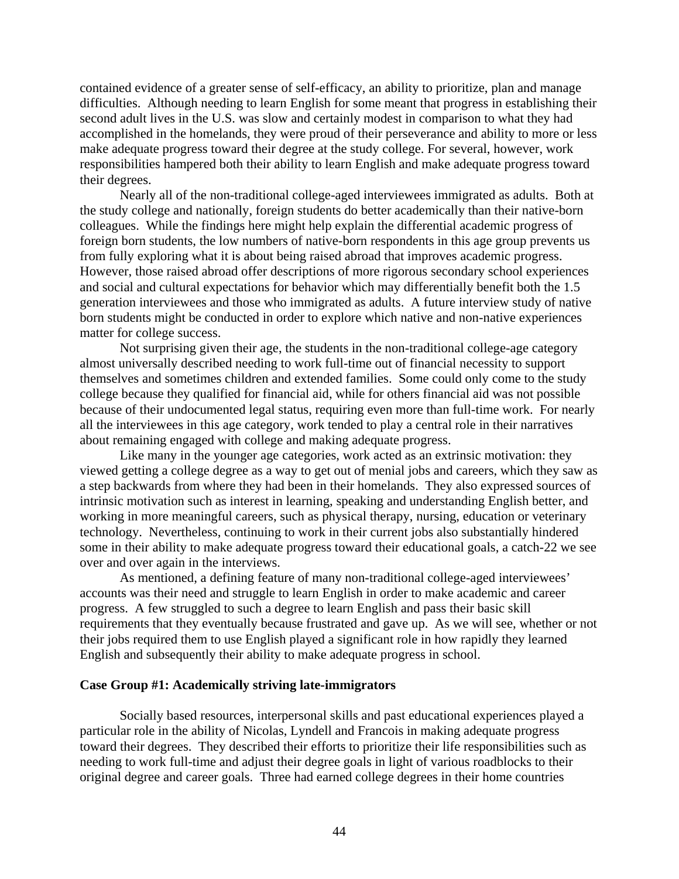contained evidence of a greater sense of self-efficacy, an ability to prioritize, plan and manage difficulties. Although needing to learn English for some meant that progress in establishing their second adult lives in the U.S. was slow and certainly modest in comparison to what they had accomplished in the homelands, they were proud of their perseverance and ability to more or less make adequate progress toward their degree at the study college. For several, however, work responsibilities hampered both their ability to learn English and make adequate progress toward their degrees.

Nearly all of the non-traditional college-aged interviewees immigrated as adults. Both at the study college and nationally, foreign students do better academically than their native-born colleagues. While the findings here might help explain the differential academic progress of foreign born students, the low numbers of native-born respondents in this age group prevents us from fully exploring what it is about being raised abroad that improves academic progress. However, those raised abroad offer descriptions of more rigorous secondary school experiences and social and cultural expectations for behavior which may differentially benefit both the 1.5 generation interviewees and those who immigrated as adults. A future interview study of native born students might be conducted in order to explore which native and non-native experiences matter for college success.

Not surprising given their age, the students in the non-traditional college-age category almost universally described needing to work full-time out of financial necessity to support themselves and sometimes children and extended families. Some could only come to the study college because they qualified for financial aid, while for others financial aid was not possible because of their undocumented legal status, requiring even more than full-time work. For nearly all the interviewees in this age category, work tended to play a central role in their narratives about remaining engaged with college and making adequate progress.

Like many in the younger age categories, work acted as an extrinsic motivation: they viewed getting a college degree as a way to get out of menial jobs and careers, which they saw as a step backwards from where they had been in their homelands. They also expressed sources of intrinsic motivation such as interest in learning, speaking and understanding English better, and working in more meaningful careers, such as physical therapy, nursing, education or veterinary technology. Nevertheless, continuing to work in their current jobs also substantially hindered some in their ability to make adequate progress toward their educational goals, a catch-22 we see over and over again in the interviews.

As mentioned, a defining feature of many non-traditional college-aged interviewees' accounts was their need and struggle to learn English in order to make academic and career progress. A few struggled to such a degree to learn English and pass their basic skill requirements that they eventually because frustrated and gave up. As we will see, whether or not their jobs required them to use English played a significant role in how rapidly they learned English and subsequently their ability to make adequate progress in school.

**Case Group #1: Academically striving late-immigrators**

Socially based resources, interpersonal skills and past educational experiences played a particular role in the ability of Nicolas, Lyndell and Francois in making adequate progress toward their degrees. They described their efforts to prioritize their life responsibilities such as needing to work full-time and adjust their degree goals in light of various roadblocks to their original degree and career goals. Three had earned college degrees in their home countries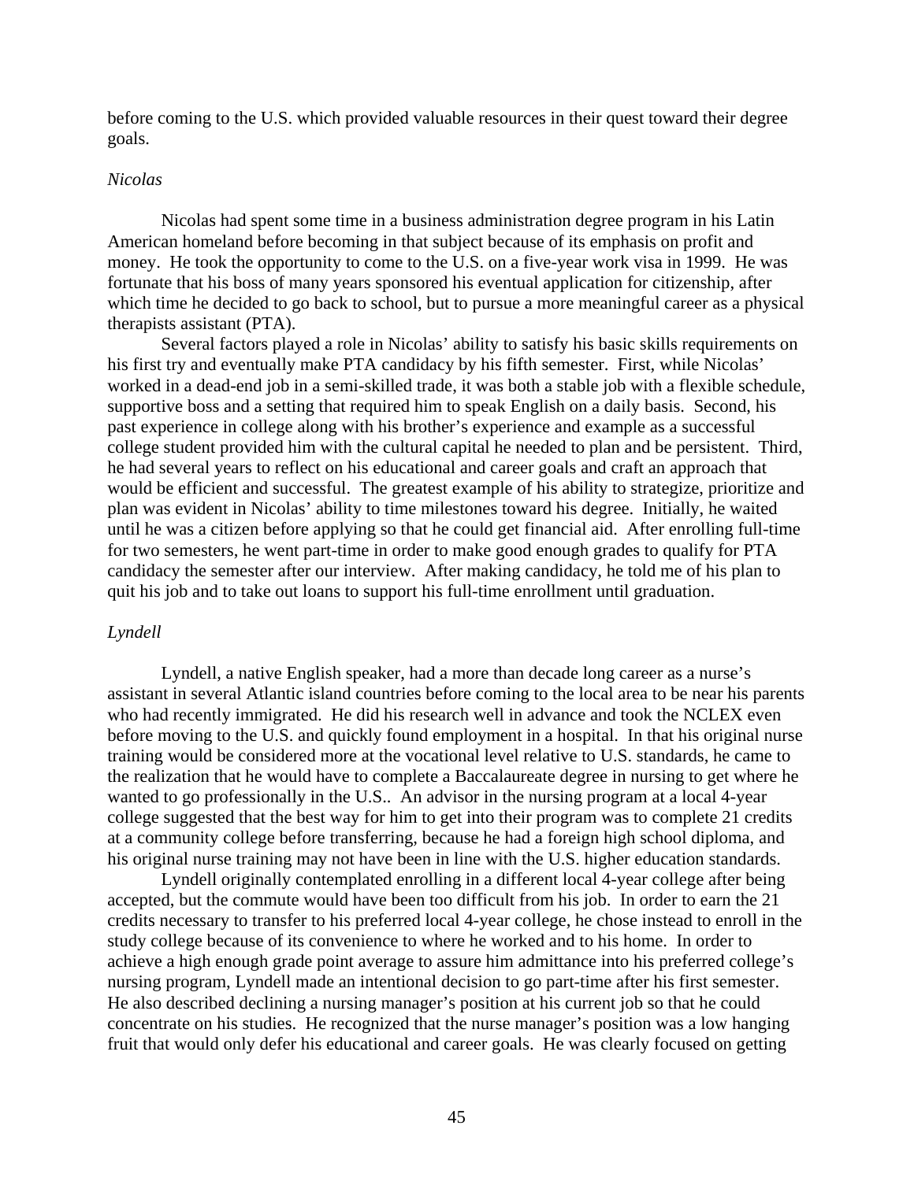before coming to the U.S. which provided valuable resources in their quest toward their degree goals.

*Nicolas*

Nicolas had spent some time in a business administration degree program in his Latin American homeland before becoming in that subject because of its emphasis on profit and money. He took the opportunity to come to the U.S. on a five-year work visa in 1999. He was fortunate that his boss of many years sponsored his eventual application for citizenship, after which time he decided to go back to school, but to pursue a more meaningful career as a physical therapists assistant (PTA).

Several factors played a role in Nicolas' ability to satisfy his basic skills requirements on his first try and eventually make PTA candidacy by his fifth semester. First, while Nicolas' worked in a dead-end job in a semi-skilled trade, it was both a stable job with a flexible schedule, supportive boss and a setting that required him to speak English on a daily basis. Second, his past experience in college along with his brother's experience and example as a successful college student provided him with the cultural capital he needed to plan and be persistent. Third, he had several years to reflect on his educational and career goals and craft an approach that would be efficient and successful. The greatest example of his ability to strategize, prioritize and plan was evident in Nicolas' ability to time milestones toward his degree. Initially, he waited until he was a citizen before applying so that he could get financial aid. After enrolling full-time for two semesters, he went part-time in order to make good enough grades to qualify for PTA candidacy the semester after our interview. After making candidacy, he told me of his plan to quit his job and to take out loans to support his full-time enrollment until graduation.

*Lyndell*

Lyndell, a native English speaker, had a more than decade long career as a nurse's assistant in several Atlantic island countries before coming to the local area to be near his parents who had recently immigrated. He did his research well in advance and took the NCLEX even before moving to the U.S. and quickly found employment in a hospital. In that his original nurse training would be considered more at the vocational level relative to U.S. standards, he came to the realization that he would have to complete a Baccalaureate degree in nursing to get where he wanted to go professionally in the U.S.. An advisor in the nursing program at a local 4-year college suggested that the best way for him to get into their program was to complete 21 credits at a community college before transferring, because he had a foreign high school diploma, and his original nurse training may not have been in line with the U.S. higher education standards.

Lyndell originally contemplated enrolling in a different local 4-year college after being accepted, but the commute would have been too difficult from his job. In order to earn the 21 credits necessary to transfer to his preferred local 4-year college, he chose instead to enroll in the study college because of its convenience to where he worked and to his home. In order to achieve a high enough grade point average to assure him admittance into his preferred college's nursing program, Lyndell made an intentional decision to go part-time after his first semester. He also described declining a nursing manager's position at his current job so that he could concentrate on his studies. He recognized that the nurse manager's position was a low hanging fruit that would only defer his educational and career goals. He was clearly focused on getting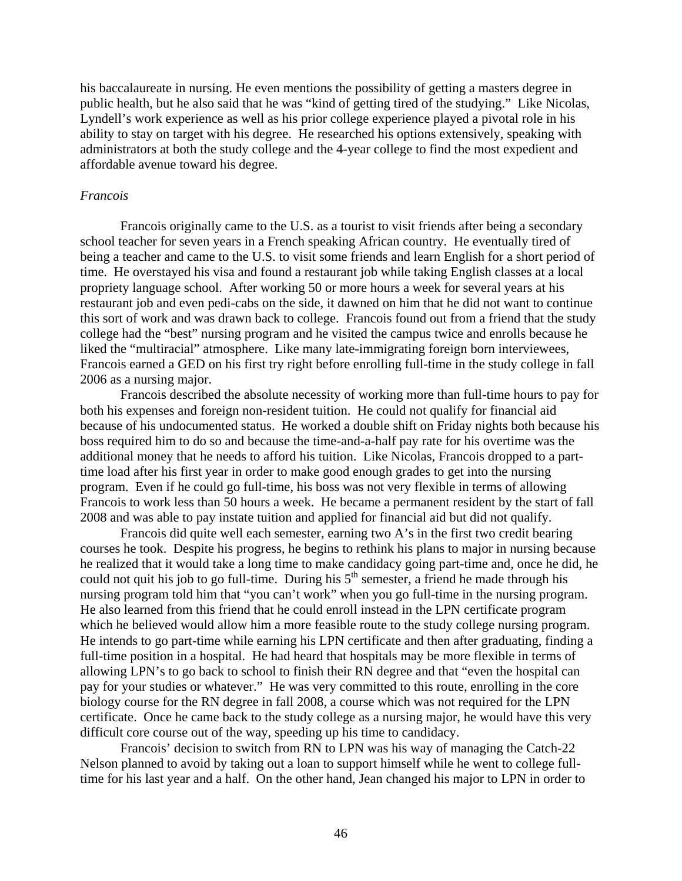his baccalaureate in nursing. He even mentions the possibility of getting a masters degree in public health, but he also said that he was "kind of getting tired of the studying." Like Nicolas, Lyndell's work experience as well as his prior college experience played a pivotal role in his ability to stay on target with his degree. He researched his options extensively, speaking with administrators at both the study college and the 4-year college to find the most expedient and affordable avenue toward his degree.

*Francois*

Francois originally came to the U.S. as a tourist to visit friends after being a secondary school teacher for seven years in a French speaking African country. He eventually tired of being a teacher and came to the U.S. to visit some friends and learn English for a short period of time. He overstayed his visa and found a restaurant job while taking English classes at a local propriety language school. After working 50 or more hours a week for several years at his restaurant job and even pedi-cabs on the side, it dawned on him that he did not want to continue this sort of work and was drawn back to college. Francois found out from a friend that the study college had the "best" nursing program and he visited the campus twice and enrolls because he liked the "multiracial" atmosphere. Like many late-immigrating foreign born interviewees, Francois earned a GED on his first try right before enrolling full-time in the study college in fall 2006 as a nursing major.

Francois described the absolute necessity of working more than full-time hours to pay for both his expenses and foreign non-resident tuition. He could not qualify for financial aid because of his undocumented status. He worked a double shift on Friday nights both because his boss required him to do so and because the time-and-a-half pay rate for his overtime was the additional money that he needs to afford his tuition. Like Nicolas, Francois dropped to a part-time load after his first year in order to make good enough grades to get into the nursing program. Even if he could go full-time, his boss was not very flexible in terms of allowing Francois to work less than 50 hours a week. He became a permanent resident by the start of fall 2008 and was able to pay instate tuition and applied for financial aid but did not qualify.

Francois did quite well each semester, earning two A's in the first two credit bearing courses he took. Despite his progress, he begins to rethink his plans to major in nursing because he realized that it would take a long time to make candidacy going part-time and, once he did, he could not quit his job to go full-time. During his 5th semester, a friend he made through his nursing program told him that "you can't work" when you go full-time in the nursing program. He also learned from this friend that he could enroll instead in the LPN certificate program which he believed would allow him a more feasible route to the study college nursing program. He intends to go part-time while earning his LPN certificate and then after graduating, finding a full-time position in a hospital. He had heard that hospitals may be more flexible in terms of allowing LPN's to go back to school to finish their RN degree and that "even the hospital can pay for your studies or whatever." He was very committed to this route, enrolling in the core biology course for the RN degree in fall 2008, a course which was not required for the LPN certificate. Once he came back to the study college as a nursing major, he would have this very difficult core course out of the way, speeding up his time to candidacy.

Francois' decision to switch from RN to LPN was his way of managing the Catch-22 Nelson planned to avoid by taking out a loan to support himself while he went to college full-time for his last year and a half. On the other hand, Jean changed his major to LPN in order to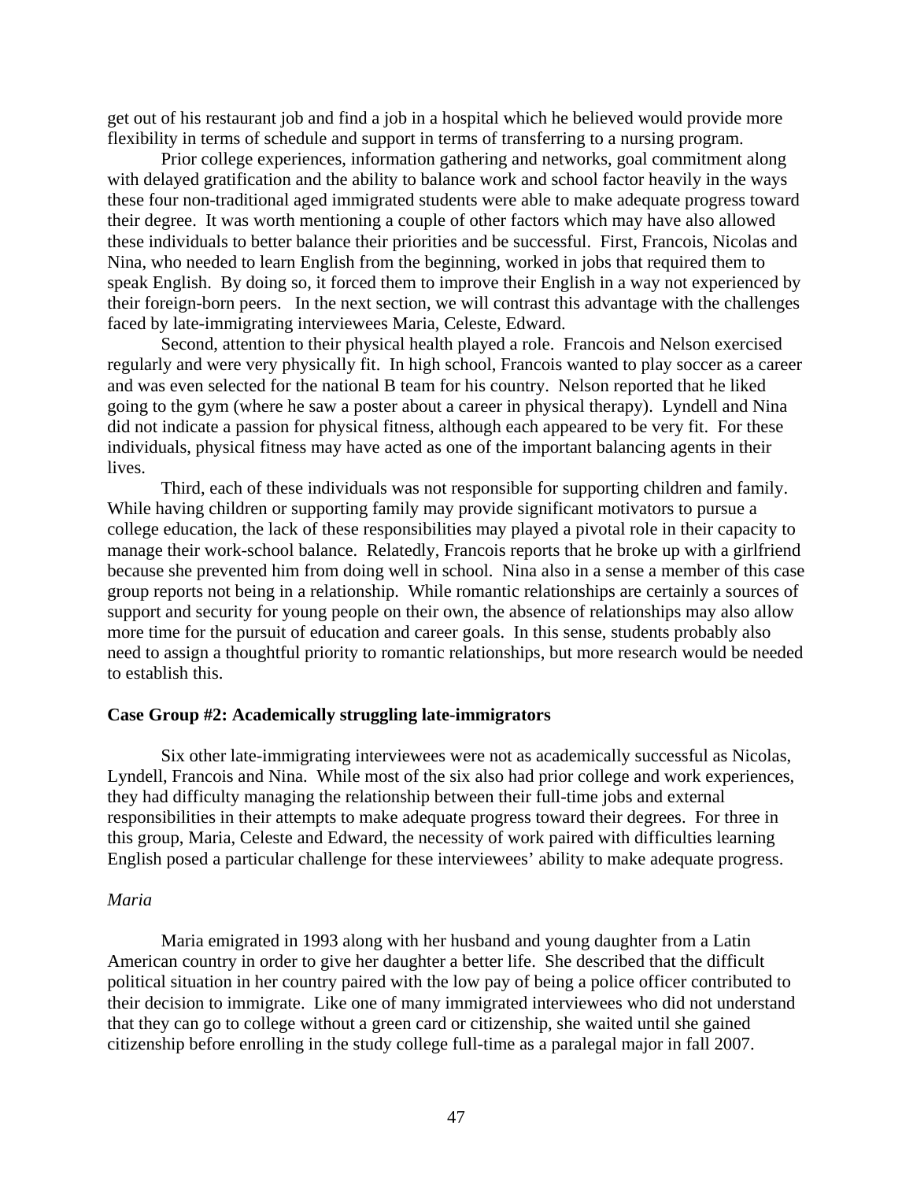get out of his restaurant job and find a job in a hospital which he believed would provide more flexibility in terms of schedule and support in terms of transferring to a nursing program.

Prior college experiences, information gathering and networks, goal commitment along with delayed gratification and the ability to balance work and school factor heavily in the ways these four non-traditional aged immigrated students were able to make adequate progress toward their degree. It was worth mentioning a couple of other factors which may have also allowed these individuals to better balance their priorities and be successful. First, Francois, Nicolas and Nina, who needed to learn English from the beginning, worked in jobs that required them to speak English. By doing so, it forced them to improve their English in a way not experienced by their foreign-born peers. In the next section, we will contrast this advantage with the challenges faced by late-immigrating interviewees Maria, Celeste, Edward.

Second, attention to their physical health played a role. Francois and Nelson exercised regularly and were very physically fit. In high school, Francois wanted to play soccer as a career and was even selected for the national B team for his country. Nelson reported that he liked going to the gym (where he saw a poster about a career in physical therapy). Lyndell and Nina did not indicate a passion for physical fitness, although each appeared to be very fit. For these individuals, physical fitness may have acted as one of the important balancing agents in their lives.

Third, each of these individuals was not responsible for supporting children and family. While having children or supporting family may provide significant motivators to pursue a college education, the lack of these responsibilities may played a pivotal role in their capacity to manage their work-school balance. Relatedly, Francois reports that he broke up with a girlfriend because she prevented him from doing well in school. Nina also in a sense a member of this case group reports not being in a relationship. While romantic relationships are certainly a sources of support and security for young people on their own, the absence of relationships may also allow more time for the pursuit of education and career goals. In this sense, students probably also need to assign a thoughtful priority to romantic relationships, but more research would be needed to establish this.

**Case Group #2: Academically struggling late-immigrators**

Six other late-immigrating interviewees were not as academically successful as Nicolas, Lyndell, Francois and Nina. While most of the six also had prior college and work experiences, they had difficulty managing the relationship between their full-time jobs and external responsibilities in their attempts to make adequate progress toward their degrees. For three in this group, Maria, Celeste and Edward, the necessity of work paired with difficulties learning English posed a particular challenge for these interviewees' ability to make adequate progress.

*Maria*

Maria emigrated in 1993 along with her husband and young daughter from a Latin American country in order to give her daughter a better life. She described that the difficult political situation in her country paired with the low pay of being a police officer contributed to their decision to immigrate. Like one of many immigrated interviewees who did not understand that they can go to college without a green card or citizenship, she waited until she gained citizenship before enrolling in the study college full-time as a paralegal major in fall 2007.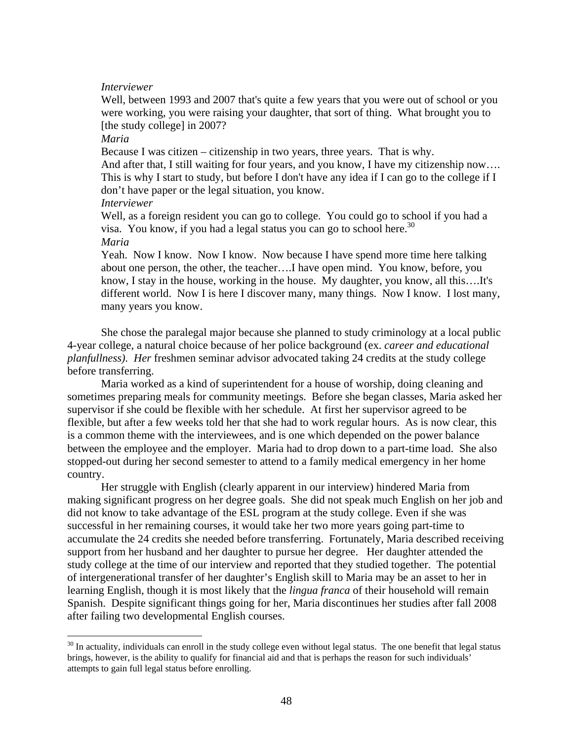*Interviewer*
Well, between 1993 and 2007 that's quite a few years that you were out of school or you were working, you were raising your daughter, that sort of thing. What brought you to [the study college] in 2007?
*Maria*
Because I was citizen – citizenship in two years, three years. That is why.
And after that, I still waiting for four years, and you know, I have my citizenship now…. This is why I start to study, but before I don't have any idea if I can go to the college if I don't have paper or the legal situation, you know.
*Interviewer*
Well, as a foreign resident you can go to college. You could go to school if you had a visa. You know, if you had a legal status you can go to school here.[30]
*Maria*
Yeah. Now I know. Now I know. Now because I have spend more time here talking about one person, the other, the teacher….I have open mind. You know, before, you know, I stay in the house, working in the house. My daughter, you know, all this….It's different world. Now I is here I discover many, many things. Now I know. I lost many, many years you know.

She chose the paralegal major because she planned to study criminology at a local public 4-year college, a natural choice because of her police background (ex. *career and educational planfullness). Her* freshmen seminar advisor advocated taking 24 credits at the study college before transferring.

Maria worked as a kind of superintendent for a house of worship, doing cleaning and sometimes preparing meals for community meetings. Before she began classes, Maria asked her supervisor if she could be flexible with her schedule. At first her supervisor agreed to be flexible, but after a few weeks told her that she had to work regular hours. As is now clear, this is a common theme with the interviewees, and is one which depended on the power balance between the employee and the employer. Maria had to drop down to a part-time load. She also stopped-out during her second semester to attend to a family medical emergency in her home country.

Her struggle with English (clearly apparent in our interview) hindered Maria from making significant progress on her degree goals. She did not speak much English on her job and did not know to take advantage of the ESL program at the study college. Even if she was successful in her remaining courses, it would take her two more years going part-time to accumulate the 24 credits she needed before transferring. Fortunately, Maria described receiving support from her husband and her daughter to pursue her degree. Her daughter attended the study college at the time of our interview and reported that they studied together. The potential of intergenerational transfer of her daughter's English skill to Maria may be an asset to her in learning English, though it is most likely that the *lingua franca* of their household will remain Spanish. Despite significant things going for her, Maria discontinues her studies after fall 2008 after failing two developmental English courses.

---

[30] In actuality, individuals can enroll in the study college even without legal status. The one benefit that legal status brings, however, is the ability to qualify for financial aid and that is perhaps the reason for such individuals' attempts to gain full legal status before enrolling.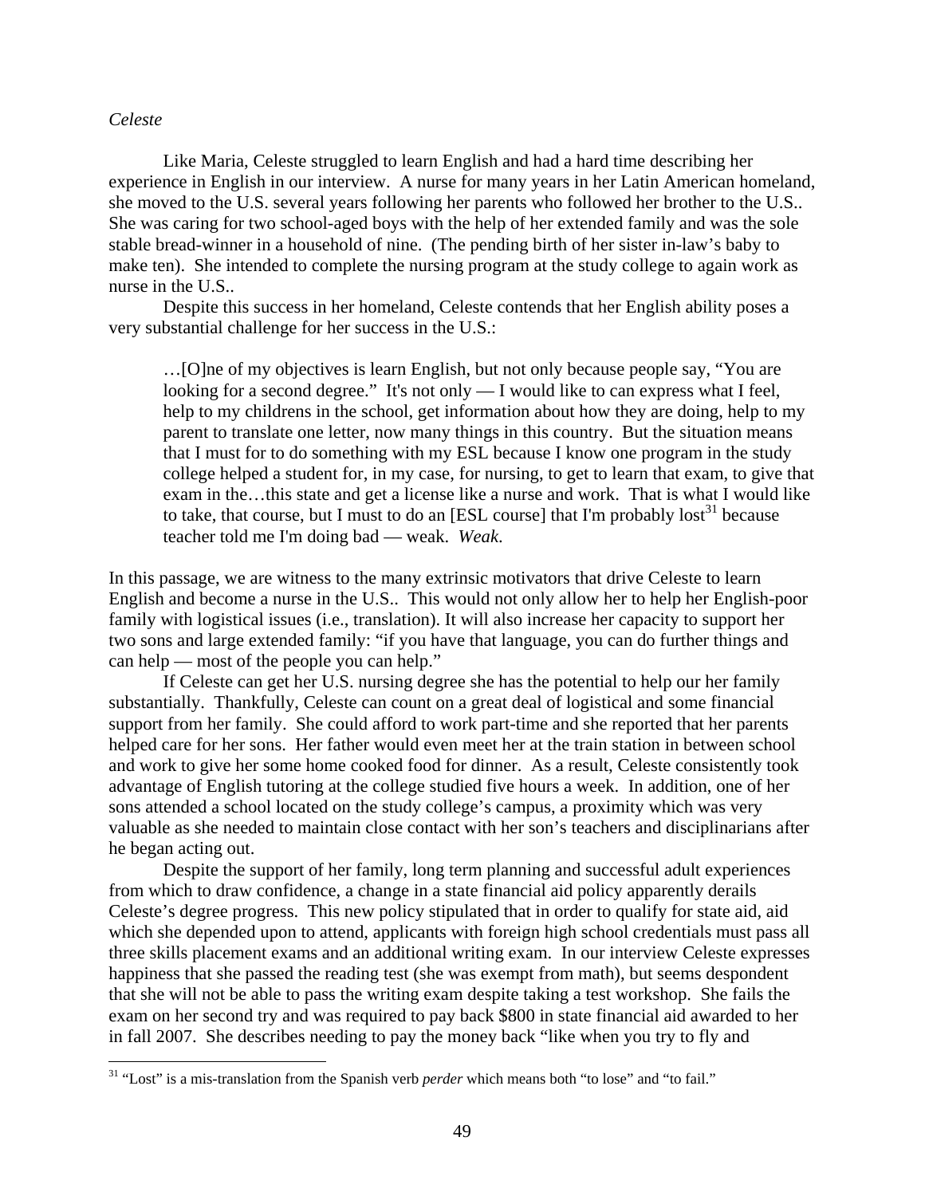*Celeste*

Like Maria, Celeste struggled to learn English and had a hard time describing her experience in English in our interview. A nurse for many years in her Latin American homeland, she moved to the U.S. several years following her parents who followed her brother to the U.S.. She was caring for two school-aged boys with the help of her extended family and was the sole stable bread-winner in a household of nine. (The pending birth of her sister in-law's baby to make ten). She intended to complete the nursing program at the study college to again work as nurse in the U.S..

Despite this success in her homeland, Celeste contends that her English ability poses a very substantial challenge for her success in the U.S.:

> …[O]ne of my objectives is learn English, but not only because people say, "You are looking for a second degree." It's not only — I would like to can express what I feel, help to my childrens in the school, get information about how they are doing, help to my parent to translate one letter, now many things in this country. But the situation means that I must for to do something with my ESL because I know one program in the study college helped a student for, in my case, for nursing, to get to learn that exam, to give that exam in the…this state and get a license like a nurse and work. That is what I would like to take, that course, but I must to do an [ESL course] that I'm probably lost[31] because teacher told me I'm doing bad — weak. *Weak*.

In this passage, we are witness to the many extrinsic motivators that drive Celeste to learn English and become a nurse in the U.S.. This would not only allow her to help her English-poor family with logistical issues (i.e., translation). It will also increase her capacity to support her two sons and large extended family: "if you have that language, you can do further things and can help — most of the people you can help."

If Celeste can get her U.S. nursing degree she has the potential to help our her family substantially. Thankfully, Celeste can count on a great deal of logistical and some financial support from her family. She could afford to work part-time and she reported that her parents helped care for her sons. Her father would even meet her at the train station in between school and work to give her some home cooked food for dinner. As a result, Celeste consistently took advantage of English tutoring at the college studied five hours a week. In addition, one of her sons attended a school located on the study college's campus, a proximity which was very valuable as she needed to maintain close contact with her son's teachers and disciplinarians after he began acting out.

Despite the support of her family, long term planning and successful adult experiences from which to draw confidence, a change in a state financial aid policy apparently derails Celeste's degree progress. This new policy stipulated that in order to qualify for state aid, aid which she depended upon to attend, applicants with foreign high school credentials must pass all three skills placement exams and an additional writing exam. In our interview Celeste expresses happiness that she passed the reading test (she was exempt from math), but seems despondent that she will not be able to pass the writing exam despite taking a test workshop. She fails the exam on her second try and was required to pay back $800 in state financial aid awarded to her in fall 2007. She describes needing to pay the money back "like when you try to fly and

[31] "Lost" is a mis-translation from the Spanish verb *perder* which means both "to lose" and "to fail."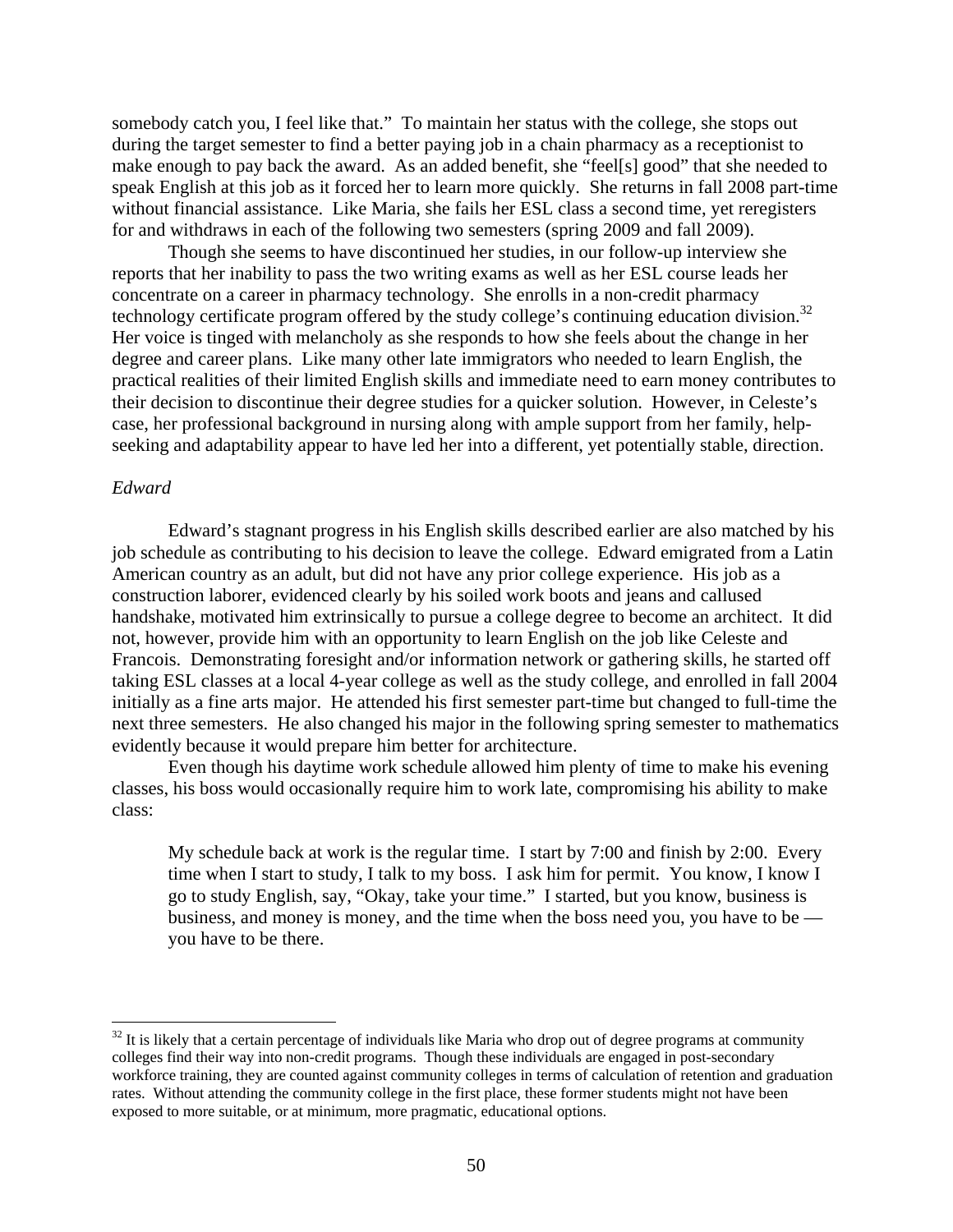somebody catch you, I feel like that." To maintain her status with the college, she stops out during the target semester to find a better paying job in a chain pharmacy as a receptionist to make enough to pay back the award. As an added benefit, she "feel[s] good" that she needed to speak English at this job as it forced her to learn more quickly. She returns in fall 2008 part-time without financial assistance. Like Maria, she fails her ESL class a second time, yet reregisters for and withdraws in each of the following two semesters (spring 2009 and fall 2009).

Though she seems to have discontinued her studies, in our follow-up interview she reports that her inability to pass the two writing exams as well as her ESL course leads her concentrate on a career in pharmacy technology. She enrolls in a non-credit pharmacy technology certificate program offered by the study college's continuing education division.[32] Her voice is tinged with melancholy as she responds to how she feels about the change in her degree and career plans. Like many other late immigrators who needed to learn English, the practical realities of their limited English skills and immediate need to earn money contributes to their decision to discontinue their degree studies for a quicker solution. However, in Celeste's case, her professional background in nursing along with ample support from her family, help-seeking and adaptability appear to have led her into a different, yet potentially stable, direction.

*Edward*

Edward's stagnant progress in his English skills described earlier are also matched by his job schedule as contributing to his decision to leave the college. Edward emigrated from a Latin American country as an adult, but did not have any prior college experience. His job as a construction laborer, evidenced clearly by his soiled work boots and jeans and callused handshake, motivated him extrinsically to pursue a college degree to become an architect. It did not, however, provide him with an opportunity to learn English on the job like Celeste and Francois. Demonstrating foresight and/or information network or gathering skills, he started off taking ESL classes at a local 4-year college as well as the study college, and enrolled in fall 2004 initially as a fine arts major. He attended his first semester part-time but changed to full-time the next three semesters. He also changed his major in the following spring semester to mathematics evidently because it would prepare him better for architecture.

Even though his daytime work schedule allowed him plenty of time to make his evening classes, his boss would occasionally require him to work late, compromising his ability to make class:

> My schedule back at work is the regular time. I start by 7:00 and finish by 2:00. Every time when I start to study, I talk to my boss. I ask him for permit. You know, I know I go to study English, say, "Okay, take your time." I started, but you know, business is business, and money is money, and the time when the boss need you, you have to be — you have to be there.

---

[32] It is likely that a certain percentage of individuals like Maria who drop out of degree programs at community colleges find their way into non-credit programs. Though these individuals are engaged in post-secondary workforce training, they are counted against community colleges in terms of calculation of retention and graduation rates. Without attending the community college in the first place, these former students might not have been exposed to more suitable, or at minimum, more pragmatic, educational options.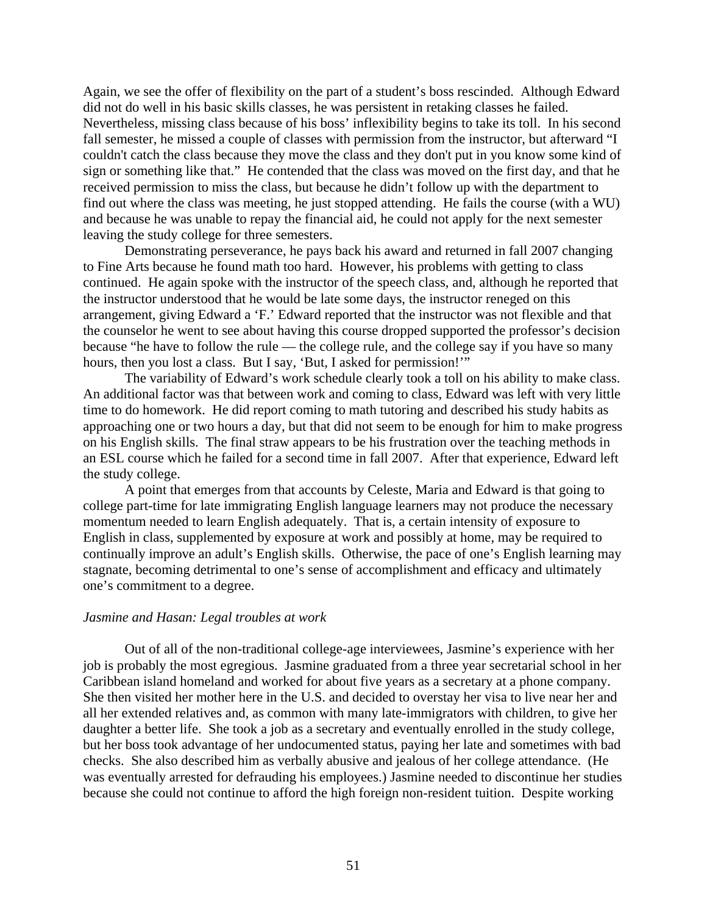Again, we see the offer of flexibility on the part of a student's boss rescinded. Although Edward did not do well in his basic skills classes, he was persistent in retaking classes he failed. Nevertheless, missing class because of his boss' inflexibility begins to take its toll. In his second fall semester, he missed a couple of classes with permission from the instructor, but afterward "I couldn't catch the class because they move the class and they don't put in you know some kind of sign or something like that." He contended that the class was moved on the first day, and that he received permission to miss the class, but because he didn't follow up with the department to find out where the class was meeting, he just stopped attending. He fails the course (with a WU) and because he was unable to repay the financial aid, he could not apply for the next semester leaving the study college for three semesters.

Demonstrating perseverance, he pays back his award and returned in fall 2007 changing to Fine Arts because he found math too hard. However, his problems with getting to class continued. He again spoke with the instructor of the speech class, and, although he reported that the instructor understood that he would be late some days, the instructor reneged on this arrangement, giving Edward a 'F.' Edward reported that the instructor was not flexible and that the counselor he went to see about having this course dropped supported the professor's decision because "he have to follow the rule — the college rule, and the college say if you have so many hours, then you lost a class. But I say, 'But, I asked for permission!'"

The variability of Edward's work schedule clearly took a toll on his ability to make class. An additional factor was that between work and coming to class, Edward was left with very little time to do homework. He did report coming to math tutoring and described his study habits as approaching one or two hours a day, but that did not seem to be enough for him to make progress on his English skills. The final straw appears to be his frustration over the teaching methods in an ESL course which he failed for a second time in fall 2007. After that experience, Edward left the study college.

A point that emerges from that accounts by Celeste, Maria and Edward is that going to college part-time for late immigrating English language learners may not produce the necessary momentum needed to learn English adequately. That is, a certain intensity of exposure to English in class, supplemented by exposure at work and possibly at home, may be required to continually improve an adult's English skills. Otherwise, the pace of one's English learning may stagnate, becoming detrimental to one's sense of accomplishment and efficacy and ultimately one's commitment to a degree.

*Jasmine and Hasan: Legal troubles at work*

Out of all of the non-traditional college-age interviewees, Jasmine's experience with her job is probably the most egregious. Jasmine graduated from a three year secretarial school in her Caribbean island homeland and worked for about five years as a secretary at a phone company. She then visited her mother here in the U.S. and decided to overstay her visa to live near her and all her extended relatives and, as common with many late-immigrators with children, to give her daughter a better life. She took a job as a secretary and eventually enrolled in the study college, but her boss took advantage of her undocumented status, paying her late and sometimes with bad checks. She also described him as verbally abusive and jealous of her college attendance. (He was eventually arrested for defrauding his employees.) Jasmine needed to discontinue her studies because she could not continue to afford the high foreign non-resident tuition. Despite working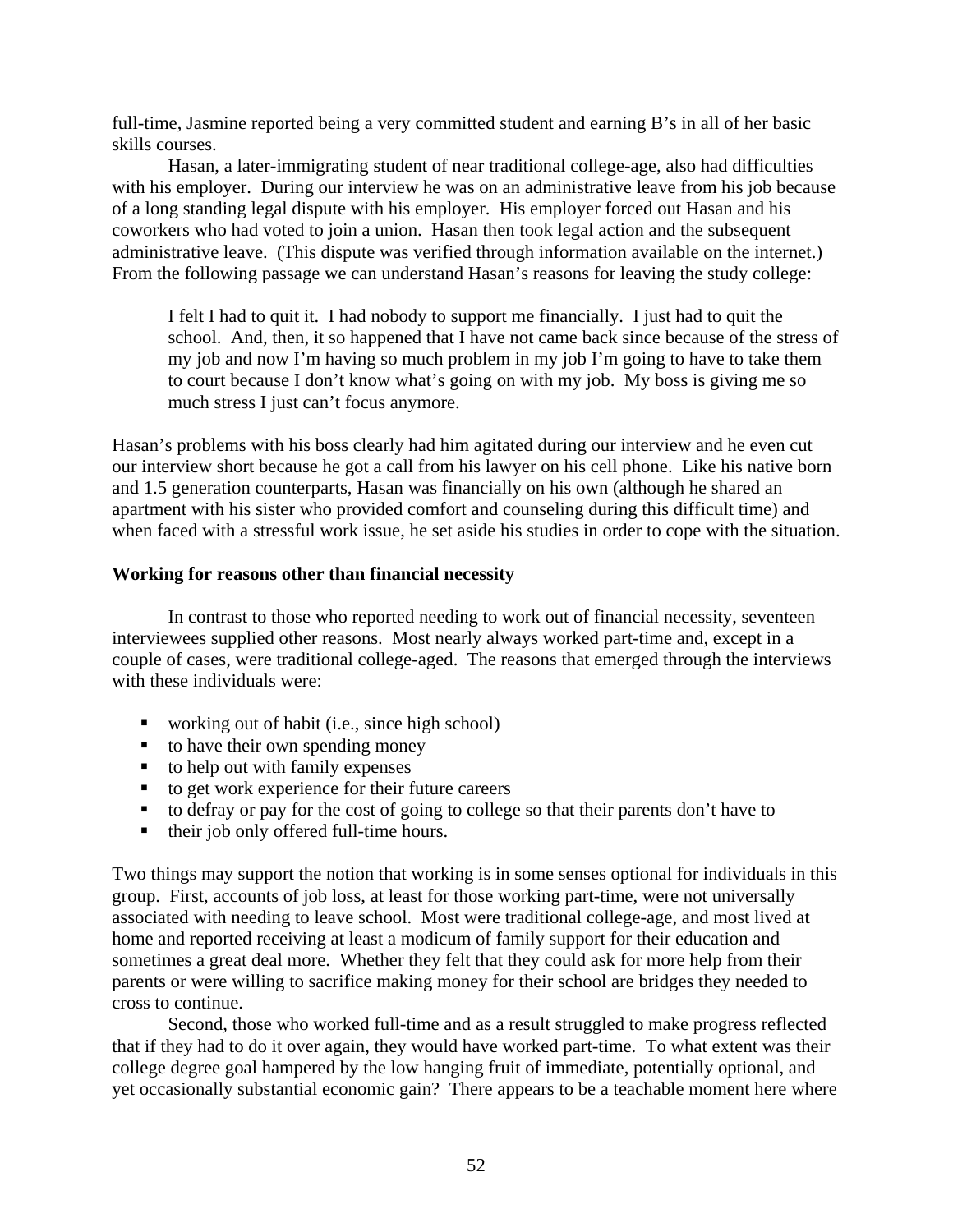full-time, Jasmine reported being a very committed student and earning B's in all of her basic skills courses.

Hasan, a later-immigrating student of near traditional college-age, also had difficulties with his employer. During our interview he was on an administrative leave from his job because of a long standing legal dispute with his employer. His employer forced out Hasan and his coworkers who had voted to join a union. Hasan then took legal action and the subsequent administrative leave. (This dispute was verified through information available on the internet.) From the following passage we can understand Hasan's reasons for leaving the study college:

> I felt I had to quit it. I had nobody to support me financially. I just had to quit the school. And, then, it so happened that I have not came back since because of the stress of my job and now I'm having so much problem in my job I'm going to have to take them to court because I don't know what's going on with my job. My boss is giving me so much stress I just can't focus anymore.

Hasan's problems with his boss clearly had him agitated during our interview and he even cut our interview short because he got a call from his lawyer on his cell phone. Like his native born and 1.5 generation counterparts, Hasan was financially on his own (although he shared an apartment with his sister who provided comfort and counseling during this difficult time) and when faced with a stressful work issue, he set aside his studies in order to cope with the situation.

**Working for reasons other than financial necessity**

In contrast to those who reported needing to work out of financial necessity, seventeen interviewees supplied other reasons. Most nearly always worked part-time and, except in a couple of cases, were traditional college-aged. The reasons that emerged through the interviews with these individuals were:

- working out of habit (i.e., since high school)
- to have their own spending money
- to help out with family expenses
- to get work experience for their future careers
- to defray or pay for the cost of going to college so that their parents don't have to
- their job only offered full-time hours.

Two things may support the notion that working is in some senses optional for individuals in this group. First, accounts of job loss, at least for those working part-time, were not universally associated with needing to leave school. Most were traditional college-age, and most lived at home and reported receiving at least a modicum of family support for their education and sometimes a great deal more. Whether they felt that they could ask for more help from their parents or were willing to sacrifice making money for their school are bridges they needed to cross to continue.

Second, those who worked full-time and as a result struggled to make progress reflected that if they had to do it over again, they would have worked part-time. To what extent was their college degree goal hampered by the low hanging fruit of immediate, potentially optional, and yet occasionally substantial economic gain? There appears to be a teachable moment here where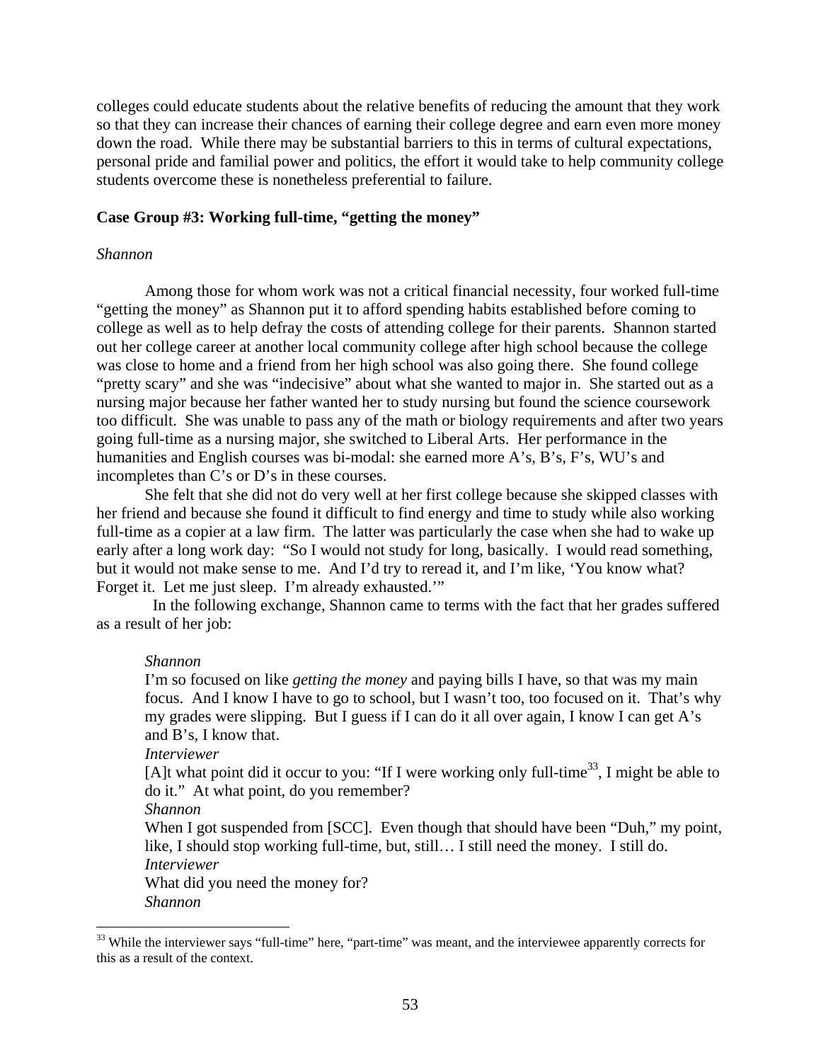colleges could educate students about the relative benefits of reducing the amount that they work so that they can increase their chances of earning their college degree and earn even more money down the road. While there may be substantial barriers to this in terms of cultural expectations, personal pride and familial power and politics, the effort it would take to help community college students overcome these is nonetheless preferential to failure.

### Case Group #3: Working full-time, "getting the money"

*Shannon*

Among those for whom work was not a critical financial necessity, four worked full-time "getting the money" as Shannon put it to afford spending habits established before coming to college as well as to help defray the costs of attending college for their parents. Shannon started out her college career at another local community college after high school because the college was close to home and a friend from her high school was also going there. She found college "pretty scary" and she was "indecisive" about what she wanted to major in. She started out as a nursing major because her father wanted her to study nursing but found the science coursework too difficult. She was unable to pass any of the math or biology requirements and after two years going full-time as a nursing major, she switched to Liberal Arts. Her performance in the humanities and English courses was bi-modal: she earned more A's, B's, F's, WU's and incompletes than C's or D's in these courses.

She felt that she did not do very well at her first college because she skipped classes with her friend and because she found it difficult to find energy and time to study while also working full-time as a copier at a law firm. The latter was particularly the case when she had to wake up early after a long work day: "So I would not study for long, basically. I would read something, but it would not make sense to me. And I'd try to reread it, and I'm like, 'You know what? Forget it. Let me just sleep. I'm already exhausted.'"

In the following exchange, Shannon came to terms with the fact that her grades suffered as a result of her job:

> *Shannon*
> I'm so focused on like *getting the money* and paying bills I have, so that was my main focus. And I know I have to go to school, but I wasn't too, too focused on it. That's why my grades were slipping. But I guess if I can do it all over again, I know I can get A's and B's, I know that.
> *Interviewer*
> [A]t what point did it occur to you: "If I were working only full-time[33], I might be able to do it." At what point, do you remember?
> *Shannon*
> When I got suspended from [SCC]. Even though that should have been "Duh," my point, like, I should stop working full-time, but, still… I still need the money. I still do.
> *Interviewer*
> What did you need the money for?
> *Shannon*

[33] While the interviewer says "full-time" here, "part-time" was meant, and the interviewee apparently corrects for this as a result of the context.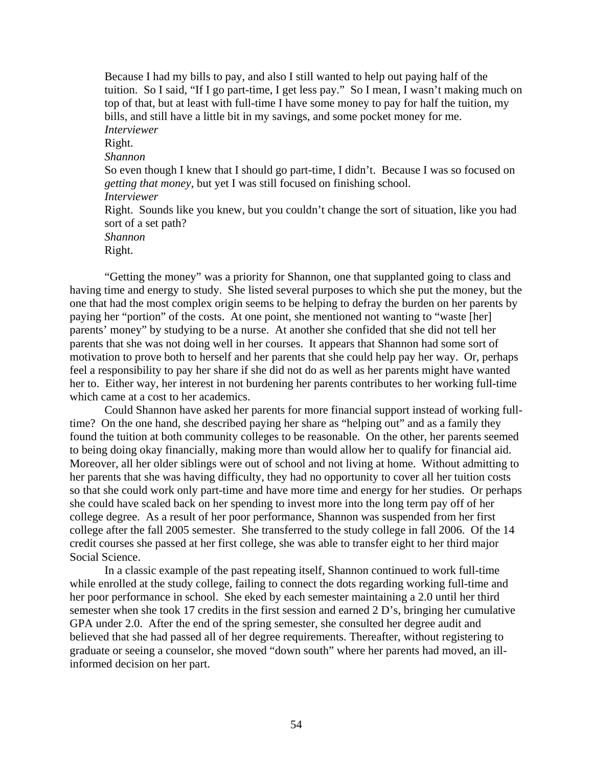Because I had my bills to pay, and also I still wanted to help out paying half of the tuition. So I said, "If I go part-time, I get less pay." So I mean, I wasn't making much on top of that, but at least with full-time I have some money to pay for half the tuition, my bills, and still have a little bit in my savings, and some pocket money for me.

*Interviewer*

Right.

*Shannon*

So even though I knew that I should go part-time, I didn't. Because I was so focused on *getting that money*, but yet I was still focused on finishing school.

*Interviewer*

Right. Sounds like you knew, but you couldn't change the sort of situation, like you had sort of a set path?

*Shannon*

Right.

"Getting the money" was a priority for Shannon, one that supplanted going to class and having time and energy to study. She listed several purposes to which she put the money, but the one that had the most complex origin seems to be helping to defray the burden on her parents by paying her "portion" of the costs. At one point, she mentioned not wanting to "waste [her] parents' money" by studying to be a nurse. At another she confided that she did not tell her parents that she was not doing well in her courses. It appears that Shannon had some sort of motivation to prove both to herself and her parents that she could help pay her way. Or, perhaps feel a responsibility to pay her share if she did not do as well as her parents might have wanted her to. Either way, her interest in not burdening her parents contributes to her working full-time which came at a cost to her academics.

Could Shannon have asked her parents for more financial support instead of working full-time? On the one hand, she described paying her share as "helping out" and as a family they found the tuition at both community colleges to be reasonable. On the other, her parents seemed to being doing okay financially, making more than would allow her to qualify for financial aid. Moreover, all her older siblings were out of school and not living at home. Without admitting to her parents that she was having difficulty, they had no opportunity to cover all her tuition costs so that she could work only part-time and have more time and energy for her studies. Or perhaps she could have scaled back on her spending to invest more into the long term pay off of her college degree. As a result of her poor performance, Shannon was suspended from her first college after the fall 2005 semester. She transferred to the study college in fall 2006. Of the 14 credit courses she passed at her first college, she was able to transfer eight to her third major Social Science.

In a classic example of the past repeating itself, Shannon continued to work full-time while enrolled at the study college, failing to connect the dots regarding working full-time and her poor performance in school. She eked by each semester maintaining a 2.0 until her third semester when she took 17 credits in the first session and earned 2 D's, bringing her cumulative GPA under 2.0. After the end of the spring semester, she consulted her degree audit and believed that she had passed all of her degree requirements. Thereafter, without registering to graduate or seeing a counselor, she moved "down south" where her parents had moved, an ill-informed decision on her part.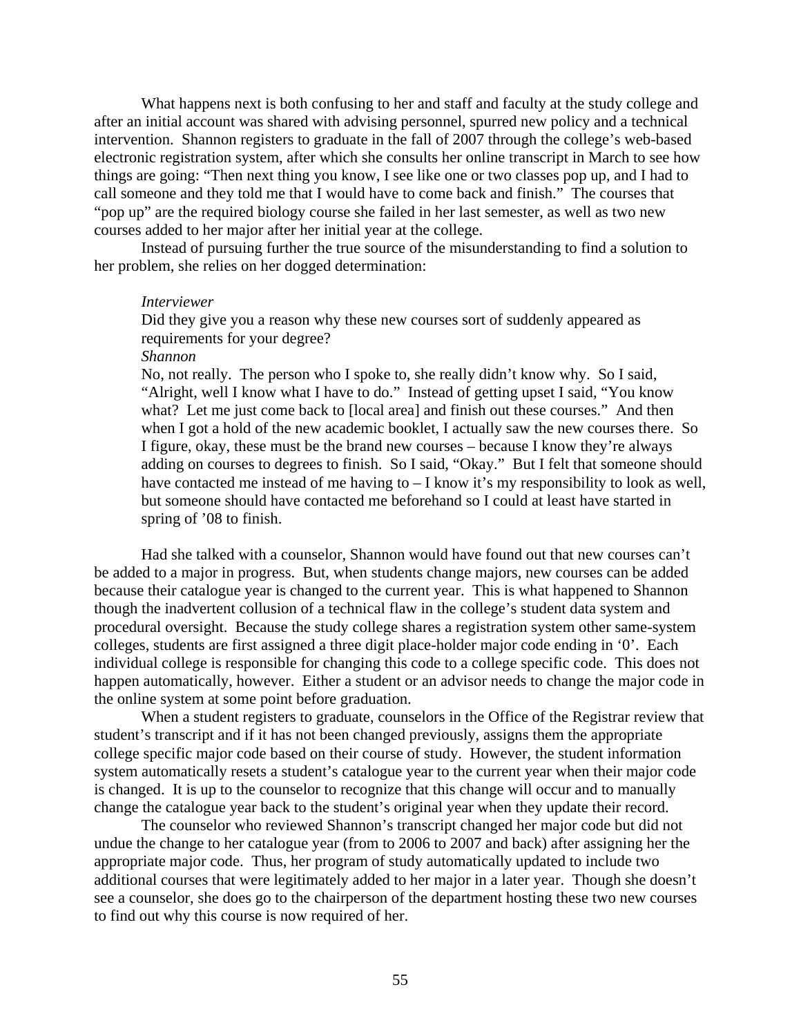What happens next is both confusing to her and staff and faculty at the study college and after an initial account was shared with advising personnel, spurred new policy and a technical intervention. Shannon registers to graduate in the fall of 2007 through the college's web-based electronic registration system, after which she consults her online transcript in March to see how things are going: "Then next thing you know, I see like one or two classes pop up, and I had to call someone and they told me that I would have to come back and finish." The courses that "pop up" are the required biology course she failed in her last semester, as well as two new courses added to her major after her initial year at the college.

Instead of pursuing further the true source of the misunderstanding to find a solution to her problem, she relies on her dogged determination:

> *Interviewer*
> Did they give you a reason why these new courses sort of suddenly appeared as requirements for your degree?
> *Shannon*
> No, not really. The person who I spoke to, she really didn't know why. So I said, "Alright, well I know what I have to do." Instead of getting upset I said, "You know what? Let me just come back to [local area] and finish out these courses." And then when I got a hold of the new academic booklet, I actually saw the new courses there. So I figure, okay, these must be the brand new courses – because I know they're always adding on courses to degrees to finish. So I said, "Okay." But I felt that someone should have contacted me instead of me having to – I know it's my responsibility to look as well, but someone should have contacted me beforehand so I could at least have started in spring of '08 to finish.

Had she talked with a counselor, Shannon would have found out that new courses can't be added to a major in progress. But, when students change majors, new courses can be added because their catalogue year is changed to the current year. This is what happened to Shannon though the inadvertent collusion of a technical flaw in the college's student data system and procedural oversight. Because the study college shares a registration system other same-system colleges, students are first assigned a three digit place-holder major code ending in '0'. Each individual college is responsible for changing this code to a college specific code. This does not happen automatically, however. Either a student or an advisor needs to change the major code in the online system at some point before graduation.

When a student registers to graduate, counselors in the Office of the Registrar review that student's transcript and if it has not been changed previously, assigns them the appropriate college specific major code based on their course of study. However, the student information system automatically resets a student's catalogue year to the current year when their major code is changed. It is up to the counselor to recognize that this change will occur and to manually change the catalogue year back to the student's original year when they update their record.

The counselor who reviewed Shannon's transcript changed her major code but did not undue the change to her catalogue year (from to 2006 to 2007 and back) after assigning her the appropriate major code. Thus, her program of study automatically updated to include two additional courses that were legitimately added to her major in a later year. Though she doesn't see a counselor, she does go to the chairperson of the department hosting these two new courses to find out why this course is now required of her.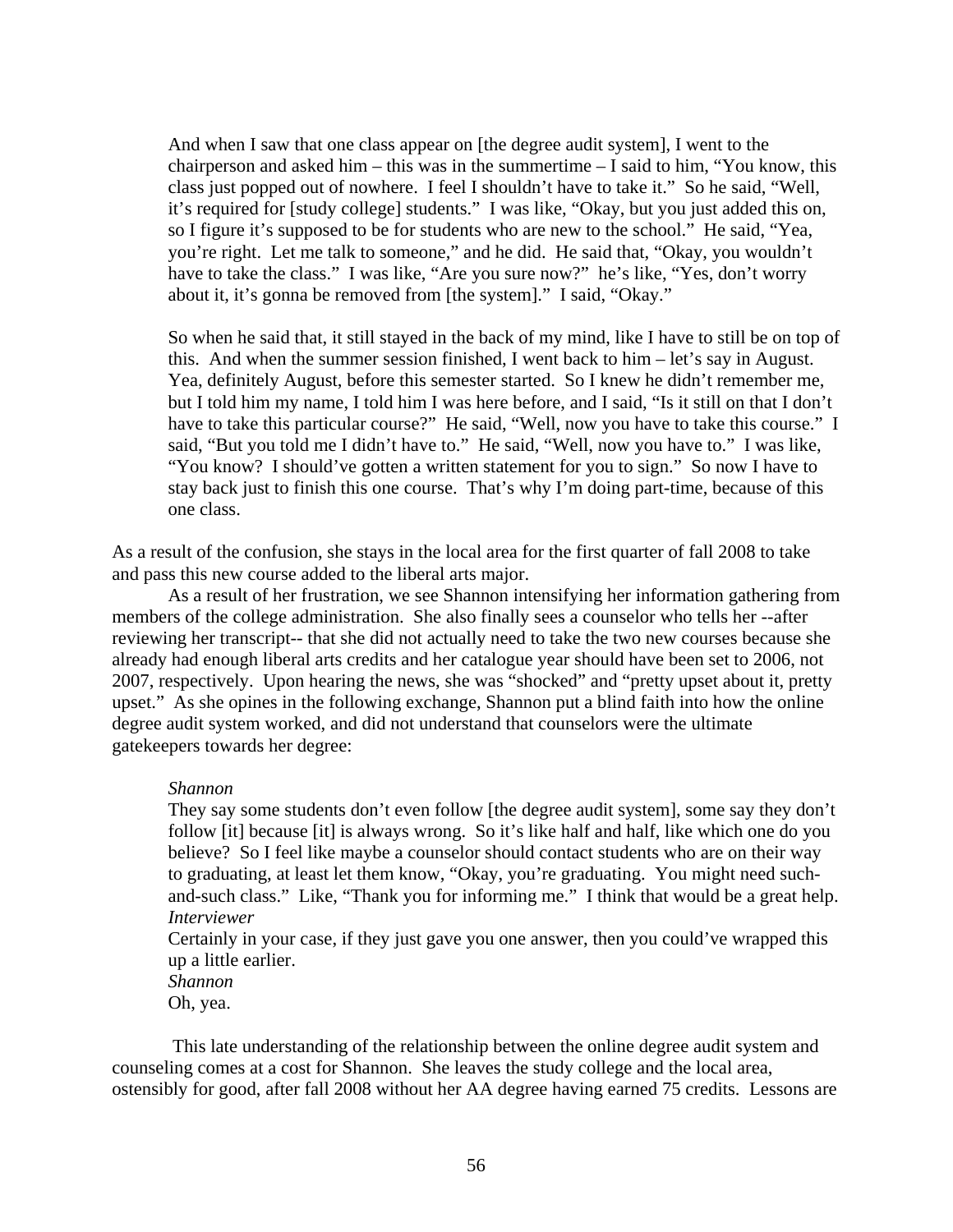> And when I saw that one class appear on [the degree audit system], I went to the chairperson and asked him – this was in the summertime – I said to him, "You know, this class just popped out of nowhere. I feel I shouldn't have to take it." So he said, "Well, it's required for [study college] students." I was like, "Okay, but you just added this on, so I figure it's supposed to be for students who are new to the school." He said, "Yea, you're right. Let me talk to someone," and he did. He said that, "Okay, you wouldn't have to take the class." I was like, "Are you sure now?" he's like, "Yes, don't worry about it, it's gonna be removed from [the system]." I said, "Okay."
>
> So when he said that, it still stayed in the back of my mind, like I have to still be on top of this. And when the summer session finished, I went back to him – let's say in August. Yea, definitely August, before this semester started. So I knew he didn't remember me, but I told him my name, I told him I was here before, and I said, "Is it still on that I don't have to take this particular course?" He said, "Well, now you have to take this course." I said, "But you told me I didn't have to." He said, "Well, now you have to." I was like, "You know? I should've gotten a written statement for you to sign." So now I have to stay back just to finish this one course. That's why I'm doing part-time, because of this one class.

As a result of the confusion, she stays in the local area for the first quarter of fall 2008 to take and pass this new course added to the liberal arts major.

As a result of her frustration, we see Shannon intensifying her information gathering from members of the college administration. She also finally sees a counselor who tells her --after reviewing her transcript-- that she did not actually need to take the two new courses because she already had enough liberal arts credits and her catalogue year should have been set to 2006, not 2007, respectively. Upon hearing the news, she was "shocked" and "pretty upset about it, pretty upset." As she opines in the following exchange, Shannon put a blind faith into how the online degree audit system worked, and did not understand that counselors were the ultimate gatekeepers towards her degree:

> *Shannon*
> They say some students don't even follow [the degree audit system], some say they don't follow [it] because [it] is always wrong. So it's like half and half, like which one do you believe? So I feel like maybe a counselor should contact students who are on their way to graduating, at least let them know, "Okay, you're graduating. You might need such-and-such class." Like, "Thank you for informing me." I think that would be a great help.
> *Interviewer*
> Certainly in your case, if they just gave you one answer, then you could've wrapped this up a little earlier.
> *Shannon*
> Oh, yea.

This late understanding of the relationship between the online degree audit system and counseling comes at a cost for Shannon. She leaves the study college and the local area, ostensibly for good, after fall 2008 without her AA degree having earned 75 credits. Lessons are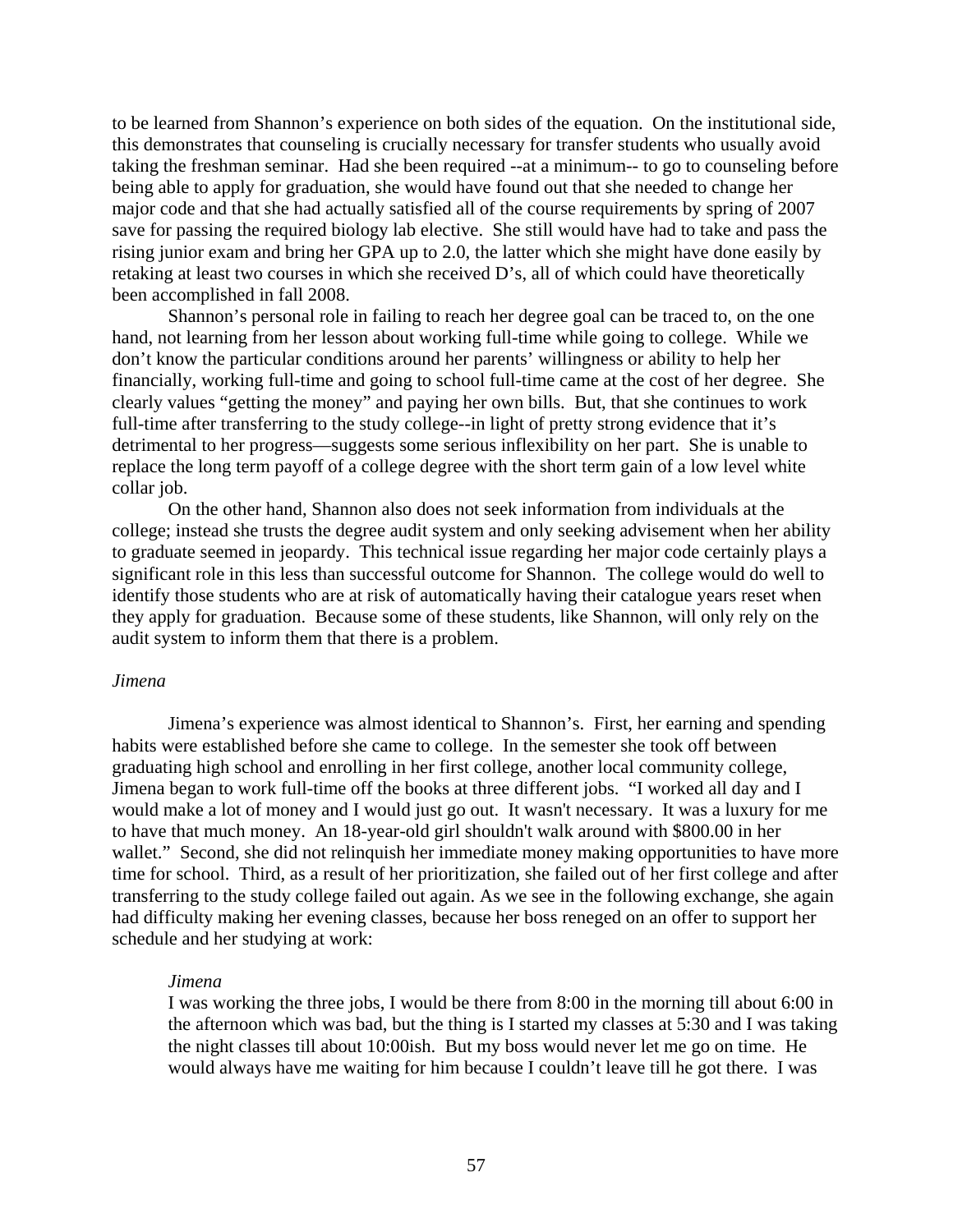to be learned from Shannon's experience on both sides of the equation. On the institutional side, this demonstrates that counseling is crucially necessary for transfer students who usually avoid taking the freshman seminar. Had she been required --at a minimum-- to go to counseling before being able to apply for graduation, she would have found out that she needed to change her major code and that she had actually satisfied all of the course requirements by spring of 2007 save for passing the required biology lab elective. She still would have had to take and pass the rising junior exam and bring her GPA up to 2.0, the latter which she might have done easily by retaking at least two courses in which she received D's, all of which could have theoretically been accomplished in fall 2008.

Shannon's personal role in failing to reach her degree goal can be traced to, on the one hand, not learning from her lesson about working full-time while going to college. While we don't know the particular conditions around her parents' willingness or ability to help her financially, working full-time and going to school full-time came at the cost of her degree. She clearly values "getting the money" and paying her own bills. But, that she continues to work full-time after transferring to the study college--in light of pretty strong evidence that it's detrimental to her progress—suggests some serious inflexibility on her part. She is unable to replace the long term payoff of a college degree with the short term gain of a low level white collar job.

On the other hand, Shannon also does not seek information from individuals at the college; instead she trusts the degree audit system and only seeking advisement when her ability to graduate seemed in jeopardy. This technical issue regarding her major code certainly plays a significant role in this less than successful outcome for Shannon. The college would do well to identify those students who are at risk of automatically having their catalogue years reset when they apply for graduation. Because some of these students, like Shannon, will only rely on the audit system to inform them that there is a problem.

*Jimena*

Jimena's experience was almost identical to Shannon's. First, her earning and spending habits were established before she came to college. In the semester she took off between graduating high school and enrolling in her first college, another local community college, Jimena began to work full-time off the books at three different jobs. "I worked all day and I would make a lot of money and I would just go out. It wasn't necessary. It was a luxury for me to have that much money. An 18-year-old girl shouldn't walk around with $800.00 in her wallet." Second, she did not relinquish her immediate money making opportunities to have more time for school. Third, as a result of her prioritization, she failed out of her first college and after transferring to the study college failed out again. As we see in the following exchange, she again had difficulty making her evening classes, because her boss reneged on an offer to support her schedule and her studying at work:

> *Jimena*
> I was working the three jobs, I would be there from 8:00 in the morning till about 6:00 in the afternoon which was bad, but the thing is I started my classes at 5:30 and I was taking the night classes till about 10:00ish. But my boss would never let me go on time. He would always have me waiting for him because I couldn't leave till he got there. I was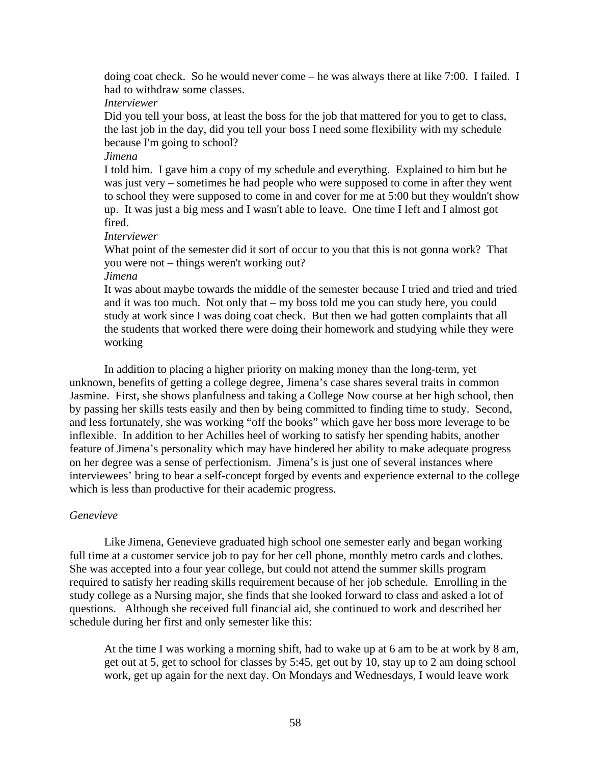> doing coat check. So he would never come – he was always there at like 7:00. I failed. I had to withdraw some classes.
>
> *Interviewer*
>
> Did you tell your boss, at least the boss for the job that mattered for you to get to class, the last job in the day, did you tell your boss I need some flexibility with my schedule because I'm going to school?
>
> *Jimena*
>
> I told him. I gave him a copy of my schedule and everything. Explained to him but he was just very – sometimes he had people who were supposed to come in after they went to school they were supposed to come in and cover for me at 5:00 but they wouldn't show up. It was just a big mess and I wasn't able to leave. One time I left and I almost got fired.
>
> *Interviewer*
>
> What point of the semester did it sort of occur to you that this is not gonna work? That you were not – things weren't working out?
>
> *Jimena*
>
> It was about maybe towards the middle of the semester because I tried and tried and tried and it was too much. Not only that – my boss told me you can study here, you could study at work since I was doing coat check. But then we had gotten complaints that all the students that worked there were doing their homework and studying while they were working

In addition to placing a higher priority on making money than the long-term, yet unknown, benefits of getting a college degree, Jimena's case shares several traits in common Jasmine. First, she shows planfulness and taking a College Now course at her high school, then by passing her skills tests easily and then by being committed to finding time to study. Second, and less fortunately, she was working "off the books" which gave her boss more leverage to be inflexible. In addition to her Achilles heel of working to satisfy her spending habits, another feature of Jimena's personality which may have hindered her ability to make adequate progress on her degree was a sense of perfectionism. Jimena's is just one of several instances where interviewees' bring to bear a self-concept forged by events and experience external to the college which is less than productive for their academic progress.

*Genevieve*

Like Jimena, Genevieve graduated high school one semester early and began working full time at a customer service job to pay for her cell phone, monthly metro cards and clothes. She was accepted into a four year college, but could not attend the summer skills program required to satisfy her reading skills requirement because of her job schedule. Enrolling in the study college as a Nursing major, she finds that she looked forward to class and asked a lot of questions. Although she received full financial aid, she continued to work and described her schedule during her first and only semester like this:

> At the time I was working a morning shift, had to wake up at 6 am to be at work by 8 am, get out at 5, get to school for classes by 5:45, get out by 10, stay up to 2 am doing school work, get up again for the next day. On Mondays and Wednesdays, I would leave work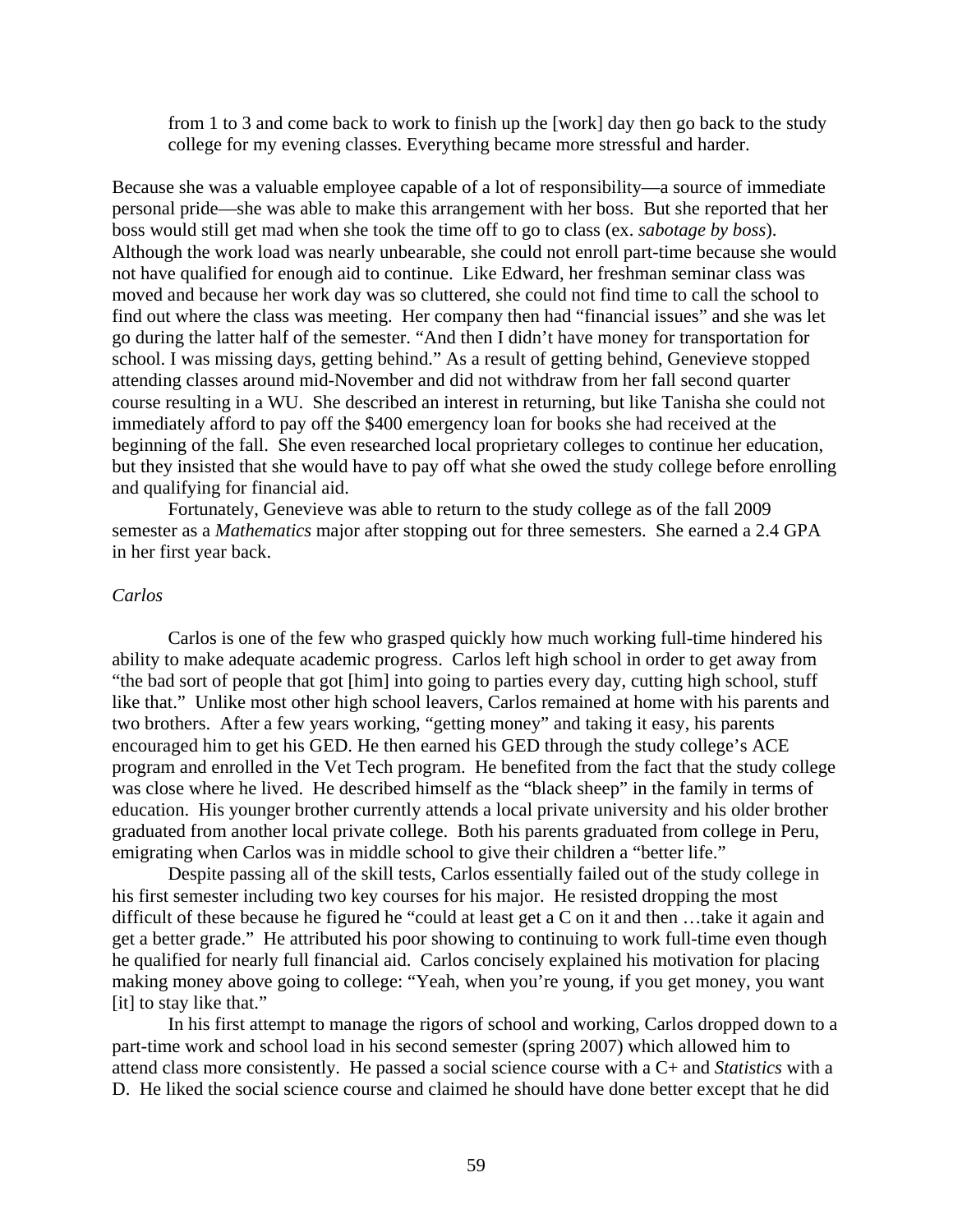> from 1 to 3 and come back to work to finish up the [work] day then go back to the study college for my evening classes. Everything became more stressful and harder.

Because she was a valuable employee capable of a lot of responsibility—a source of immediate personal pride—she was able to make this arrangement with her boss. But she reported that her boss would still get mad when she took the time off to go to class (ex. *sabotage by boss*). Although the work load was nearly unbearable, she could not enroll part-time because she would not have qualified for enough aid to continue. Like Edward, her freshman seminar class was moved and because her work day was so cluttered, she could not find time to call the school to find out where the class was meeting. Her company then had "financial issues" and she was let go during the latter half of the semester. "And then I didn't have money for transportation for school. I was missing days, getting behind." As a result of getting behind, Genevieve stopped attending classes around mid-November and did not withdraw from her fall second quarter course resulting in a WU. She described an interest in returning, but like Tanisha she could not immediately afford to pay off the $400 emergency loan for books she had received at the beginning of the fall. She even researched local proprietary colleges to continue her education, but they insisted that she would have to pay off what she owed the study college before enrolling and qualifying for financial aid.

Fortunately, Genevieve was able to return to the study college as of the fall 2009 semester as a *Mathematics* major after stopping out for three semesters. She earned a 2.4 GPA in her first year back.

*Carlos*

Carlos is one of the few who grasped quickly how much working full-time hindered his ability to make adequate academic progress. Carlos left high school in order to get away from "the bad sort of people that got [him] into going to parties every day, cutting high school, stuff like that." Unlike most other high school leavers, Carlos remained at home with his parents and two brothers. After a few years working, "getting money" and taking it easy, his parents encouraged him to get his GED. He then earned his GED through the study college's ACE program and enrolled in the Vet Tech program. He benefited from the fact that the study college was close where he lived. He described himself as the "black sheep" in the family in terms of education. His younger brother currently attends a local private university and his older brother graduated from another local private college. Both his parents graduated from college in Peru, emigrating when Carlos was in middle school to give their children a "better life."

Despite passing all of the skill tests, Carlos essentially failed out of the study college in his first semester including two key courses for his major. He resisted dropping the most difficult of these because he figured he "could at least get a C on it and then …take it again and get a better grade." He attributed his poor showing to continuing to work full-time even though he qualified for nearly full financial aid. Carlos concisely explained his motivation for placing making money above going to college: "Yeah, when you're young, if you get money, you want [it] to stay like that."

In his first attempt to manage the rigors of school and working, Carlos dropped down to a part-time work and school load in his second semester (spring 2007) which allowed him to attend class more consistently. He passed a social science course with a C+ and *Statistics* with a D. He liked the social science course and claimed he should have done better except that he did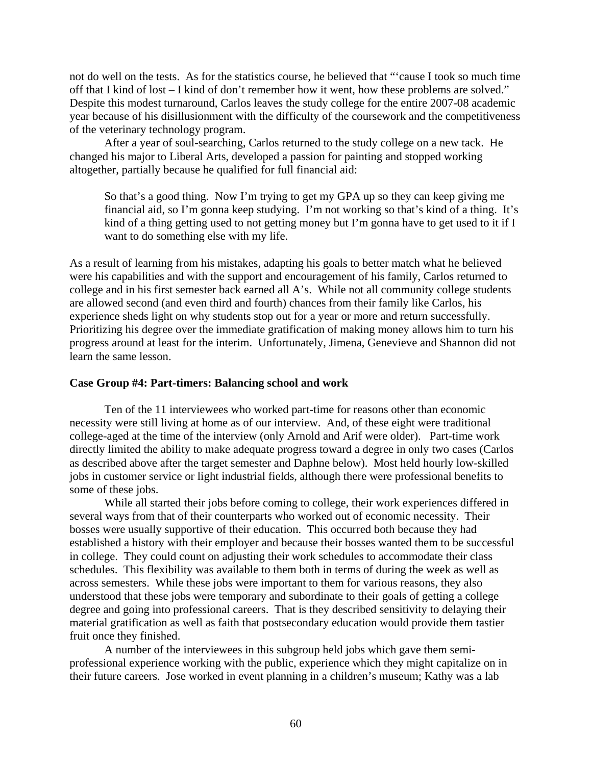not do well on the tests. As for the statistics course, he believed that "'cause I took so much time off that I kind of lost – I kind of don't remember how it went, how these problems are solved." Despite this modest turnaround, Carlos leaves the study college for the entire 2007-08 academic year because of his disillusionment with the difficulty of the coursework and the competitiveness of the veterinary technology program.

After a year of soul-searching, Carlos returned to the study college on a new tack. He changed his major to Liberal Arts, developed a passion for painting and stopped working altogether, partially because he qualified for full financial aid:

> So that's a good thing. Now I'm trying to get my GPA up so they can keep giving me financial aid, so I'm gonna keep studying. I'm not working so that's kind of a thing. It's kind of a thing getting used to not getting money but I'm gonna have to get used to it if I want to do something else with my life.

As a result of learning from his mistakes, adapting his goals to better match what he believed were his capabilities and with the support and encouragement of his family, Carlos returned to college and in his first semester back earned all A's. While not all community college students are allowed second (and even third and fourth) chances from their family like Carlos, his experience sheds light on why students stop out for a year or more and return successfully. Prioritizing his degree over the immediate gratification of making money allows him to turn his progress around at least for the interim. Unfortunately, Jimena, Genevieve and Shannon did not learn the same lesson.

**Case Group #4: Part-timers: Balancing school and work**

Ten of the 11 interviewees who worked part-time for reasons other than economic necessity were still living at home as of our interview. And, of these eight were traditional college-aged at the time of the interview (only Arnold and Arif were older). Part-time work directly limited the ability to make adequate progress toward a degree in only two cases (Carlos as described above after the target semester and Daphne below). Most held hourly low-skilled jobs in customer service or light industrial fields, although there were professional benefits to some of these jobs.

While all started their jobs before coming to college, their work experiences differed in several ways from that of their counterparts who worked out of economic necessity. Their bosses were usually supportive of their education. This occurred both because they had established a history with their employer and because their bosses wanted them to be successful in college. They could count on adjusting their work schedules to accommodate their class schedules. This flexibility was available to them both in terms of during the week as well as across semesters. While these jobs were important to them for various reasons, they also understood that these jobs were temporary and subordinate to their goals of getting a college degree and going into professional careers. That is they described sensitivity to delaying their material gratification as well as faith that postsecondary education would provide them tastier fruit once they finished.

A number of the interviewees in this subgroup held jobs which gave them semi-professional experience working with the public, experience which they might capitalize on in their future careers. Jose worked in event planning in a children's museum; Kathy was a lab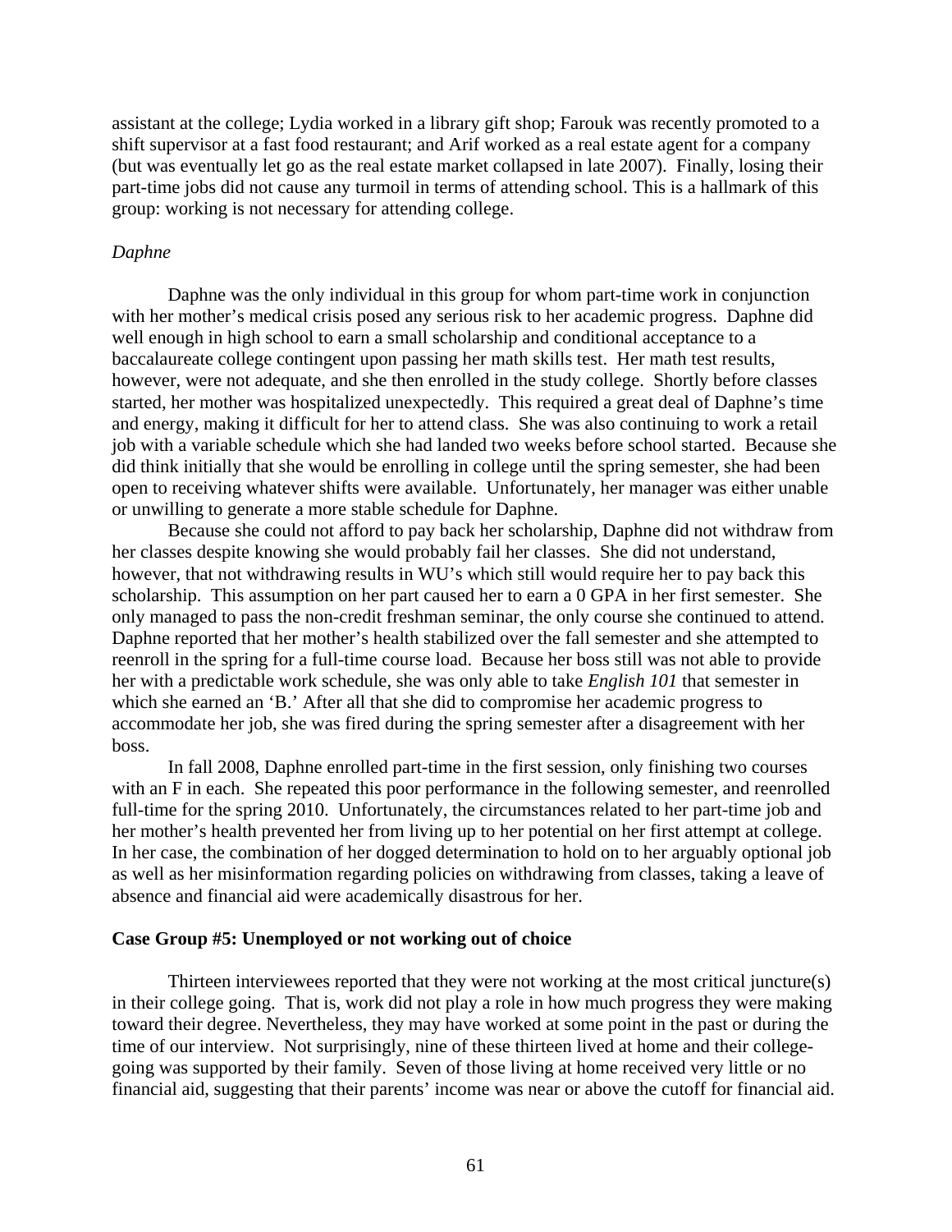assistant at the college; Lydia worked in a library gift shop; Farouk was recently promoted to a shift supervisor at a fast food restaurant; and Arif worked as a real estate agent for a company (but was eventually let go as the real estate market collapsed in late 2007). Finally, losing their part-time jobs did not cause any turmoil in terms of attending school. This is a hallmark of this group: working is not necessary for attending college.

*Daphne*

Daphne was the only individual in this group for whom part-time work in conjunction with her mother's medical crisis posed any serious risk to her academic progress. Daphne did well enough in high school to earn a small scholarship and conditional acceptance to a baccalaureate college contingent upon passing her math skills test. Her math test results, however, were not adequate, and she then enrolled in the study college. Shortly before classes started, her mother was hospitalized unexpectedly. This required a great deal of Daphne's time and energy, making it difficult for her to attend class. She was also continuing to work a retail job with a variable schedule which she had landed two weeks before school started. Because she did think initially that she would be enrolling in college until the spring semester, she had been open to receiving whatever shifts were available. Unfortunately, her manager was either unable or unwilling to generate a more stable schedule for Daphne.

Because she could not afford to pay back her scholarship, Daphne did not withdraw from her classes despite knowing she would probably fail her classes. She did not understand, however, that not withdrawing results in WU's which still would require her to pay back this scholarship. This assumption on her part caused her to earn a 0 GPA in her first semester. She only managed to pass the non-credit freshman seminar, the only course she continued to attend. Daphne reported that her mother's health stabilized over the fall semester and she attempted to reenroll in the spring for a full-time course load. Because her boss still was not able to provide her with a predictable work schedule, she was only able to take *English 101* that semester in which she earned an 'B.' After all that she did to compromise her academic progress to accommodate her job, she was fired during the spring semester after a disagreement with her boss.

In fall 2008, Daphne enrolled part-time in the first session, only finishing two courses with an F in each. She repeated this poor performance in the following semester, and reenrolled full-time for the spring 2010. Unfortunately, the circumstances related to her part-time job and her mother's health prevented her from living up to her potential on her first attempt at college. In her case, the combination of her dogged determination to hold on to her arguably optional job as well as her misinformation regarding policies on withdrawing from classes, taking a leave of absence and financial aid were academically disastrous for her.

**Case Group #5: Unemployed or not working out of choice**

Thirteen interviewees reported that they were not working at the most critical juncture(s) in their college going. That is, work did not play a role in how much progress they were making toward their degree. Nevertheless, they may have worked at some point in the past or during the time of our interview. Not surprisingly, nine of these thirteen lived at home and their college-going was supported by their family. Seven of those living at home received very little or no financial aid, suggesting that their parents' income was near or above the cutoff for financial aid.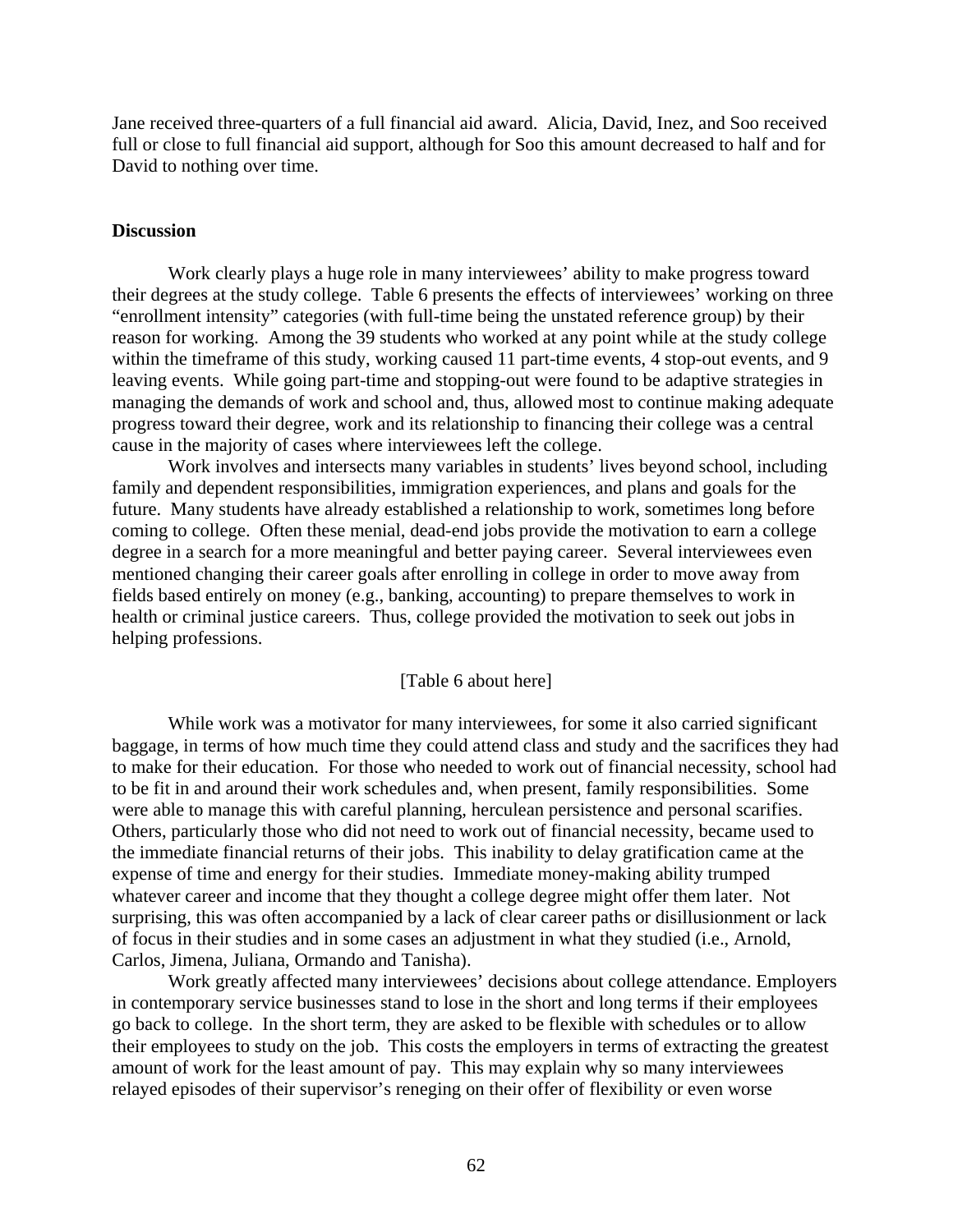Jane received three-quarters of a full financial aid award. Alicia, David, Inez, and Soo received full or close to full financial aid support, although for Soo this amount decreased to half and for David to nothing over time.

### Discussion

Work clearly plays a huge role in many interviewees' ability to make progress toward their degrees at the study college. Table 6 presents the effects of interviewees' working on three "enrollment intensity" categories (with full-time being the unstated reference group) by their reason for working. Among the 39 students who worked at any point while at the study college within the timeframe of this study, working caused 11 part-time events, 4 stop-out events, and 9 leaving events. While going part-time and stopping-out were found to be adaptive strategies in managing the demands of work and school and, thus, allowed most to continue making adequate progress toward their degree, work and its relationship to financing their college was a central cause in the majority of cases where interviewees left the college.

Work involves and intersects many variables in students' lives beyond school, including family and dependent responsibilities, immigration experiences, and plans and goals for the future. Many students have already established a relationship to work, sometimes long before coming to college. Often these menial, dead-end jobs provide the motivation to earn a college degree in a search for a more meaningful and better paying career. Several interviewees even mentioned changing their career goals after enrolling in college in order to move away from fields based entirely on money (e.g., banking, accounting) to prepare themselves to work in health or criminal justice careers. Thus, college provided the motivation to seek out jobs in helping professions.

[Table 6 about here]

While work was a motivator for many interviewees, for some it also carried significant baggage, in terms of how much time they could attend class and study and the sacrifices they had to make for their education. For those who needed to work out of financial necessity, school had to be fit in and around their work schedules and, when present, family responsibilities. Some were able to manage this with careful planning, herculean persistence and personal scarifies. Others, particularly those who did not need to work out of financial necessity, became used to the immediate financial returns of their jobs. This inability to delay gratification came at the expense of time and energy for their studies. Immediate money-making ability trumped whatever career and income that they thought a college degree might offer them later. Not surprising, this was often accompanied by a lack of clear career paths or disillusionment or lack of focus in their studies and in some cases an adjustment in what they studied (i.e., Arnold, Carlos, Jimena, Juliana, Ormando and Tanisha).

Work greatly affected many interviewees' decisions about college attendance. Employers in contemporary service businesses stand to lose in the short and long terms if their employees go back to college. In the short term, they are asked to be flexible with schedules or to allow their employees to study on the job. This costs the employers in terms of extracting the greatest amount of work for the least amount of pay. This may explain why so many interviewees relayed episodes of their supervisor's reneging on their offer of flexibility or even worse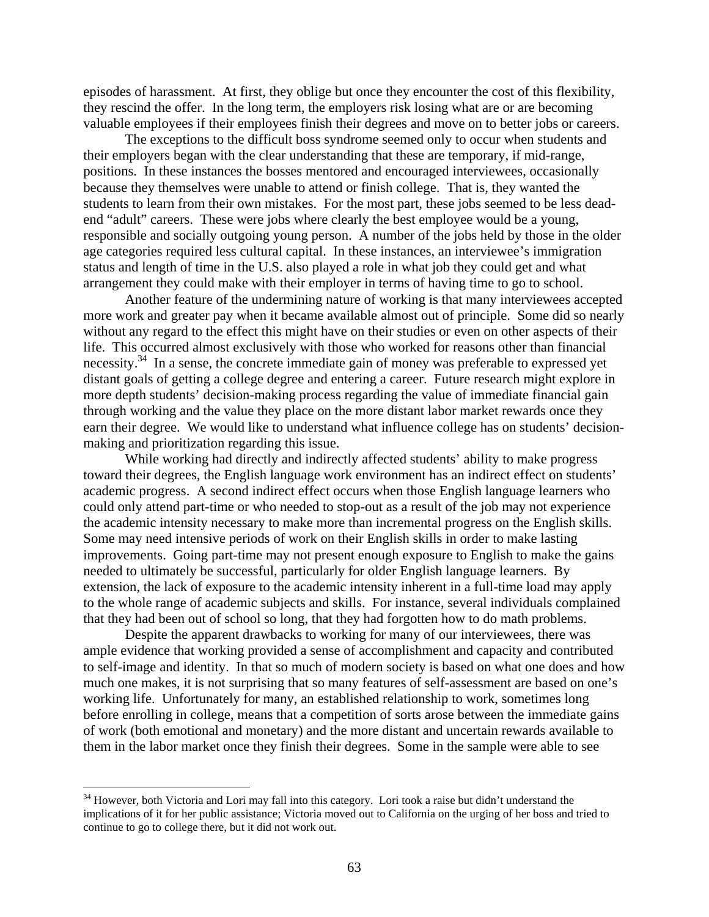episodes of harassment. At first, they oblige but once they encounter the cost of this flexibility, they rescind the offer. In the long term, the employers risk losing what are or are becoming valuable employees if their employees finish their degrees and move on to better jobs or careers.

The exceptions to the difficult boss syndrome seemed only to occur when students and their employers began with the clear understanding that these are temporary, if mid-range, positions. In these instances the bosses mentored and encouraged interviewees, occasionally because they themselves were unable to attend or finish college. That is, they wanted the students to learn from their own mistakes. For the most part, these jobs seemed to be less dead-end "adult" careers. These were jobs where clearly the best employee would be a young, responsible and socially outgoing young person. A number of the jobs held by those in the older age categories required less cultural capital. In these instances, an interviewee's immigration status and length of time in the U.S. also played a role in what job they could get and what arrangement they could make with their employer in terms of having time to go to school.

Another feature of the undermining nature of working is that many interviewees accepted more work and greater pay when it became available almost out of principle. Some did so nearly without any regard to the effect this might have on their studies or even on other aspects of their life. This occurred almost exclusively with those who worked for reasons other than financial necessity.[34] In a sense, the concrete immediate gain of money was preferable to expressed yet distant goals of getting a college degree and entering a career. Future research might explore in more depth students' decision-making process regarding the value of immediate financial gain through working and the value they place on the more distant labor market rewards once they earn their degree. We would like to understand what influence college has on students' decision-making and prioritization regarding this issue.

While working had directly and indirectly affected students' ability to make progress toward their degrees, the English language work environment has an indirect effect on students' academic progress. A second indirect effect occurs when those English language learners who could only attend part-time or who needed to stop-out as a result of the job may not experience the academic intensity necessary to make more than incremental progress on the English skills. Some may need intensive periods of work on their English skills in order to make lasting improvements. Going part-time may not present enough exposure to English to make the gains needed to ultimately be successful, particularly for older English language learners. By extension, the lack of exposure to the academic intensity inherent in a full-time load may apply to the whole range of academic subjects and skills. For instance, several individuals complained that they had been out of school so long, that they had forgotten how to do math problems.

Despite the apparent drawbacks to working for many of our interviewees, there was ample evidence that working provided a sense of accomplishment and capacity and contributed to self-image and identity. In that so much of modern society is based on what one does and how much one makes, it is not surprising that so many features of self-assessment are based on one's working life. Unfortunately for many, an established relationship to work, sometimes long before enrolling in college, means that a competition of sorts arose between the immediate gains of work (both emotional and monetary) and the more distant and uncertain rewards available to them in the labor market once they finish their degrees. Some in the sample were able to see

[34] However, both Victoria and Lori may fall into this category. Lori took a raise but didn't understand the implications of it for her public assistance; Victoria moved out to California on the urging of her boss and tried to continue to go to college there, but it did not work out.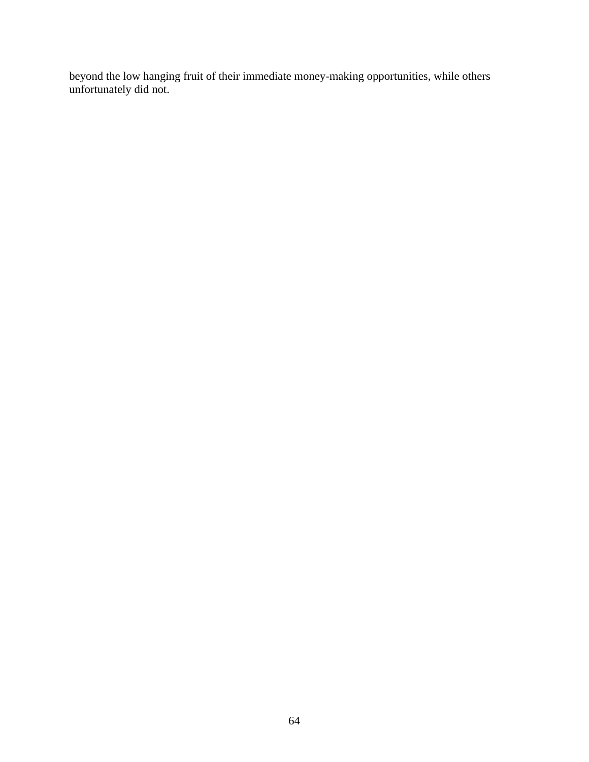beyond the low hanging fruit of their immediate money-making opportunities, while others unfortunately did not.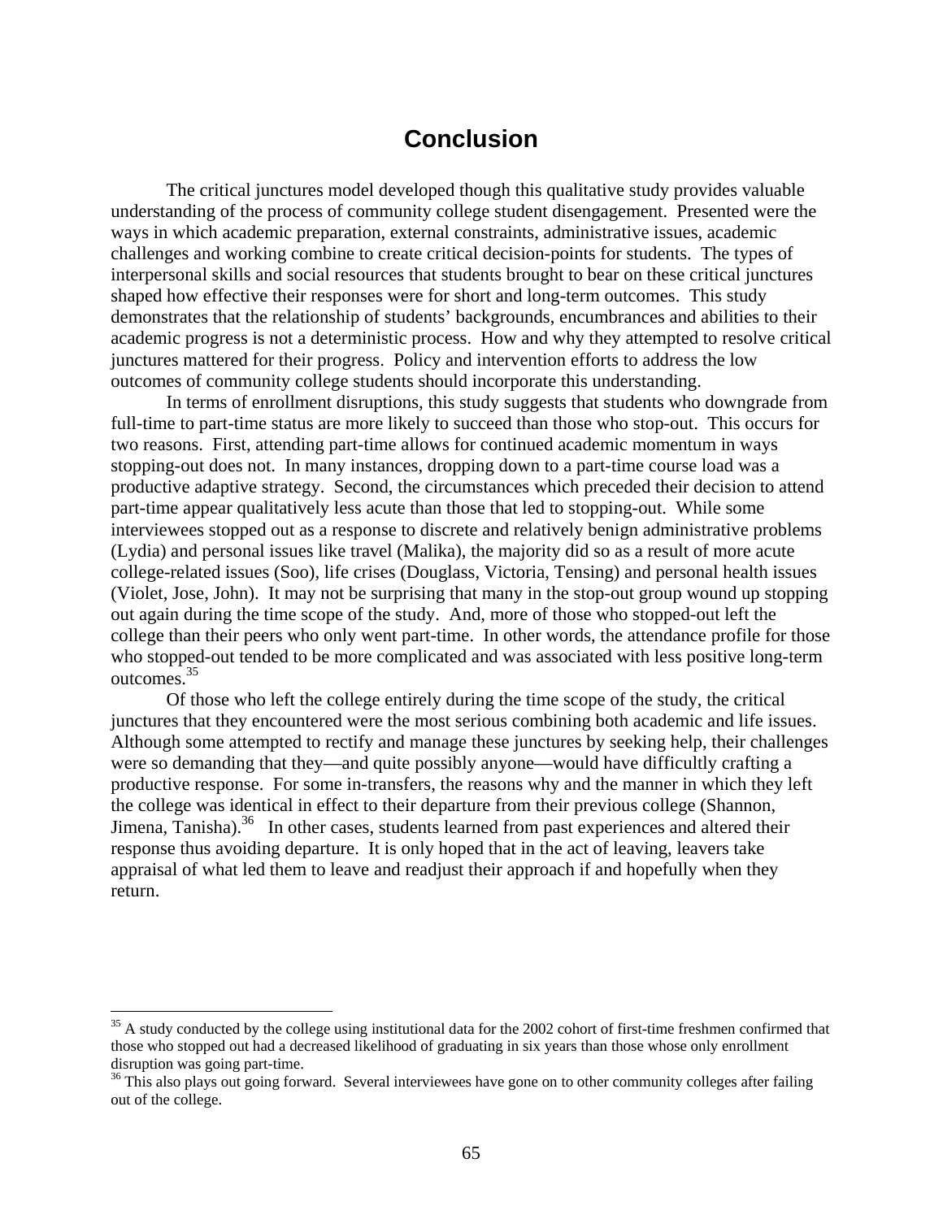# Conclusion

The critical junctures model developed though this qualitative study provides valuable understanding of the process of community college student disengagement. Presented were the ways in which academic preparation, external constraints, administrative issues, academic challenges and working combine to create critical decision-points for students. The types of interpersonal skills and social resources that students brought to bear on these critical junctures shaped how effective their responses were for short and long-term outcomes. This study demonstrates that the relationship of students' backgrounds, encumbrances and abilities to their academic progress is not a deterministic process. How and why they attempted to resolve critical junctures mattered for their progress. Policy and intervention efforts to address the low outcomes of community college students should incorporate this understanding.

In terms of enrollment disruptions, this study suggests that students who downgrade from full-time to part-time status are more likely to succeed than those who stop-out. This occurs for two reasons. First, attending part-time allows for continued academic momentum in ways stopping-out does not. In many instances, dropping down to a part-time course load was a productive adaptive strategy. Second, the circumstances which preceded their decision to attend part-time appear qualitatively less acute than those that led to stopping-out. While some interviewees stopped out as a response to discrete and relatively benign administrative problems (Lydia) and personal issues like travel (Malika), the majority did so as a result of more acute college-related issues (Soo), life crises (Douglass, Victoria, Tensing) and personal health issues (Violet, Jose, John). It may not be surprising that many in the stop-out group wound up stopping out again during the time scope of the study. And, more of those who stopped-out left the college than their peers who only went part-time. In other words, the attendance profile for those who stopped-out tended to be more complicated and was associated with less positive long-term outcomes.[35]

Of those who left the college entirely during the time scope of the study, the critical junctures that they encountered were the most serious combining both academic and life issues. Although some attempted to rectify and manage these junctures by seeking help, their challenges were so demanding that they—and quite possibly anyone—would have difficultly crafting a productive response. For some in-transfers, the reasons why and the manner in which they left the college was identical in effect to their departure from their previous college (Shannon, Jimena, Tanisha).[36] In other cases, students learned from past experiences and altered their response thus avoiding departure. It is only hoped that in the act of leaving, leavers take appraisal of what led them to leave and readjust their approach if and hopefully when they return.

---

[35] A study conducted by the college using institutional data for the 2002 cohort of first-time freshmen confirmed that those who stopped out had a decreased likelihood of graduating in six years than those whose only enrollment disruption was going part-time.

[36] This also plays out going forward. Several interviewees have gone on to other community colleges after failing out of the college.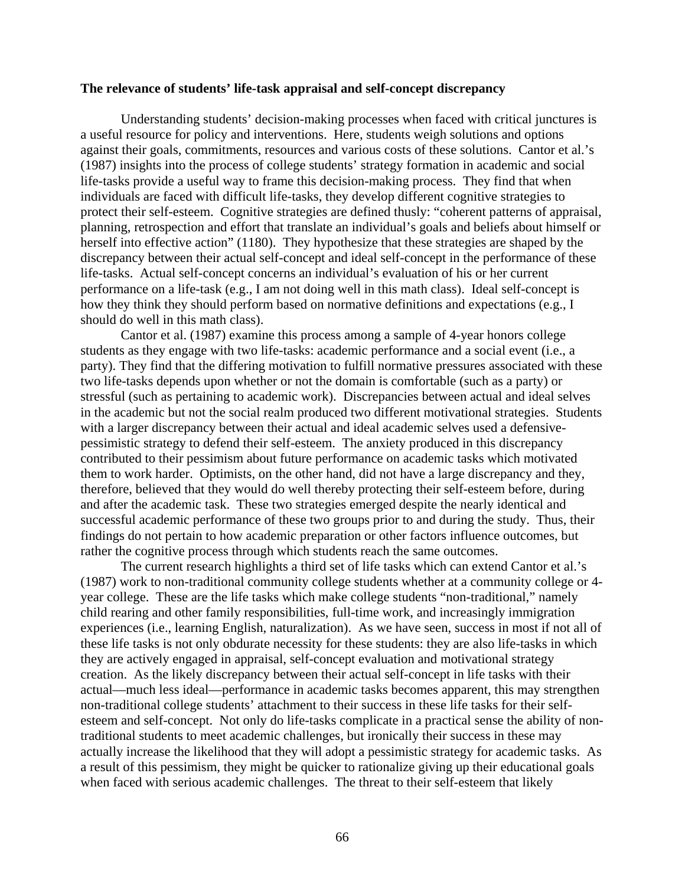**The relevance of students' life-task appraisal and self-concept discrepancy**

Understanding students' decision-making processes when faced with critical junctures is a useful resource for policy and interventions. Here, students weigh solutions and options against their goals, commitments, resources and various costs of these solutions. Cantor et al.'s (1987) insights into the process of college students' strategy formation in academic and social life-tasks provide a useful way to frame this decision-making process. They find that when individuals are faced with difficult life-tasks, they develop different cognitive strategies to protect their self-esteem. Cognitive strategies are defined thusly: "coherent patterns of appraisal, planning, retrospection and effort that translate an individual's goals and beliefs about himself or herself into effective action" (1180). They hypothesize that these strategies are shaped by the discrepancy between their actual self-concept and ideal self-concept in the performance of these life-tasks. Actual self-concept concerns an individual's evaluation of his or her current performance on a life-task (e.g., I am not doing well in this math class). Ideal self-concept is how they think they should perform based on normative definitions and expectations (e.g., I should do well in this math class).

Cantor et al. (1987) examine this process among a sample of 4-year honors college students as they engage with two life-tasks: academic performance and a social event (i.e., a party). They find that the differing motivation to fulfill normative pressures associated with these two life-tasks depends upon whether or not the domain is comfortable (such as a party) or stressful (such as pertaining to academic work). Discrepancies between actual and ideal selves in the academic but not the social realm produced two different motivational strategies. Students with a larger discrepancy between their actual and ideal academic selves used a defensive-pessimistic strategy to defend their self-esteem. The anxiety produced in this discrepancy contributed to their pessimism about future performance on academic tasks which motivated them to work harder. Optimists, on the other hand, did not have a large discrepancy and they, therefore, believed that they would do well thereby protecting their self-esteem before, during and after the academic task. These two strategies emerged despite the nearly identical and successful academic performance of these two groups prior to and during the study. Thus, their findings do not pertain to how academic preparation or other factors influence outcomes, but rather the cognitive process through which students reach the same outcomes.

The current research highlights a third set of life tasks which can extend Cantor et al.'s (1987) work to non-traditional community college students whether at a community college or 4-year college. These are the life tasks which make college students "non-traditional," namely child rearing and other family responsibilities, full-time work, and increasingly immigration experiences (i.e., learning English, naturalization). As we have seen, success in most if not all of these life tasks is not only obdurate necessity for these students: they are also life-tasks in which they are actively engaged in appraisal, self-concept evaluation and motivational strategy creation. As the likely discrepancy between their actual self-concept in life tasks with their actual—much less ideal—performance in academic tasks becomes apparent, this may strengthen non-traditional college students' attachment to their success in these life tasks for their self-esteem and self-concept. Not only do life-tasks complicate in a practical sense the ability of non-traditional students to meet academic challenges, but ironically their success in these may actually increase the likelihood that they will adopt a pessimistic strategy for academic tasks. As a result of this pessimism, they might be quicker to rationalize giving up their educational goals when faced with serious academic challenges. The threat to their self-esteem that likely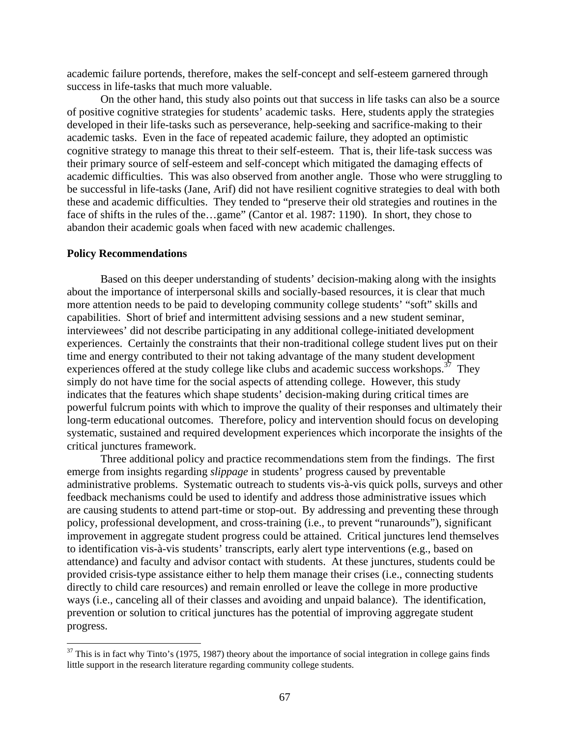academic failure portends, therefore, makes the self-concept and self-esteem garnered through success in life-tasks that much more valuable.

On the other hand, this study also points out that success in life tasks can also be a source of positive cognitive strategies for students' academic tasks. Here, students apply the strategies developed in their life-tasks such as perseverance, help-seeking and sacrifice-making to their academic tasks. Even in the face of repeated academic failure, they adopted an optimistic cognitive strategy to manage this threat to their self-esteem. That is, their life-task success was their primary source of self-esteem and self-concept which mitigated the damaging effects of academic difficulties. This was also observed from another angle. Those who were struggling to be successful in life-tasks (Jane, Arif) did not have resilient cognitive strategies to deal with both these and academic difficulties. They tended to "preserve their old strategies and routines in the face of shifts in the rules of the…game" (Cantor et al. 1987: 1190). In short, they chose to abandon their academic goals when faced with new academic challenges.

**Policy Recommendations**

Based on this deeper understanding of students' decision-making along with the insights about the importance of interpersonal skills and socially-based resources, it is clear that much more attention needs to be paid to developing community college students' "soft" skills and capabilities. Short of brief and intermittent advising sessions and a new student seminar, interviewees' did not describe participating in any additional college-initiated development experiences. Certainly the constraints that their non-traditional college student lives put on their time and energy contributed to their not taking advantage of the many student development experiences offered at the study college like clubs and academic success workshops.[37] They simply do not have time for the social aspects of attending college. However, this study indicates that the features which shape students' decision-making during critical times are powerful fulcrum points with which to improve the quality of their responses and ultimately their long-term educational outcomes. Therefore, policy and intervention should focus on developing systematic, sustained and required development experiences which incorporate the insights of the critical junctures framework.

Three additional policy and practice recommendations stem from the findings. The first emerge from insights regarding *slippage* in students' progress caused by preventable administrative problems. Systematic outreach to students vis-à-vis quick polls, surveys and other feedback mechanisms could be used to identify and address those administrative issues which are causing students to attend part-time or stop-out. By addressing and preventing these through policy, professional development, and cross-training (i.e., to prevent "runarounds"), significant improvement in aggregate student progress could be attained. Critical junctures lend themselves to identification vis-à-vis students' transcripts, early alert type interventions (e.g., based on attendance) and faculty and advisor contact with students. At these junctures, students could be provided crisis-type assistance either to help them manage their crises (i.e., connecting students directly to child care resources) and remain enrolled or leave the college in more productive ways (i.e., canceling all of their classes and avoiding and unpaid balance). The identification, prevention or solution to critical junctures has the potential of improving aggregate student progress.

[37] This is in fact why Tinto's (1975, 1987) theory about the importance of social integration in college gains finds little support in the research literature regarding community college students.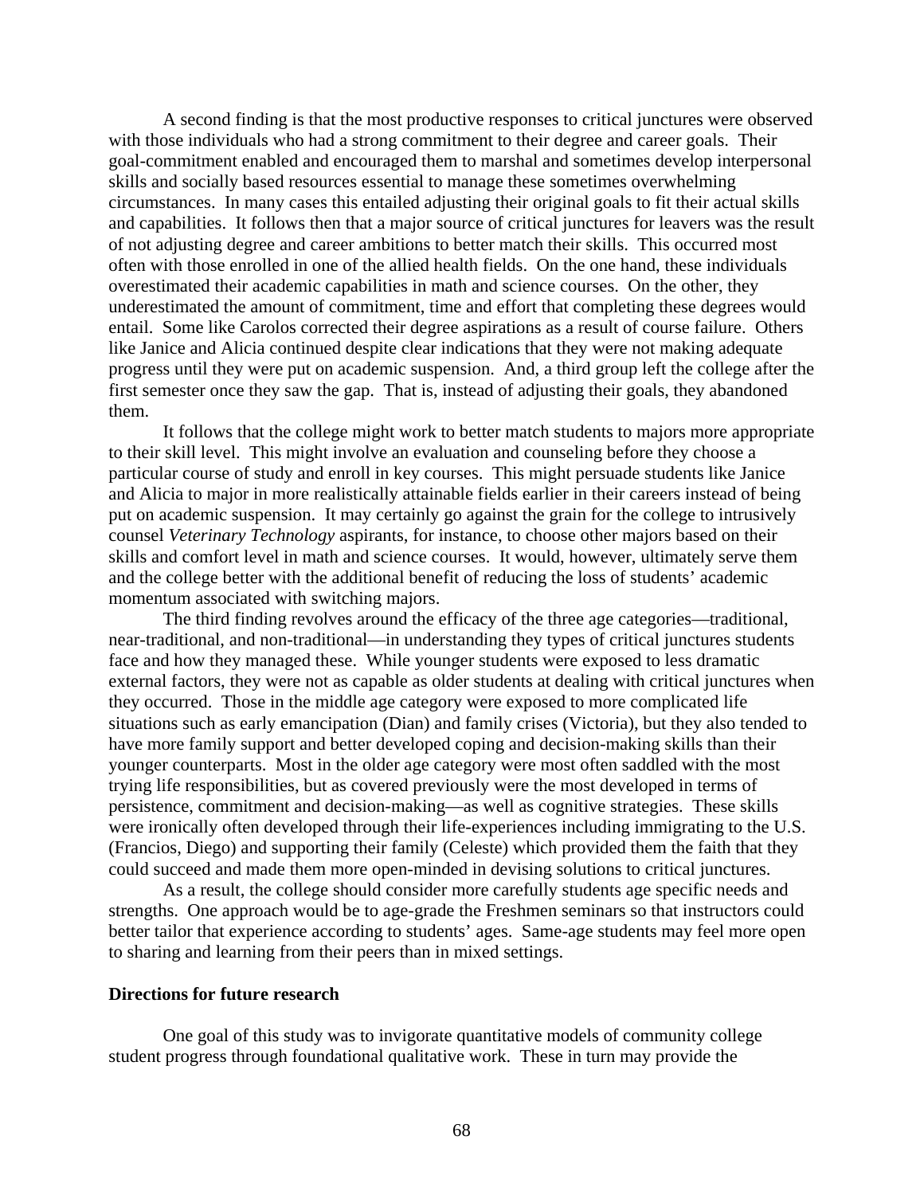A second finding is that the most productive responses to critical junctures were observed with those individuals who had a strong commitment to their degree and career goals. Their goal-commitment enabled and encouraged them to marshal and sometimes develop interpersonal skills and socially based resources essential to manage these sometimes overwhelming circumstances. In many cases this entailed adjusting their original goals to fit their actual skills and capabilities. It follows then that a major source of critical junctures for leavers was the result of not adjusting degree and career ambitions to better match their skills. This occurred most often with those enrolled in one of the allied health fields. On the one hand, these individuals overestimated their academic capabilities in math and science courses. On the other, they underestimated the amount of commitment, time and effort that completing these degrees would entail. Some like Carolos corrected their degree aspirations as a result of course failure. Others like Janice and Alicia continued despite clear indications that they were not making adequate progress until they were put on academic suspension. And, a third group left the college after the first semester once they saw the gap. That is, instead of adjusting their goals, they abandoned them.

It follows that the college might work to better match students to majors more appropriate to their skill level. This might involve an evaluation and counseling before they choose a particular course of study and enroll in key courses. This might persuade students like Janice and Alicia to major in more realistically attainable fields earlier in their careers instead of being put on academic suspension. It may certainly go against the grain for the college to intrusively counsel *Veterinary Technology* aspirants, for instance, to choose other majors based on their skills and comfort level in math and science courses. It would, however, ultimately serve them and the college better with the additional benefit of reducing the loss of students' academic momentum associated with switching majors.

The third finding revolves around the efficacy of the three age categories—traditional, near-traditional, and non-traditional—in understanding they types of critical junctures students face and how they managed these. While younger students were exposed to less dramatic external factors, they were not as capable as older students at dealing with critical junctures when they occurred. Those in the middle age category were exposed to more complicated life situations such as early emancipation (Dian) and family crises (Victoria), but they also tended to have more family support and better developed coping and decision-making skills than their younger counterparts. Most in the older age category were most often saddled with the most trying life responsibilities, but as covered previously were the most developed in terms of persistence, commitment and decision-making—as well as cognitive strategies. These skills were ironically often developed through their life-experiences including immigrating to the U.S. (Francios, Diego) and supporting their family (Celeste) which provided them the faith that they could succeed and made them more open-minded in devising solutions to critical junctures.

As a result, the college should consider more carefully students age specific needs and strengths. One approach would be to age-grade the Freshmen seminars so that instructors could better tailor that experience according to students' ages. Same-age students may feel more open to sharing and learning from their peers than in mixed settings.

**Directions for future research**

One goal of this study was to invigorate quantitative models of community college student progress through foundational qualitative work. These in turn may provide the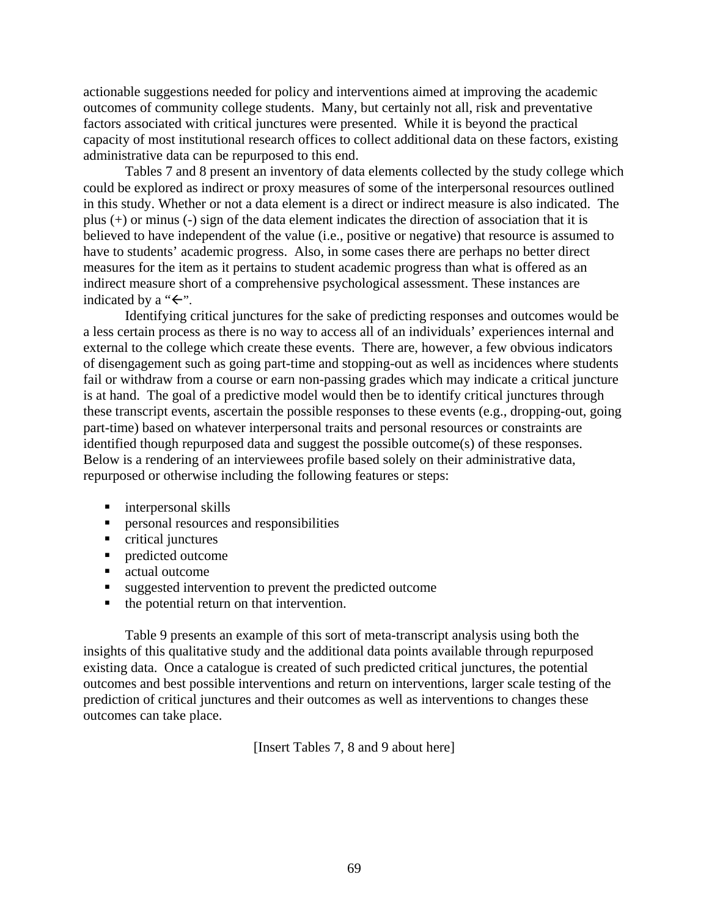actionable suggestions needed for policy and interventions aimed at improving the academic outcomes of community college students. Many, but certainly not all, risk and preventative factors associated with critical junctures were presented. While it is beyond the practical capacity of most institutional research offices to collect additional data on these factors, existing administrative data can be repurposed to this end.

Tables 7 and 8 present an inventory of data elements collected by the study college which could be explored as indirect or proxy measures of some of the interpersonal resources outlined in this study. Whether or not a data element is a direct or indirect measure is also indicated. The plus (+) or minus (-) sign of the data element indicates the direction of association that it is believed to have independent of the value (i.e., positive or negative) that resource is assumed to have to students' academic progress. Also, in some cases there are perhaps no better direct measures for the item as it pertains to student academic progress than what is offered as an indirect measure short of a comprehensive psychological assessment. These instances are indicated by a "←".

Identifying critical junctures for the sake of predicting responses and outcomes would be a less certain process as there is no way to access all of an individuals' experiences internal and external to the college which create these events. There are, however, a few obvious indicators of disengagement such as going part-time and stopping-out as well as incidences where students fail or withdraw from a course or earn non-passing grades which may indicate a critical juncture is at hand. The goal of a predictive model would then be to identify critical junctures through these transcript events, ascertain the possible responses to these events (e.g., dropping-out, going part-time) based on whatever interpersonal traits and personal resources or constraints are identified though repurposed data and suggest the possible outcome(s) of these responses. Below is a rendering of an interviewees profile based solely on their administrative data, repurposed or otherwise including the following features or steps:

- interpersonal skills
- personal resources and responsibilities
- critical junctures
- predicted outcome
- actual outcome
- suggested intervention to prevent the predicted outcome
- the potential return on that intervention.

Table 9 presents an example of this sort of meta-transcript analysis using both the insights of this qualitative study and the additional data points available through repurposed existing data. Once a catalogue is created of such predicted critical junctures, the potential outcomes and best possible interventions and return on interventions, larger scale testing of the prediction of critical junctures and their outcomes as well as interventions to changes these outcomes can take place.

[Insert Tables 7, 8 and 9 about here]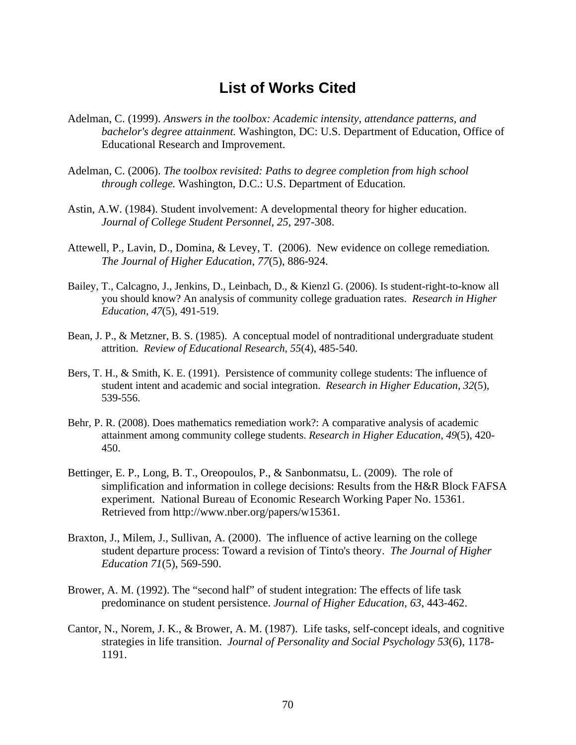# List of Works Cited

Adelman, C. (1999). *Answers in the toolbox: Academic intensity, attendance patterns, and bachelor's degree attainment.* Washington, DC: U.S. Department of Education, Office of Educational Research and Improvement.

Adelman, C. (2006). *The toolbox revisited: Paths to degree completion from high school through college.* Washington, D.C.: U.S. Department of Education.

Astin, A.W. (1984). Student involvement: A developmental theory for higher education. *Journal of College Student Personnel*, *25*, 297-308.

Attewell, P., Lavin, D., Domina, & Levey, T. (2006). New evidence on college remediation. *The Journal of Higher Education*, *77*(5), 886-924.

Bailey, T., Calcagno, J., Jenkins, D., Leinbach, D., & Kienzl G. (2006). Is student-right-to-know all you should know? An analysis of community college graduation rates. *Research in Higher Education, 47*(5), 491-519.

Bean, J. P., & Metzner, B. S. (1985). A conceptual model of nontraditional undergraduate student attrition. *Review of Educational Research*, *55*(4), 485-540.

Bers, T. H., & Smith, K. E. (1991). Persistence of community college students: The influence of student intent and academic and social integration. *Research in Higher Education, 32*(5), 539-556.

Behr, P. R. (2008). Does mathematics remediation work?: A comparative analysis of academic attainment among community college students. *Research in Higher Education, 49*(5), 420-450.

Bettinger, E. P., Long, B. T., Oreopoulos, P., & Sanbonmatsu, L. (2009). The role of simplification and information in college decisions: Results from the H&R Block FAFSA experiment. National Bureau of Economic Research Working Paper No. 15361. Retrieved from http://www.nber.org/papers/w15361.

Braxton, J., Milem, J., Sullivan, A. (2000). The influence of active learning on the college student departure process: Toward a revision of Tinto's theory. *The Journal of Higher Education 71*(5), 569-590.

Brower, A. M. (1992). The "second half" of student integration: The effects of life task predominance on student persistence. *Journal of Higher Education*, *63*, 443-462.

Cantor, N., Norem, J. K., & Brower, A. M. (1987). Life tasks, self-concept ideals, and cognitive strategies in life transition. *Journal of Personality and Social Psychology 53*(6), 1178-1191.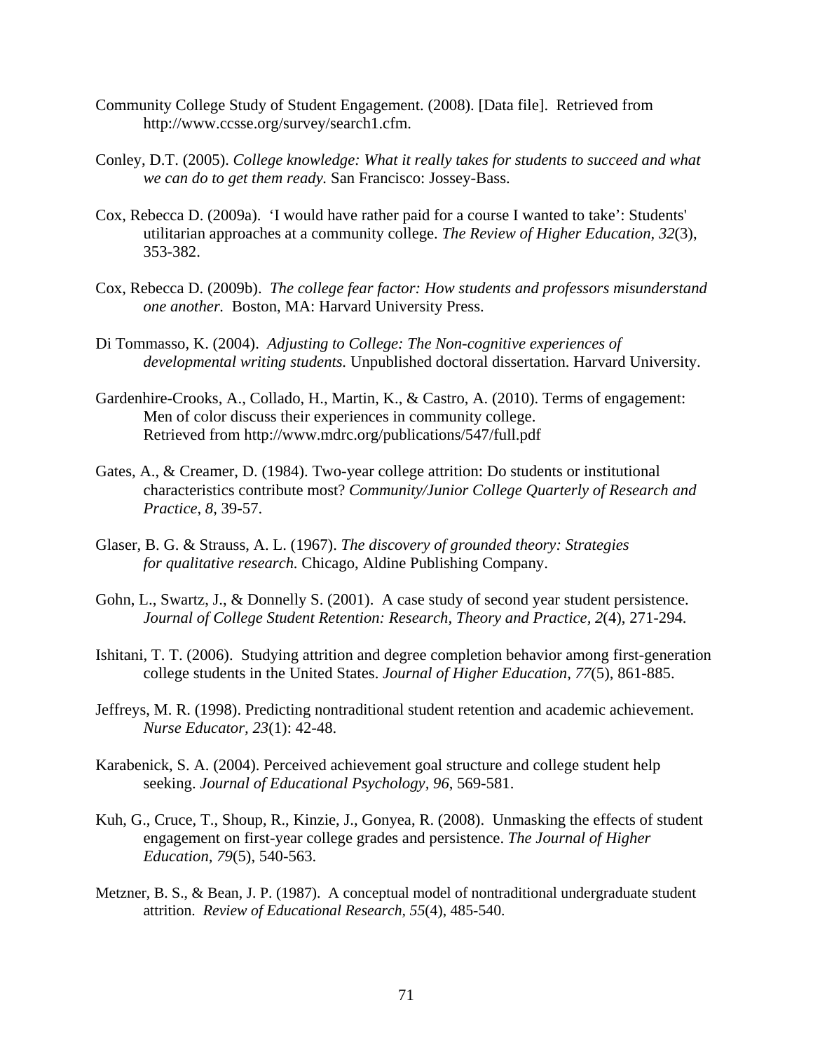Community College Study of Student Engagement. (2008). [Data file]. Retrieved from http://www.ccsse.org/survey/search1.cfm.

Conley, D.T. (2005). *College knowledge: What it really takes for students to succeed and what we can do to get them ready.* San Francisco: Jossey-Bass.

Cox, Rebecca D. (2009a). 'I would have rather paid for a course I wanted to take': Students' utilitarian approaches at a community college. *The Review of Higher Education, 32*(3), 353-382.

Cox, Rebecca D. (2009b). *The college fear factor: How students and professors misunderstand one another.* Boston, MA: Harvard University Press.

Di Tommasso, K. (2004). *Adjusting to College: The Non-cognitive experiences of developmental writing students.* Unpublished doctoral dissertation. Harvard University.

Gardenhire-Crooks, A., Collado, H., Martin, K., & Castro, A. (2010). Terms of engagement: Men of color discuss their experiences in community college. Retrieved from http://www.mdrc.org/publications/547/full.pdf

Gates, A., & Creamer, D. (1984). Two-year college attrition: Do students or institutional characteristics contribute most? *Community/Junior College Quarterly of Research and Practice*, *8*, 39-57.

Glaser, B. G. & Strauss, A. L. (1967). *The discovery of grounded theory: Strategies for qualitative research.* Chicago, Aldine Publishing Company.

Gohn, L., Swartz, J., & Donnelly S. (2001). A case study of second year student persistence. *Journal of College Student Retention: Research, Theory and Practice, 2*(4), 271-294.

Ishitani, T. T. (2006). Studying attrition and degree completion behavior among first-generation college students in the United States. *Journal of Higher Education, 77*(5), 861-885.

Jeffreys, M. R. (1998). Predicting nontraditional student retention and academic achievement. *Nurse Educator, 23*(1): 42-48.

Karabenick, S. A. (2004). Perceived achievement goal structure and college student help seeking. *Journal of Educational Psychology, 96*, 569-581.

Kuh, G., Cruce, T., Shoup, R., Kinzie, J., Gonyea, R. (2008). Unmasking the effects of student engagement on first-year college grades and persistence. *The Journal of Higher Education, 79*(5), 540-563.

Metzner, B. S., & Bean, J. P. (1987). A conceptual model of nontraditional undergraduate student attrition. *Review of Educational Research*, *55*(4), 485-540.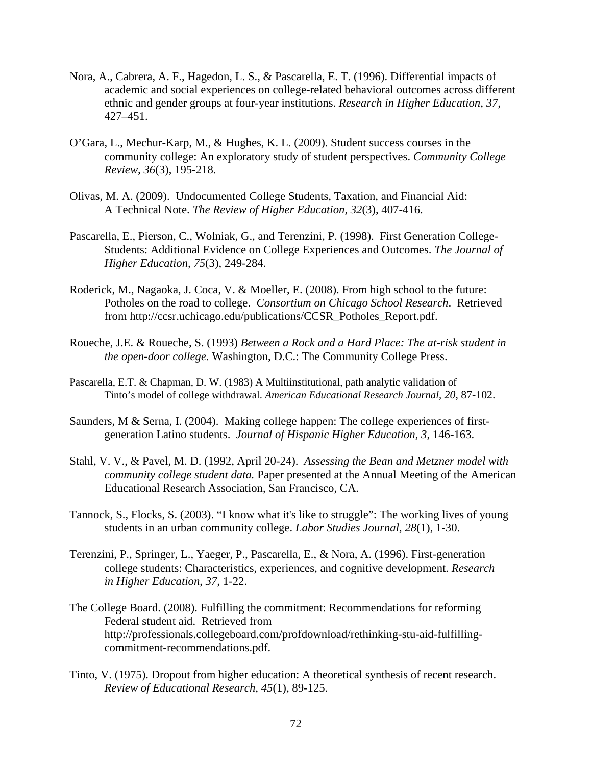Nora, A., Cabrera, A. F., Hagedon, L. S., & Pascarella, E. T. (1996). Differential impacts of academic and social experiences on college-related behavioral outcomes across different ethnic and gender groups at four-year institutions. *Research in Higher Education*, *37*, 427–451.

O'Gara, L., Mechur-Karp, M., & Hughes, K. L. (2009). Student success courses in the community college: An exploratory study of student perspectives. *Community College Review, 36*(3), 195-218.

Olivas, M. A. (2009). Undocumented College Students, Taxation, and Financial Aid: A Technical Note. *The Review of Higher Education*, *32*(3), 407-416.

Pascarella, E., Pierson, C., Wolniak, G., and Terenzini, P. (1998). First Generation College-Students: Additional Evidence on College Experiences and Outcomes. *The Journal of Higher Education, 75*(3), 249-284.

Roderick, M., Nagaoka, J. Coca, V. & Moeller, E. (2008). From high school to the future: Potholes on the road to college. *Consortium on Chicago School Research*. Retrieved from http://ccsr.uchicago.edu/publications/CCSR_Potholes_Report.pdf.

Roueche, J.E. & Roueche, S. (1993) *Between a Rock and a Hard Place: The at-risk student in the open-door college.* Washington, D.C.: The Community College Press.

Pascarella, E.T. & Chapman, D. W. (1983) A Multiinstitutional, path analytic validation of Tinto's model of college withdrawal. *American Educational Research Journal, 20*, 87-102.

Saunders, M & Serna, I. (2004). Making college happen: The college experiences of first-generation Latino students. *Journal of Hispanic Higher Education, 3*, 146-163.

Stahl, V. V., & Pavel, M. D. (1992, April 20-24). *Assessing the Bean and Metzner model with community college student data.* Paper presented at the Annual Meeting of the American Educational Research Association, San Francisco, CA.

Tannock, S., Flocks, S. (2003). "I know what it's like to struggle": The working lives of young students in an urban community college. *Labor Studies Journal, 28*(1), 1-30.

Terenzini, P., Springer, L., Yaeger, P., Pascarella, E., & Nora, A. (1996). First-generation college students: Characteristics, experiences, and cognitive development. *Research in Higher Education*, *37*, 1-22.

The College Board. (2008). Fulfilling the commitment: Recommendations for reforming Federal student aid. Retrieved from http://professionals.collegeboard.com/profdownload/rethinking-stu-aid-fulfilling-commitment-recommendations.pdf.

Tinto, V. (1975). Dropout from higher education: A theoretical synthesis of recent research. *Review of Educational Research*, *45*(1), 89-125.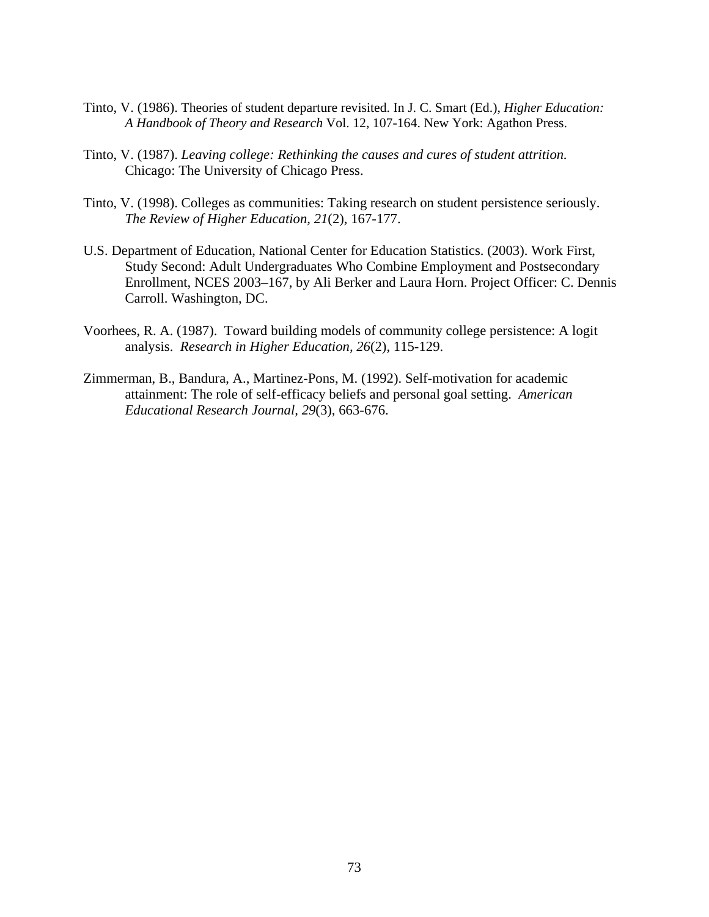Tinto, V. (1986). Theories of student departure revisited. In J. C. Smart (Ed.), *Higher Education: A Handbook of Theory and Research* Vol. 12, 107-164. New York: Agathon Press.

Tinto, V. (1987). *Leaving college: Rethinking the causes and cures of student attrition.* Chicago: The University of Chicago Press.

Tinto, V. (1998). Colleges as communities: Taking research on student persistence seriously. *The Review of Higher Education, 21*(2), 167-177.

U.S. Department of Education, National Center for Education Statistics. (2003). Work First, Study Second: Adult Undergraduates Who Combine Employment and Postsecondary Enrollment, NCES 2003–167, by Ali Berker and Laura Horn. Project Officer: C. Dennis Carroll. Washington, DC.

Voorhees, R. A. (1987). Toward building models of community college persistence: A logit analysis. *Research in Higher Education, 26*(2), 115-129.

Zimmerman, B., Bandura, A., Martinez-Pons, M. (1992). Self-motivation for academic attainment: The role of self-efficacy beliefs and personal goal setting. *American Educational Research Journal, 29*(3), 663-676.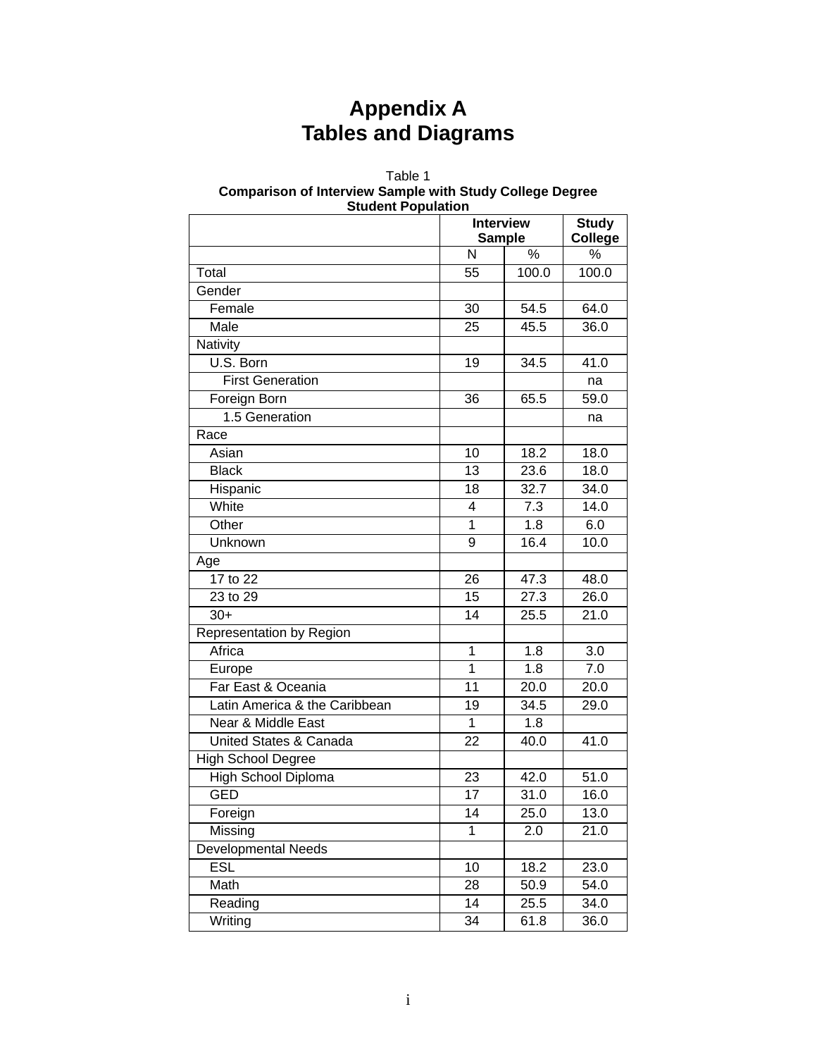# Appendix A
# Tables and Diagrams

Table 1
**Comparison of Interview Sample with Study College Degree Student Population**

| | Interview Sample | | Study College |
|---|---|---|---|
| | N | % | % |
| Total | 55 | 100.0 | 100.0 |
| Gender | | | |
| Female | 30 | 54.5 | 64.0 |
| Male | 25 | 45.5 | 36.0 |
| Nativity | | | |
| U.S. Born | 19 | 34.5 | 41.0 |
| First Generation | | | na |
| Foreign Born | 36 | 65.5 | 59.0 |
| 1.5 Generation | | | na |
| Race | | | |
| Asian | 10 | 18.2 | 18.0 |
| Black | 13 | 23.6 | 18.0 |
| Hispanic | 18 | 32.7 | 34.0 |
| White | 4 | 7.3 | 14.0 |
| Other | 1 | 1.8 | 6.0 |
| Unknown | 9 | 16.4 | 10.0 |
| Age | | | |
| 17 to 22 | 26 | 47.3 | 48.0 |
| 23 to 29 | 15 | 27.3 | 26.0 |
| 30+ | 14 | 25.5 | 21.0 |
| Representation by Region | | | |
| Africa | 1 | 1.8 | 3.0 |
| Europe | 1 | 1.8 | 7.0 |
| Far East & Oceania | 11 | 20.0 | 20.0 |
| Latin America & the Caribbean | 19 | 34.5 | 29.0 |
| Near & Middle East | 1 | 1.8 | |
| United States & Canada | 22 | 40.0 | 41.0 |
| High School Degree | | | |
| High School Diploma | 23 | 42.0 | 51.0 |
| GED | 17 | 31.0 | 16.0 |
| Foreign | 14 | 25.0 | 13.0 |
| Missing | 1 | 2.0 | 21.0 |
| Developmental Needs | | | |
| ESL | 10 | 18.2 | 23.0 |
| Math | 28 | 50.9 | 54.0 |
| Reading | 14 | 25.5 | 34.0 |
| Writing | 34 | 61.8 | 36.0 |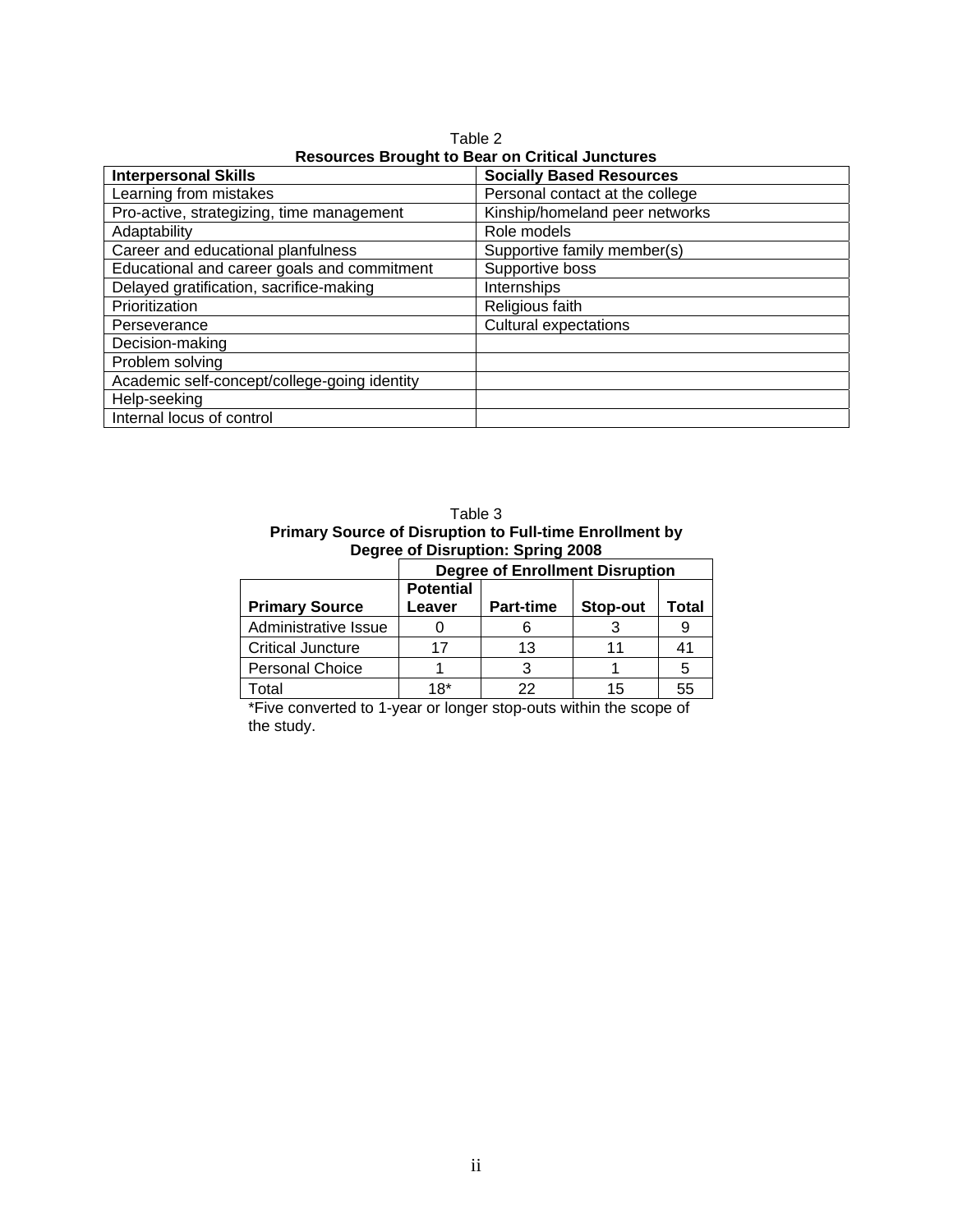Table 2

**Resources Brought to Bear on Critical Junctures**

| **Interpersonal Skills** | **Socially Based Resources** |
|---|---|
| Learning from mistakes | Personal contact at the college |
| Pro-active, strategizing, time management | Kinship/homeland peer networks |
| Adaptability | Role models |
| Career and educational planfulness | Supportive family member(s) |
| Educational and career goals and commitment | Supportive boss |
| Delayed gratification, sacrifice-making | Internships |
| Prioritization | Religious faith |
| Perseverance | Cultural expectations |
| Decision-making | |
| Problem solving | |
| Academic self-concept/college-going identity | |
| Help-seeking | |
| Internal locus of control | |

Table 3

**Primary Source of Disruption to Full-time Enrollment by Degree of Disruption: Spring 2008**

| | **Degree of Enrollment Disruption** | | | |
|---|---|---|---|---|
| **Primary Source** | **Potential Leaver** | **Part-time** | **Stop-out** | **Total** |
| Administrative Issue | 0 | 6 | 3 | 9 |
| Critical Juncture | 17 | 13 | 11 | 41 |
| Personal Choice | 1 | 3 | 1 | 5 |
| Total | 18* | 22 | 15 | 55 |

*Five converted to 1-year or longer stop-outs within the scope of the study.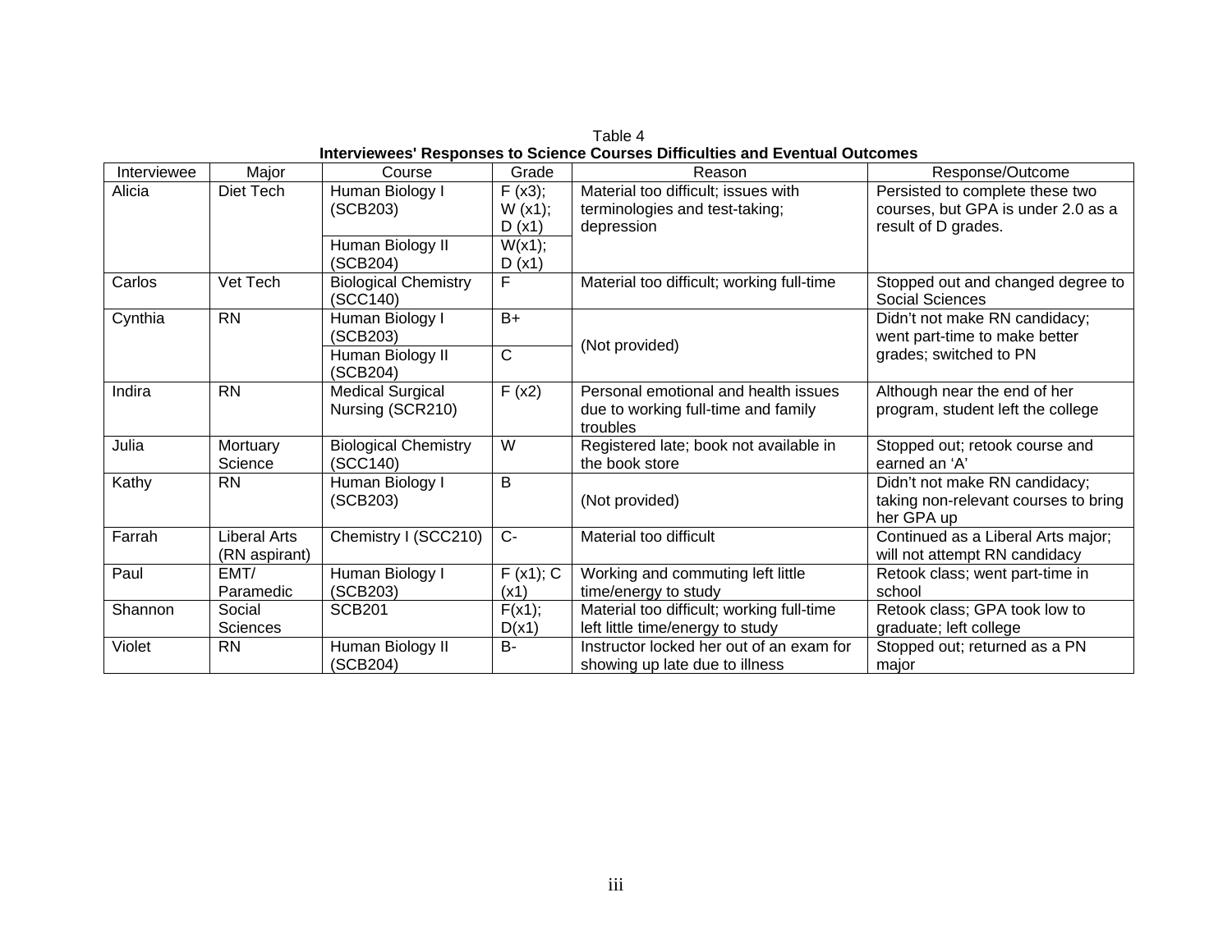Table 4

**Interviewees' Responses to Science Courses Difficulties and Eventual Outcomes**

| Interviewee | Major | Course | Grade | Reason | Response/Outcome |
|---|---|---|---|---|---|
| Alicia | Diet Tech | Human Biology I (SCB203) | F (x3); W (x1); D (x1) | Material too difficult; issues with terminologies and test-taking; depression | Persisted to complete these two courses, but GPA is under 2.0 as a result of D grades. |
| | | Human Biology II (SCB204) | W(x1); D (x1) | | |
| Carlos | Vet Tech | Biological Chemistry (SCC140) | F | Material too difficult; working full-time | Stopped out and changed degree to Social Sciences |
| Cynthia | RN | Human Biology I (SCB203) | B+ | (Not provided) | Didn't not make RN candidacy; went part-time to make better grades; switched to PN |
| | | Human Biology II (SCB204) | C | | |
| Indira | RN | Medical Surgical Nursing (SCR210) | F (x2) | Personal emotional and health issues due to working full-time and family troubles | Although near the end of her program, student left the college |
| Julia | Mortuary Science | Biological Chemistry (SCC140) | W | Registered late; book not available in the book store | Stopped out; retook course and earned an 'A' |
| Kathy | RN | Human Biology I (SCB203) | B | (Not provided) | Didn't not make RN candidacy; taking non-relevant courses to bring her GPA up |
| Farrah | Liberal Arts (RN aspirant) | Chemistry I (SCC210) | C- | Material too difficult | Continued as a Liberal Arts major; will not attempt RN candidacy |
| Paul | EMT/ Paramedic | Human Biology I (SCB203) | F (x1); C (x1) | Working and commuting left little time/energy to study | Retook class; went part-time in school |
| Shannon | Social Sciences | SCB201 | F(x1); D(x1) | Material too difficult; working full-time left little time/energy to study | Retook class; GPA took low to graduate; left college |
| Violet | RN | Human Biology II (SCB204) | B- | Instructor locked her out of an exam for showing up late due to illness | Stopped out; returned as a PN major |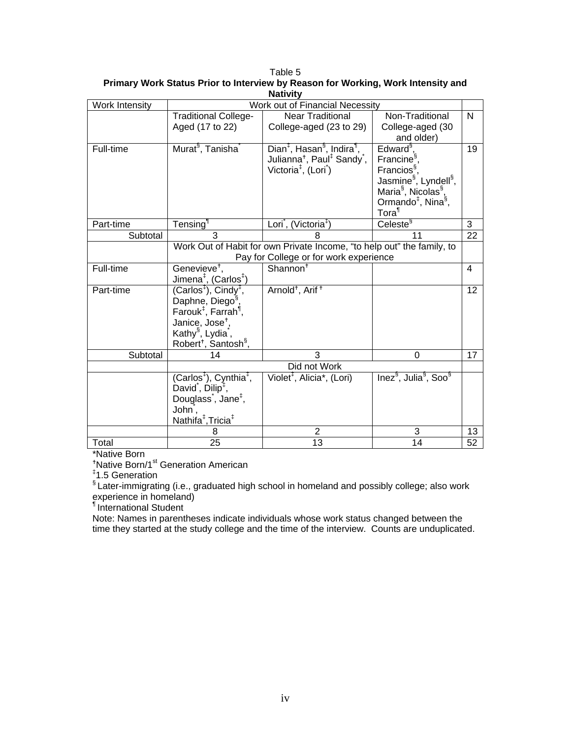Table 5

**Primary Work Status Prior to Interview by Reason for Working, Work Intensity and Nativity**

| Work Intensity | Work out of Financial Necessity | | | |
|---|---|---|---|---|
| | Traditional College-Aged (17 to 22) | Near Traditional College-aged (23 to 29) | Non-Traditional College-aged (30 and older) | N |
| Full-time | Murat§, Tanisha* | Dian‡, Hasan§, Indira¶, Julianna†, Paul‡ Sandy*, Victoria‡, (Lori*) | Edward§, Francine§, Francios§, Jasmine§, Lyndell§, Maria§, Nicolas§, Ormando‡, Nina§, Tora¶ | 19 |
| Part-time | Tensing¶ | Lori*, (Victoria‡) | Celeste§ | 3 |
| Subtotal | 3 | 8 | 11 | 22 |
| | Work Out of Habit for own Private Income, "to help out" the family, to Pay for College or for work experience | | | |
| Full-time | Genevieve†, Jimena‡, (Carlos‡) | Shannon† | | 4 |
| Part-time | (Carlos‡), Cindy†, Daphne, Diego§, Farouk‡, Farrah¶, Janice, Jose†, Kathy§, Lydia*, Robert†, Santosh§, | Arnold†, Arif † | | 12 |
| Subtotal | 14 | 3 | 0 | 17 |
| | Did not Work | | | |
| | (Carlos‡), Cynthia‡, David*, Dilip‡, Douglass*, Jane‡, John*, Nathifa‡,Tricia‡ | Violet‡, Alicia*, (Lori) | Inez§, Julia§, Soo§ | |
| | 8 | 2 | 3 | 13 |
| Total | 25 | 13 | 14 | 52 |

*Native Born

†Native Born/1st Generation American

‡1.5 Generation

§ Later-immigrating (i.e., graduated high school in homeland and possibly college; also work experience in homeland)

¶ International Student

Note: Names in parentheses indicate individuals whose work status changed between the time they started at the study college and the time of the interview. Counts are unduplicated.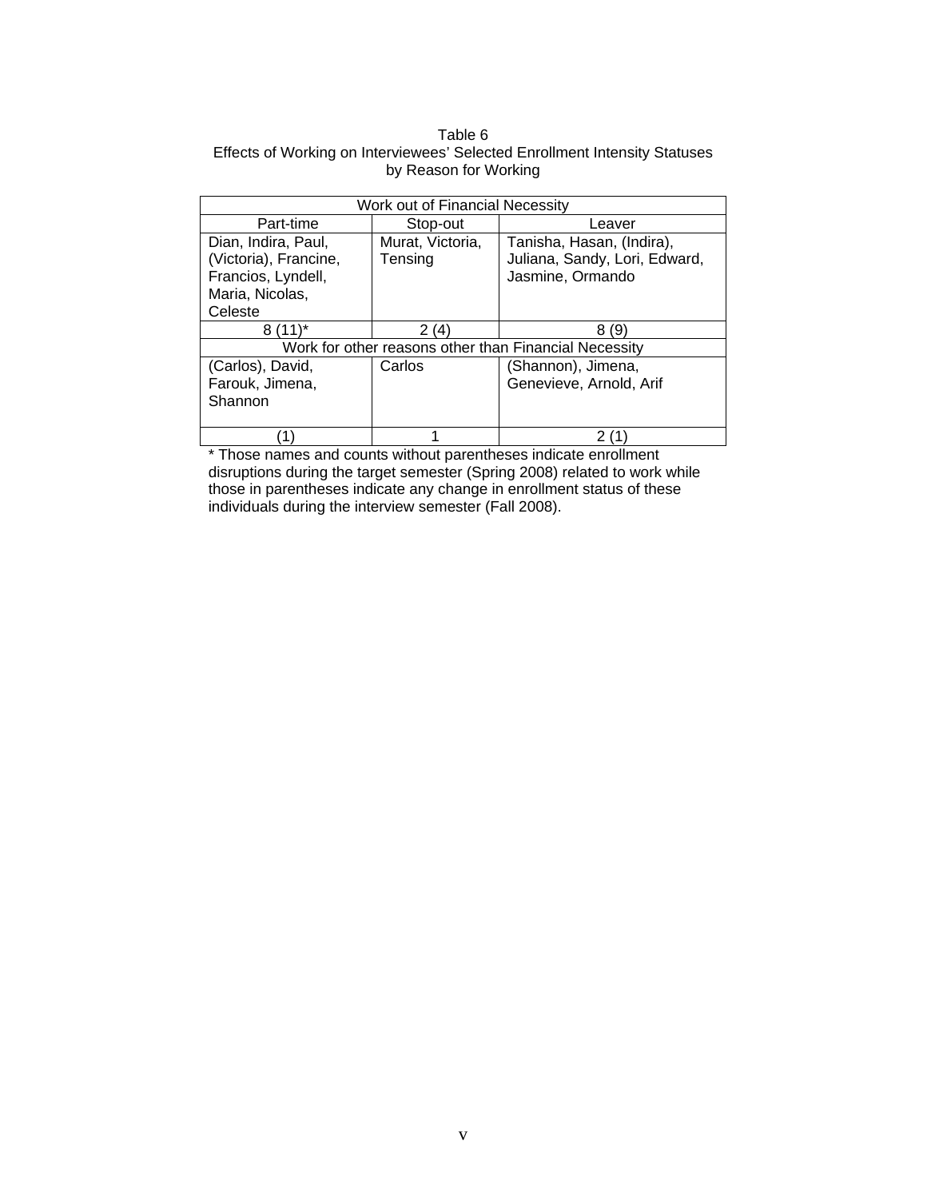Table 6
Effects of Working on Interviewees' Selected Enrollment Intensity Statuses by Reason for Working

| Work out of Financial Necessity | | |
|---|---|---|
| Part-time | Stop-out | Leaver |
| Dian, Indira, Paul, (Victoria), Francine, Francios, Lyndell, Maria, Nicolas, Celeste | Murat, Victoria, Tensing | Tanisha, Hasan, (Indira), Juliana, Sandy, Lori, Edward, Jasmine, Ormando |
| 8 (11)* | 2 (4) | 8 (9) |
| Work for other reasons other than Financial Necessity | | |
| (Carlos), David, Farouk, Jimena, Shannon | Carlos | (Shannon), Jimena, Genevieve, Arnold, Arif |
| (1) | 1 | 2 (1) |

* Those names and counts without parentheses indicate enrollment disruptions during the target semester (Spring 2008) related to work while those in parentheses indicate any change in enrollment status of these individuals during the interview semester (Fall 2008).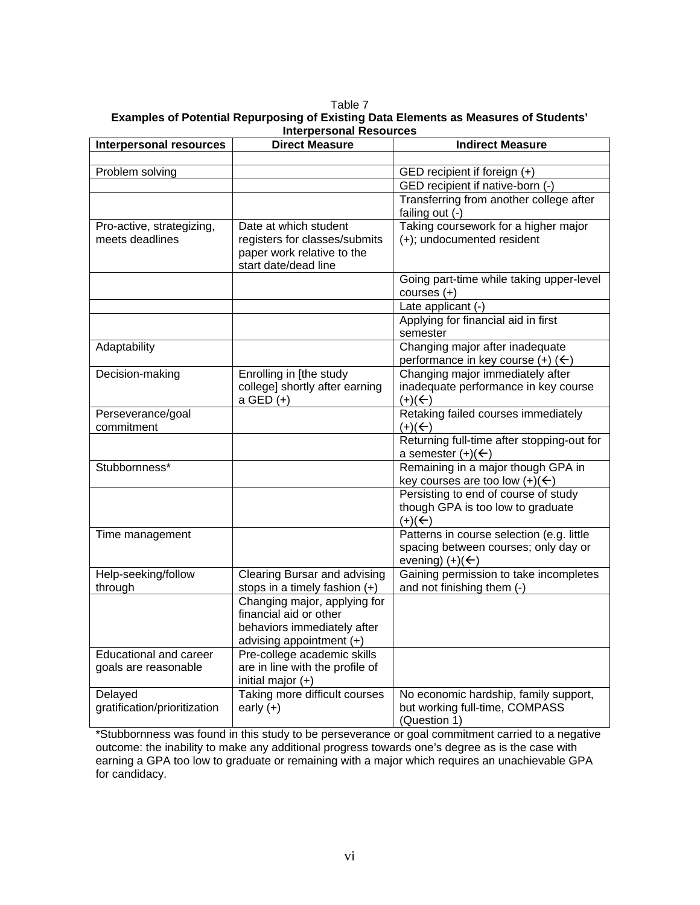Table 7

**Examples of Potential Repurposing of Existing Data Elements as Measures of Students' Interpersonal Resources**

| Interpersonal resources | Direct Measure | Indirect Measure |
|---|---|---|
| | | |
| Problem solving | | GED recipient if foreign (+) |
| | | GED recipient if native-born (-) |
| | | Transferring from another college after failing out (-) |
| Pro-active, strategizing, meets deadlines | Date at which student registers for classes/submits paper work relative to the start date/dead line | Taking coursework for a higher major (+); undocumented resident |
| | | Going part-time while taking upper-level courses (+) |
| | | Late applicant (-) |
| | | Applying for financial aid in first semester |
| Adaptability | | Changing major after inadequate performance in key course (+) (←) |
| Decision-making | Enrolling in [the study college] shortly after earning a GED (+) | Changing major immediately after inadequate performance in key course (+)(←) |
| Perseverance/goal commitment | | Retaking failed courses immediately (+)(←) |
| | | Returning full-time after stopping-out for a semester (+)(←) |
| Stubbornness* | | Remaining in a major though GPA in key courses are too low (+)(←) |
| | | Persisting to end of course of study though GPA is too low to graduate (+)(←) |
| Time management | | Patterns in course selection (e.g. little spacing between courses; only day or evening) (+)(←) |
| Help-seeking/follow through | Clearing Bursar and advising stops in a timely fashion (+) | Gaining permission to take incompletes and not finishing them (-) |
| | Changing major, applying for financial aid or other behaviors immediately after advising appointment (+) | |
| Educational and career goals are reasonable | Pre-college academic skills are in line with the profile of initial major (+) | |
| Delayed gratification/prioritization | Taking more difficult courses early (+) | No economic hardship, family support, but working full-time, COMPASS (Question 1) |

*Stubbornness was found in this study to be perseverance or goal commitment carried to a negative outcome: the inability to make any additional progress towards one's degree as is the case with earning a GPA too low to graduate or remaining with a major which requires an unachievable GPA for candidacy.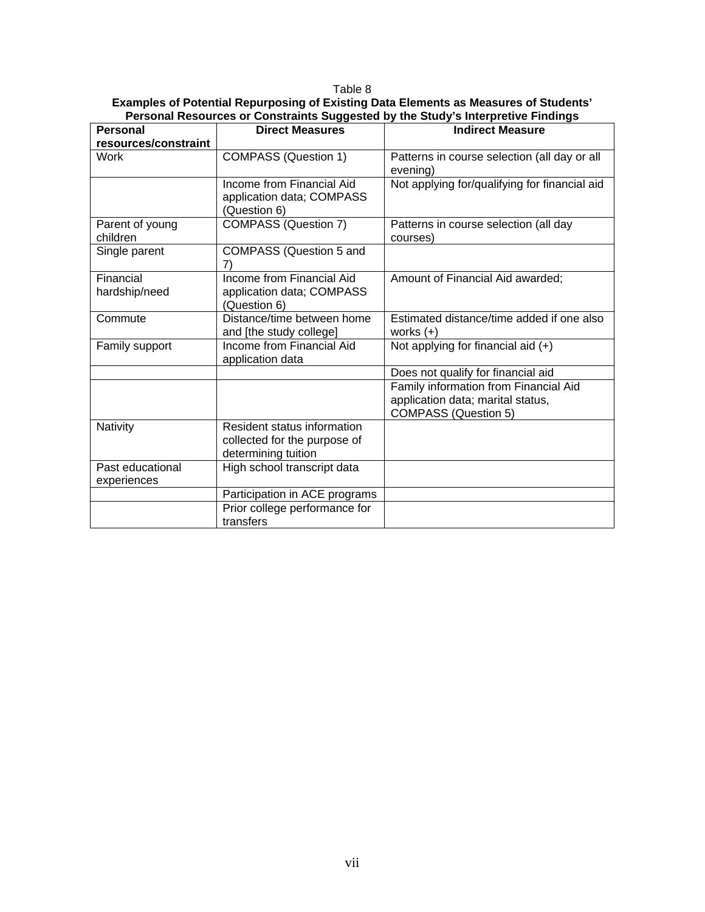Table 8

**Examples of Potential Repurposing of Existing Data Elements as Measures of Students' Personal Resources or Constraints Suggested by the Study's Interpretive Findings**

| Personal resources/constraint | Direct Measures | Indirect Measure |
|---|---|---|
| Work | COMPASS (Question 1) | Patterns in course selection (all day or all evening) |
| | Income from Financial Aid application data; COMPASS (Question 6) | Not applying for/qualifying for financial aid |
| Parent of young children | COMPASS (Question 7) | Patterns in course selection (all day courses) |
| Single parent | COMPASS (Question 5 and 7) | |
| Financial hardship/need | Income from Financial Aid application data; COMPASS (Question 6) | Amount of Financial Aid awarded; |
| Commute | Distance/time between home and [the study college] | Estimated distance/time added if one also works (+) |
| Family support | Income from Financial Aid application data | Not applying for financial aid (+) |
| | | Does not qualify for financial aid |
| | | Family information from Financial Aid application data; marital status, COMPASS (Question 5) |
| Nativity | Resident status information collected for the purpose of determining tuition | |
| Past educational experiences | High school transcript data | |
| | Participation in ACE programs | |
| | Prior college performance for transfers | |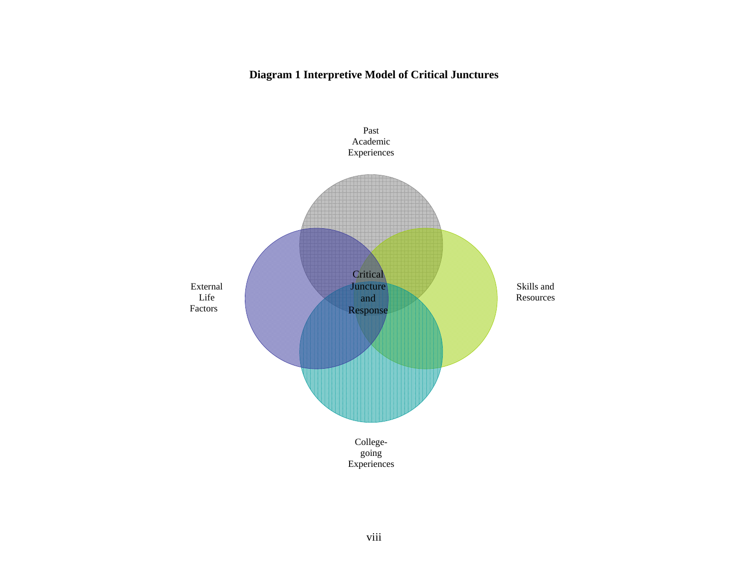**Diagram 1 Interpretive Model of Critical Junctures**

Past Academic Experiences

External Life Factors

Critical Juncture and Response

Skills and Resources

College-going Experiences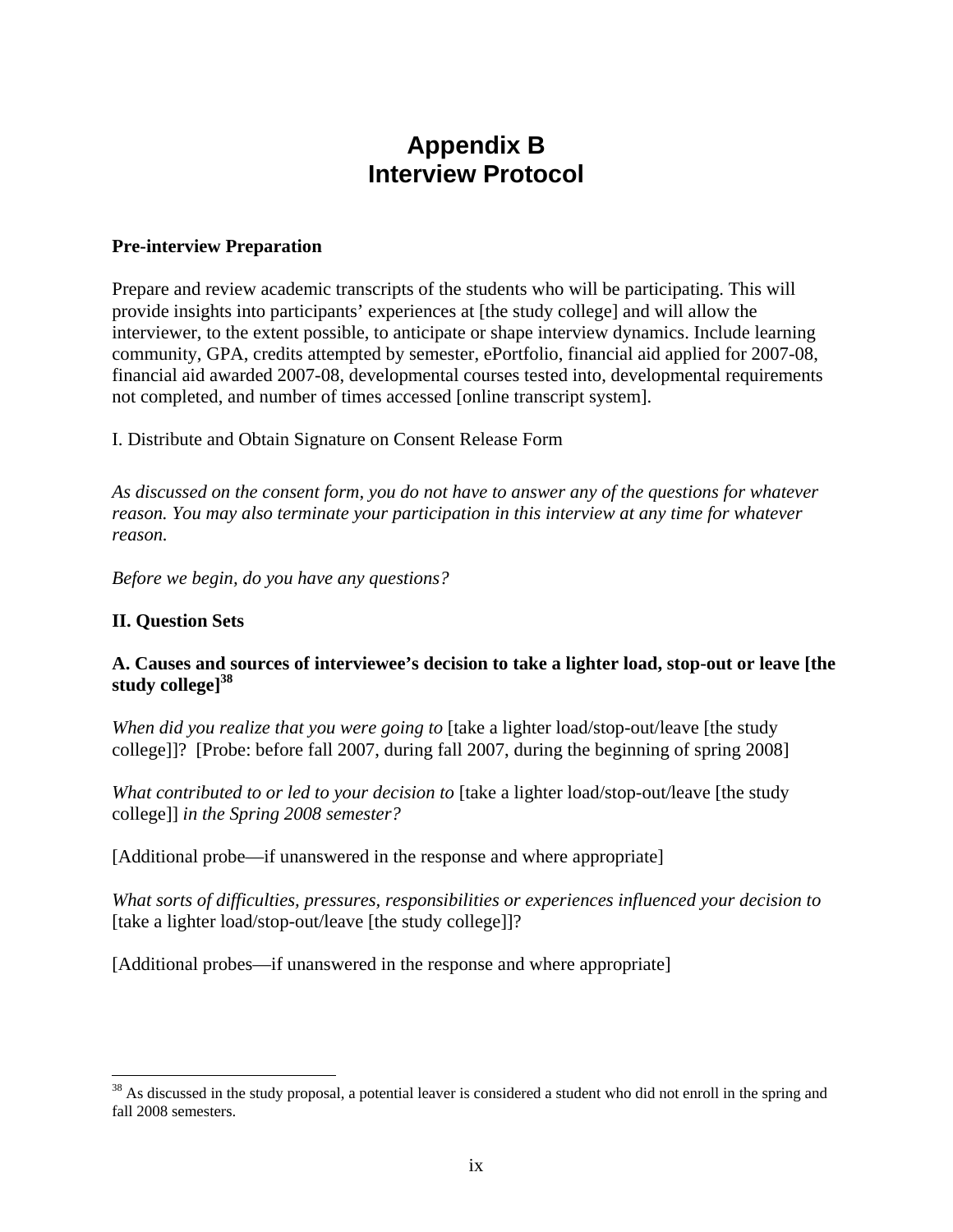# Appendix B
# Interview Protocol

**Pre-interview Preparation**

Prepare and review academic transcripts of the students who will be participating. This will provide insights into participants' experiences at [the study college] and will allow the interviewer, to the extent possible, to anticipate or shape interview dynamics. Include learning community, GPA, credits attempted by semester, ePortfolio, financial aid applied for 2007-08, financial aid awarded 2007-08, developmental courses tested into, developmental requirements not completed, and number of times accessed [online transcript system].

I. Distribute and Obtain Signature on Consent Release Form

*As discussed on the consent form, you do not have to answer any of the questions for whatever reason. You may also terminate your participation in this interview at any time for whatever reason.*

*Before we begin, do you have any questions?*

**II. Question Sets**

**A. Causes and sources of interviewee's decision to take a lighter load, stop-out or leave [the study college][38]**

*When did you realize that you were going to* [take a lighter load/stop-out/leave [the study college]]? [Probe: before fall 2007, during fall 2007, during the beginning of spring 2008]

*What contributed to or led to your decision to* [take a lighter load/stop-out/leave [the study college]] *in the Spring 2008 semester?*

[Additional probe—if unanswered in the response and where appropriate]

*What sorts of difficulties, pressures, responsibilities or experiences influenced your decision to* [take a lighter load/stop-out/leave [the study college]]?

[Additional probes—if unanswered in the response and where appropriate]

---

[38] As discussed in the study proposal, a potential leaver is considered a student who did not enroll in the spring and fall 2008 semesters.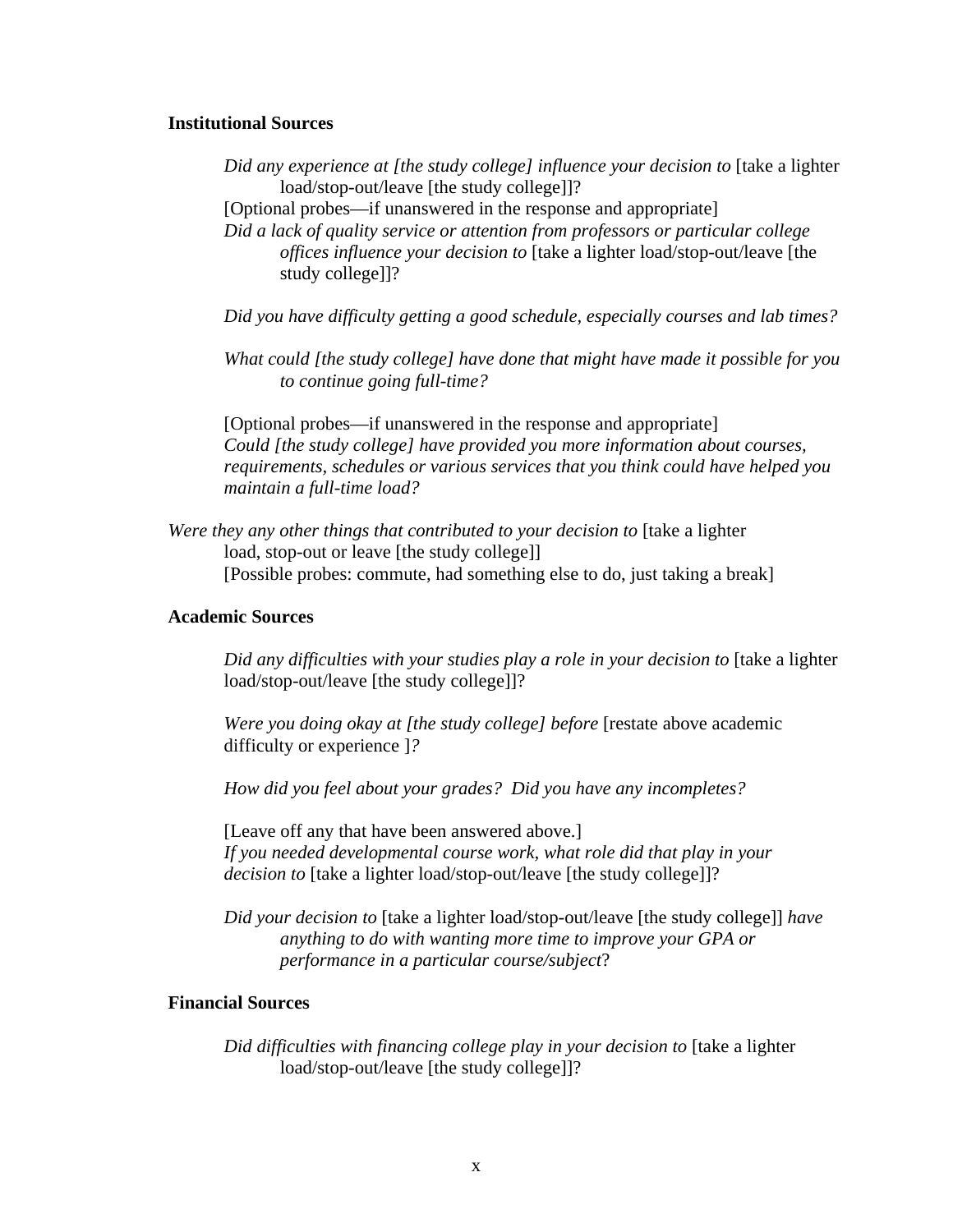**Institutional Sources**

*Did any experience at [the study college] influence your decision to* [take a lighter load/stop-out/leave [the study college]]?

[Optional probes—if unanswered in the response and appropriate]

*Did a lack of quality service or attention from professors or particular college offices influence your decision to* [take a lighter load/stop-out/leave [the study college]]?

*Did you have difficulty getting a good schedule, especially courses and lab times?*

*What could [the study college] have done that might have made it possible for you to continue going full-time?*

[Optional probes—if unanswered in the response and appropriate]

*Could [the study college] have provided you more information about courses, requirements, schedules or various services that you think could have helped you maintain a full-time load?*

*Were they any other things that contributed to your decision to* [take a lighter load, stop-out or leave [the study college]]

[Possible probes: commute, had something else to do, just taking a break]

**Academic Sources**

*Did any difficulties with your studies play a role in your decision to* [take a lighter load/stop-out/leave [the study college]]?

*Were you doing okay at [the study college] before* [restate above academic difficulty or experience ]*?*

*How did you feel about your grades? Did you have any incompletes?*

[Leave off any that have been answered above.]

*If you needed developmental course work, what role did that play in your decision to* [take a lighter load/stop-out/leave [the study college]]?

*Did your decision to* [take a lighter load/stop-out/leave [the study college]] *have anything to do with wanting more time to improve your GPA or performance in a particular course/subject*?

**Financial Sources**

*Did difficulties with financing college play in your decision to* [take a lighter load/stop-out/leave [the study college]]?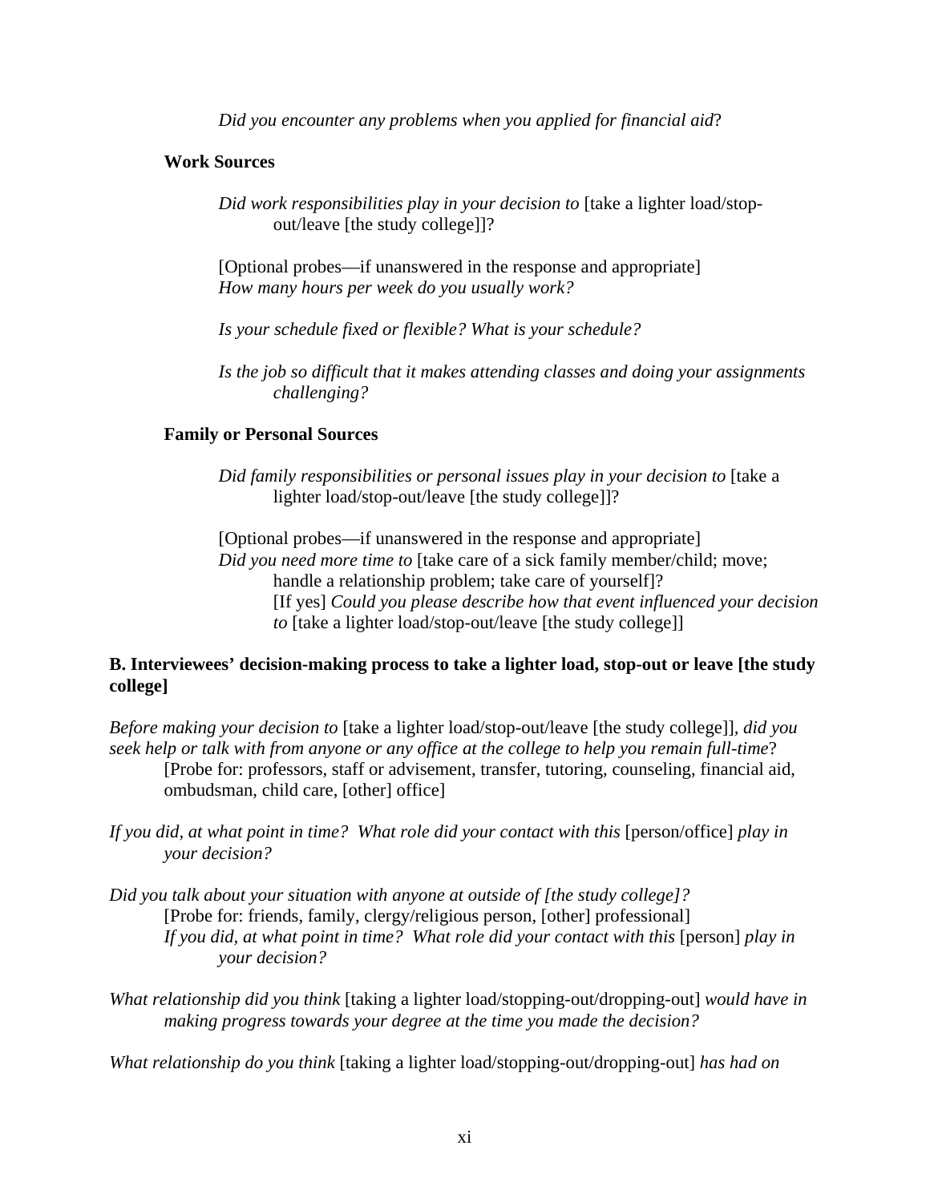*Did you encounter any problems when you applied for financial aid*?

**Work Sources**

*Did work responsibilities play in your decision to* [take a lighter load/stop-out/leave [the study college]]?

[Optional probes—if unanswered in the response and appropriate]
*How many hours per week do you usually work?*

*Is your schedule fixed or flexible? What is your schedule?*

*Is the job so difficult that it makes attending classes and doing your assignments challenging?*

**Family or Personal Sources**

*Did family responsibilities or personal issues play in your decision to* [take a lighter load/stop-out/leave [the study college]]?

[Optional probes—if unanswered in the response and appropriate]
*Did you need more time to* [take care of a sick family member/child; move; handle a relationship problem; take care of yourself]?
[If yes] *Could you please describe how that event influenced your decision to* [take a lighter load/stop-out/leave [the study college]]

**B. Interviewees' decision-making process to take a lighter load, stop-out or leave [the study college]**

*Before making your decision to* [take a lighter load/stop-out/leave [the study college]], *did you seek help or talk with from anyone or any office at the college to help you remain full-time*?
[Probe for: professors, staff or advisement, transfer, tutoring, counseling, financial aid, ombudsman, child care, [other] office]

*If you did, at what point in time? What role did your contact with this* [person/office] *play in your decision?*

*Did you talk about your situation with anyone at outside of [the study college]?*
[Probe for: friends, family, clergy/religious person, [other] professional]
*If you did, at what point in time? What role did your contact with this* [person] *play in your decision?*

*What relationship did you think* [taking a lighter load/stopping-out/dropping-out] *would have in making progress towards your degree at the time you made the decision?*

*What relationship do you think* [taking a lighter load/stopping-out/dropping-out] *has had on*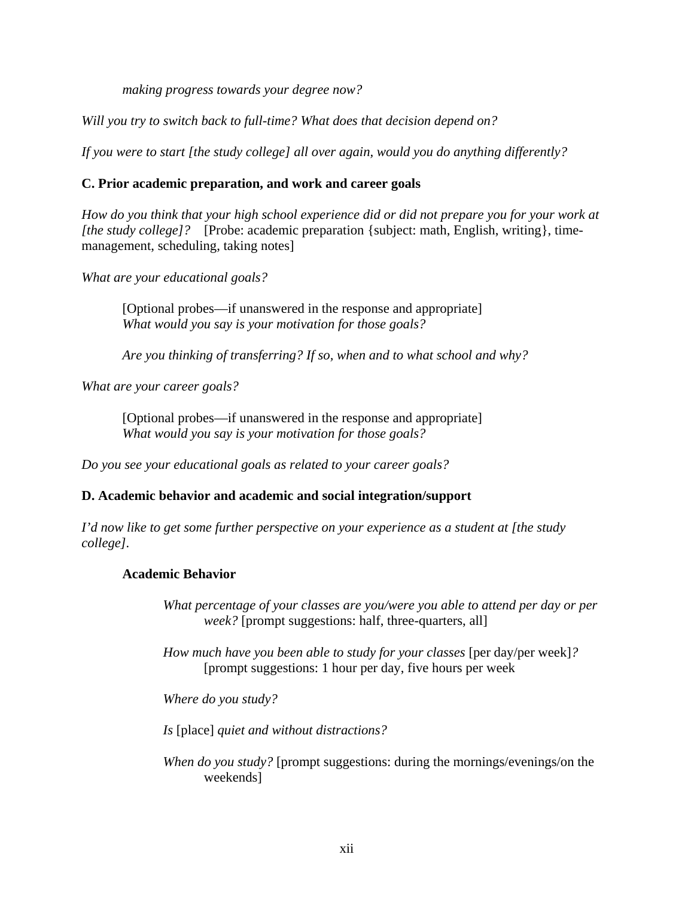*making progress towards your degree now?*

*Will you try to switch back to full-time? What does that decision depend on?*

*If you were to start [the study college] all over again, would you do anything differently?*

**C. Prior academic preparation, and work and career goals**

*How do you think that your high school experience did or did not prepare you for your work at [the study college]?* [Probe: academic preparation {subject: math, English, writing}, time-management, scheduling, taking notes]

*What are your educational goals?*

> [Optional probes—if unanswered in the response and appropriate]
> *What would you say is your motivation for those goals?*
>
> *Are you thinking of transferring? If so, when and to what school and why?*

*What are your career goals?*

> [Optional probes—if unanswered in the response and appropriate]
> *What would you say is your motivation for those goals?*

*Do you see your educational goals as related to your career goals?*

**D. Academic behavior and academic and social integration/support**

*I'd now like to get some further perspective on your experience as a student at [the study college].*

**Academic Behavior**

*What percentage of your classes are you/were you able to attend per day or per week?* [prompt suggestions: half, three-quarters, all]

*How much have you been able to study for your classes* [per day/per week]*?* [prompt suggestions: 1 hour per day, five hours per week

*Where do you study?*

*Is* [place] *quiet and without distractions?*

*When do you study?* [prompt suggestions: during the mornings/evenings/on the weekends]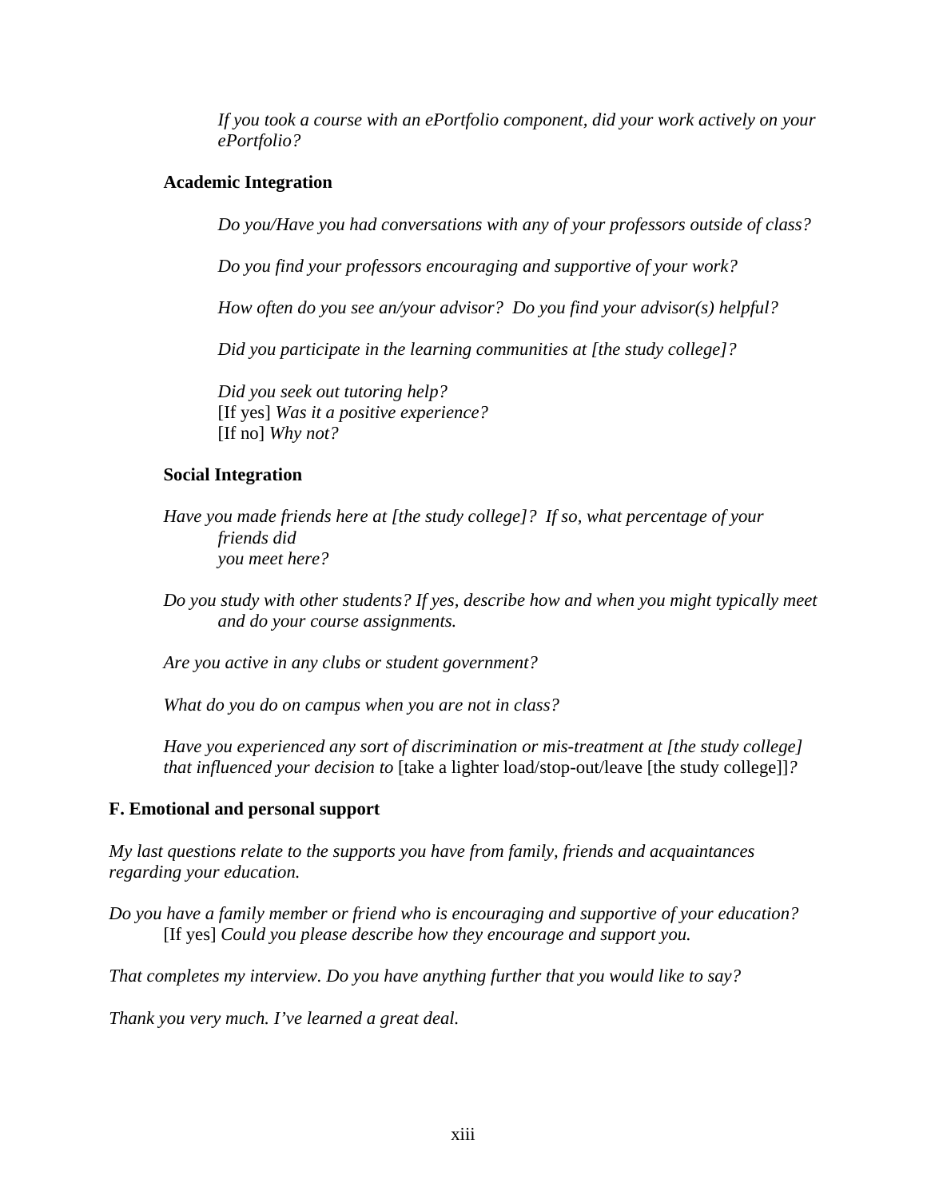*If you took a course with an ePortfolio component, did your work actively on your ePortfolio?*

**Academic Integration**

*Do you/Have you had conversations with any of your professors outside of class?*

*Do you find your professors encouraging and supportive of your work?*

*How often do you see an/your advisor? Do you find your advisor(s) helpful?*

*Did you participate in the learning communities at [the study college]?*

*Did you seek out tutoring help?*
[If yes] *Was it a positive experience?*
[If no] *Why not?*

**Social Integration**

*Have you made friends here at [the study college]? If so, what percentage of your friends did you meet here?*

*Do you study with other students? If yes, describe how and when you might typically meet and do your course assignments.*

*Are you active in any clubs or student government?*

*What do you do on campus when you are not in class?*

*Have you experienced any sort of discrimination or mis-treatment at [the study college] that influenced your decision to* [take a lighter load/stop-out/leave [the study college]]*?*

**F. Emotional and personal support**

*My last questions relate to the supports you have from family, friends and acquaintances regarding your education.*

*Do you have a family member or friend who is encouraging and supportive of your education?*
[If yes] *Could you please describe how they encourage and support you.*

*That completes my interview. Do you have anything further that you would like to say?*

*Thank you very much. I've learned a great deal.*